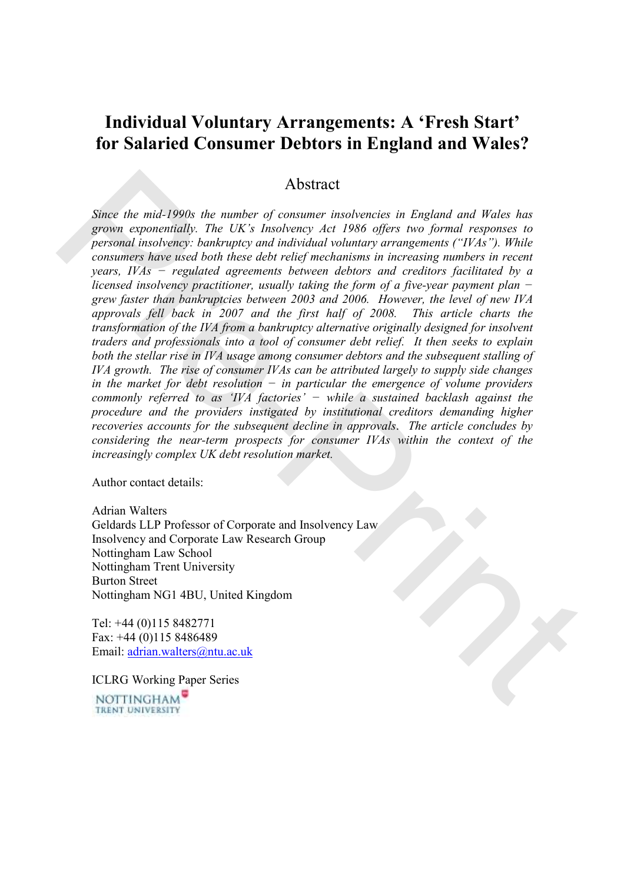# Individual Voluntary Arrangements: A 'Fresh Start' for Salaried Consumer Debtors in England and Wales?

## Abstract

*Since the mid-1990s the number of consumer insolvencies in England and Wales has grown exponentially. The UK's Insolvency Act 1986 offers two formal responses to personal insolvency: bankruptcy and individual voluntary arrangements ("IVAs"). While consumers have used both these debt relief mechanisms in increasing numbers in recent years, IVAs − regulated agreements between debtors and creditors facilitated by a licensed insolvency practitioner, usually taking the form of a five-year payment plan − grew faster than bankruptcies between 2003 and 2006. However, the level of new IVA approvals fell back in 2007 and the first half of 2008. This article charts the transformation of the IVA from a bankruptcy alternative originally designed for insolvent traders and professionals into a tool of consumer debt relief. It then seeks to explain both the stellar rise in IVA usage among consumer debtors and the subsequent stalling of IVA growth. The rise of consumer IVAs can be attributed largely to supply side changes in the market for debt resolution − in particular the emergence of volume providers commonly referred to as 'IVA factories' − while a sustained backlash against the procedure and the providers instigated by institutional creditors demanding higher recoveries accounts for the subsequent decline in approvals. The article concludes by considering the near-term prospects for consumer IVAs within the context of the increasingly complex UK debt resolution market.*

Author contact details:

Adrian Walters
Geldards LLP Professor of Corporate and Insolvency Law
Insolvency and Corporate Law Research Group
Nottingham Law School
Nottingham Trent University
Burton Street
Nottingham NG1 4BU, United Kingdom

Tel: +44 (0)115 8482771
Fax: +44 (0)115 8486489
Email: adrian.walters@ntu.ac.uk

ICLRG Working Paper Series

NOTTINGHAM TRENT UNIVERSITY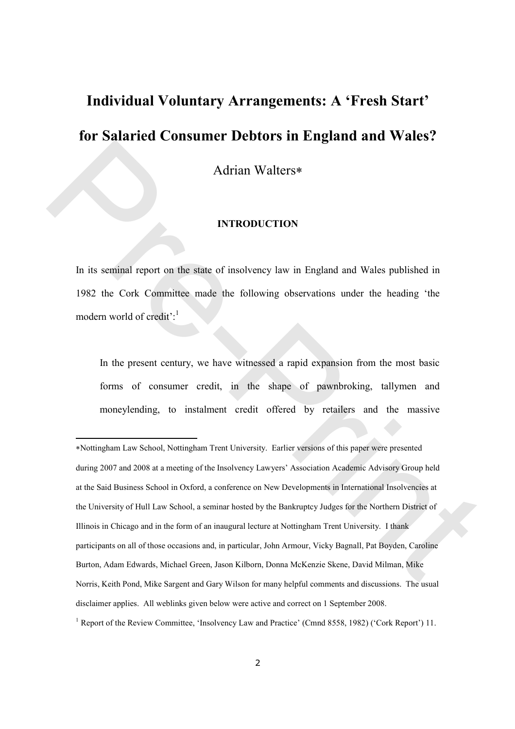# Individual Voluntary Arrangements: A 'Fresh Start' for Salaried Consumer Debtors in England and Wales?

Adrian Walters*

## INTRODUCTION

In its seminal report on the state of insolvency law in England and Wales published in 1982 the Cork Committee made the following observations under the heading 'the modern world of credit':[1]

> In the present century, we have witnessed a rapid expansion from the most basic forms of consumer credit, in the shape of pawnbroking, tallymen and moneylending, to instalment credit offered by retailers and the massive

---

*Nottingham Law School, Nottingham Trent University. Earlier versions of this paper were presented during 2007 and 2008 at a meeting of the Insolvency Lawyers' Association Academic Advisory Group held at the Said Business School in Oxford, a conference on New Developments in International Insolvencies at the University of Hull Law School, a seminar hosted by the Bankruptcy Judges for the Northern District of Illinois in Chicago and in the form of an inaugural lecture at Nottingham Trent University. I thank participants on all of those occasions and, in particular, John Armour, Vicky Bagnall, Pat Boyden, Caroline Burton, Adam Edwards, Michael Green, Jason Kilborn, Donna McKenzie Skene, David Milman, Mike Norris, Keith Pond, Mike Sargent and Gary Wilson for many helpful comments and discussions. The usual disclaimer applies. All weblinks given below were active and correct on 1 September 2008.

[1] Report of the Review Committee, 'Insolvency Law and Practice' (Cmnd 8558, 1982) ('Cork Report') 11.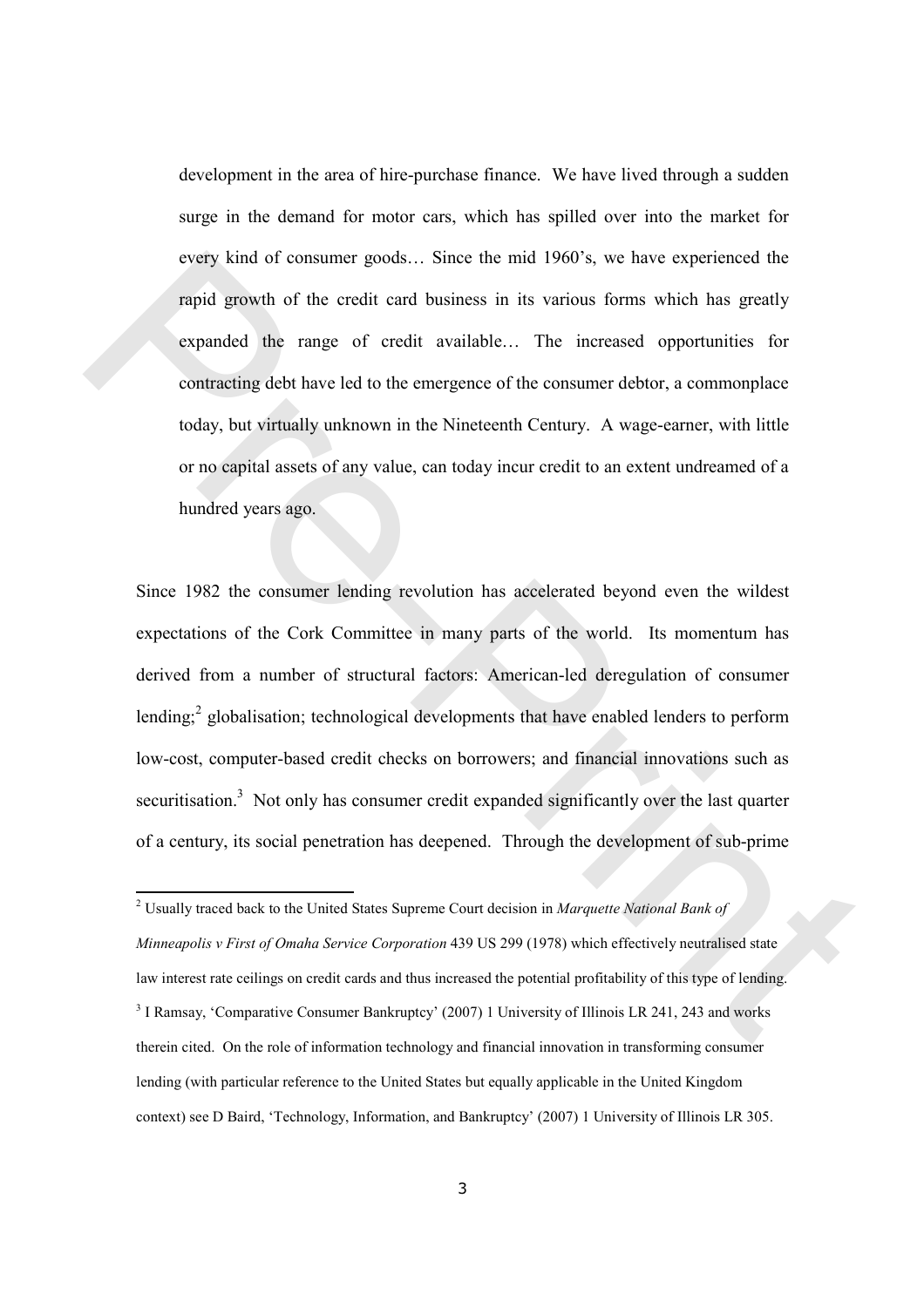> development in the area of hire-purchase finance. We have lived through a sudden surge in the demand for motor cars, which has spilled over into the market for every kind of consumer goods… Since the mid 1960's, we have experienced the rapid growth of the credit card business in its various forms which has greatly expanded the range of credit available… The increased opportunities for contracting debt have led to the emergence of the consumer debtor, a commonplace today, but virtually unknown in the Nineteenth Century. A wage-earner, with little or no capital assets of any value, can today incur credit to an extent undreamed of a hundred years ago.

Since 1982 the consumer lending revolution has accelerated beyond even the wildest expectations of the Cork Committee in many parts of the world. Its momentum has derived from a number of structural factors: American-led deregulation of consumer lending;[2] globalisation; technological developments that have enabled lenders to perform low-cost, computer-based credit checks on borrowers; and financial innovations such as securitisation.[3] Not only has consumer credit expanded significantly over the last quarter of a century, its social penetration has deepened. Through the development of sub-prime

---

[2] Usually traced back to the United States Supreme Court decision in *Marquette National Bank of Minneapolis v First of Omaha Service Corporation* 439 US 299 (1978) which effectively neutralised state law interest rate ceilings on credit cards and thus increased the potential profitability of this type of lending.

[3] I Ramsay, 'Comparative Consumer Bankruptcy' (2007) 1 University of Illinois LR 241, 243 and works therein cited. On the role of information technology and financial innovation in transforming consumer lending (with particular reference to the United States but equally applicable in the United Kingdom context) see D Baird, 'Technology, Information, and Bankruptcy' (2007) 1 University of Illinois LR 305.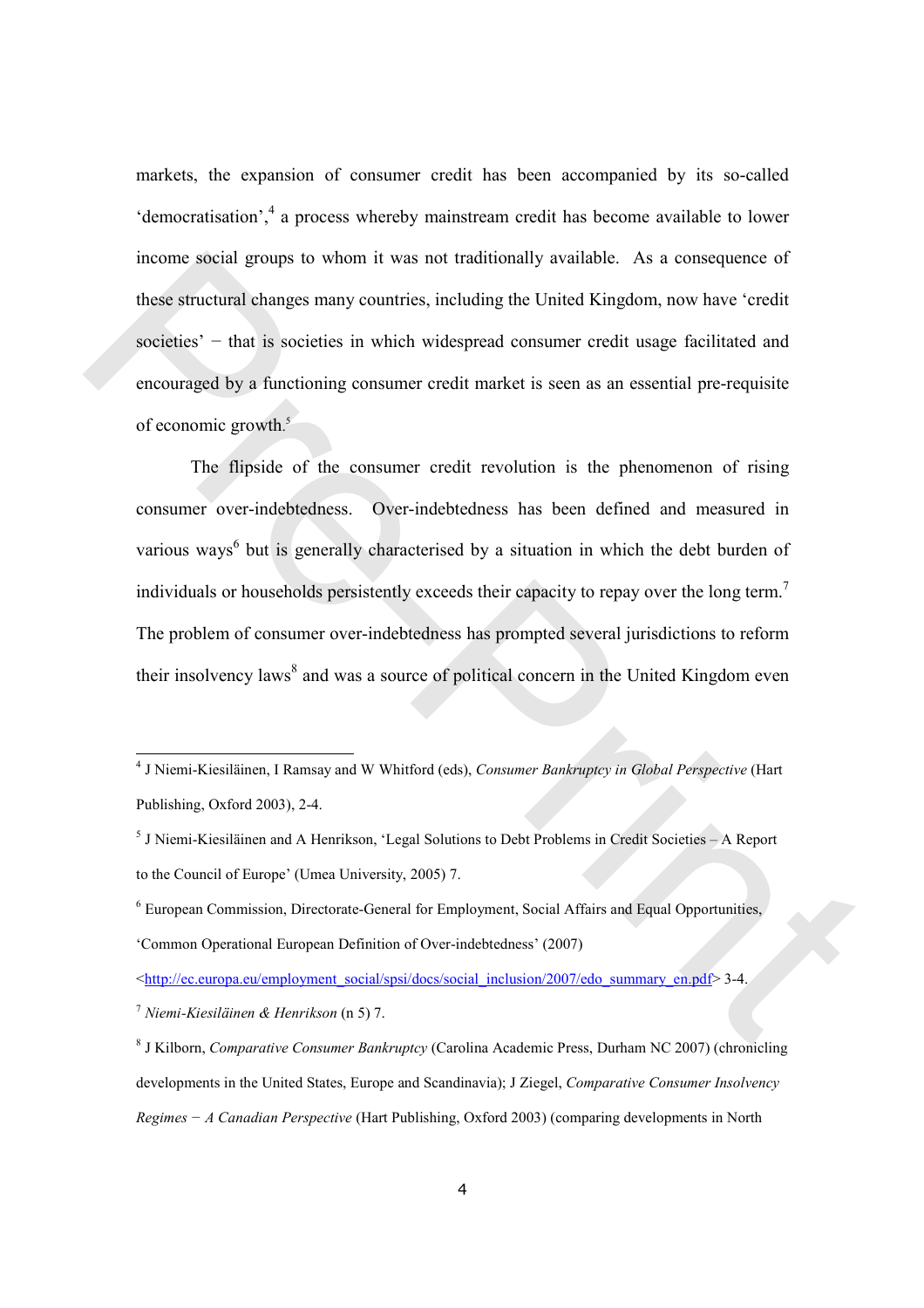markets, the expansion of consumer credit has been accompanied by its so-called 'democratisation',[4] a process whereby mainstream credit has become available to lower income social groups to whom it was not traditionally available. As a consequence of these structural changes many countries, including the United Kingdom, now have 'credit societies' − that is societies in which widespread consumer credit usage facilitated and encouraged by a functioning consumer credit market is seen as an essential pre-requisite of economic growth.[5]

The flipside of the consumer credit revolution is the phenomenon of rising consumer over-indebtedness. Over-indebtedness has been defined and measured in various ways[6] but is generally characterised by a situation in which the debt burden of individuals or households persistently exceeds their capacity to repay over the long term.[7] The problem of consumer over-indebtedness has prompted several jurisdictions to reform their insolvency laws[8] and was a source of political concern in the United Kingdom even

---

[4] J Niemi-Kiesiläinen, I Ramsay and W Whitford (eds), *Consumer Bankruptcy in Global Perspective* (Hart Publishing, Oxford 2003), 2-4.

[5] J Niemi-Kiesiläinen and A Henrikson, 'Legal Solutions to Debt Problems in Credit Societies – A Report to the Council of Europe' (Umea University, 2005) 7.

[6] European Commission, Directorate-General for Employment, Social Affairs and Equal Opportunities, 'Common Operational European Definition of Over-indebtedness' (2007) <http://ec.europa.eu/employment_social/spsi/docs/social_inclusion/2007/edo_summary_en.pdf> 3-4.

[7] *Niemi-Kiesiläinen & Henrikson* (n 5) 7.

[8] J Kilborn, *Comparative Consumer Bankruptcy* (Carolina Academic Press, Durham NC 2007) (chronicling developments in the United States, Europe and Scandinavia); J Ziegel, *Comparative Consumer Insolvency Regimes − A Canadian Perspective* (Hart Publishing, Oxford 2003) (comparing developments in North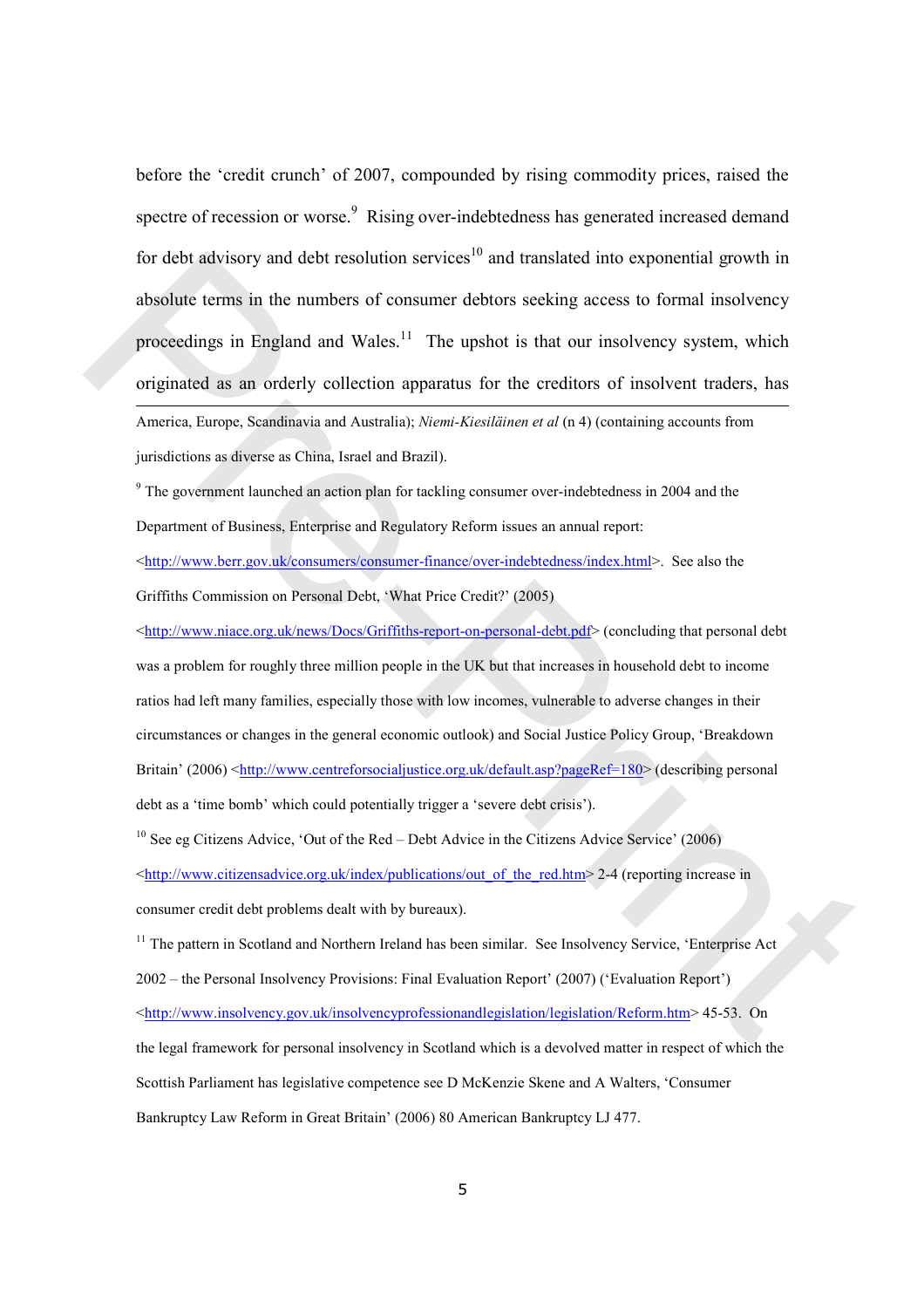before the 'credit crunch' of 2007, compounded by rising commodity prices, raised the spectre of recession or worse.[9] Rising over-indebtedness has generated increased demand for debt advisory and debt resolution services[10] and translated into exponential growth in absolute terms in the numbers of consumer debtors seeking access to formal insolvency proceedings in England and Wales.[11] The upshot is that our insolvency system, which originated as an orderly collection apparatus for the creditors of insolvent traders, has

---

America, Europe, Scandinavia and Australia); *Niemi-Kiesiläinen et al* (n 4) (containing accounts from jurisdictions as diverse as China, Israel and Brazil).

[9] The government launched an action plan for tackling consumer over-indebtedness in 2004 and the Department of Business, Enterprise and Regulatory Reform issues an annual report: <http://www.berr.gov.uk/consumers/consumer-finance/over-indebtedness/index.html>. See also the Griffiths Commission on Personal Debt, 'What Price Credit?' (2005) <http://www.niace.org.uk/news/Docs/Griffiths-report-on-personal-debt.pdf> (concluding that personal debt was a problem for roughly three million people in the UK but that increases in household debt to income ratios had left many families, especially those with low incomes, vulnerable to adverse changes in their circumstances or changes in the general economic outlook) and Social Justice Policy Group, 'Breakdown Britain' (2006) <http://www.centreforsocialjustice.org.uk/default.asp?pageRef=180> (describing personal debt as a 'time bomb' which could potentially trigger a 'severe debt crisis').

[10] See eg Citizens Advice, 'Out of the Red – Debt Advice in the Citizens Advice Service' (2006) <http://www.citizensadvice.org.uk/index/publications/out_of_the_red.htm> 2-4 (reporting increase in consumer credit debt problems dealt with by bureaux).

[11] The pattern in Scotland and Northern Ireland has been similar. See Insolvency Service, 'Enterprise Act 2002 – the Personal Insolvency Provisions: Final Evaluation Report' (2007) ('Evaluation Report') <http://www.insolvency.gov.uk/insolvencyprofessionandlegislation/legislation/Reform.htm> 45-53. On the legal framework for personal insolvency in Scotland which is a devolved matter in respect of which the Scottish Parliament has legislative competence see D McKenzie Skene and A Walters, 'Consumer Bankruptcy Law Reform in Great Britain' (2006) 80 American Bankruptcy LJ 477.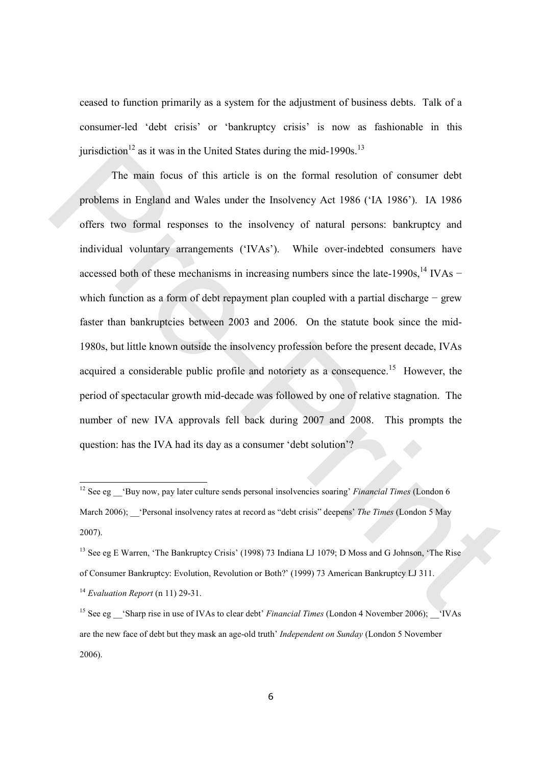ceased to function primarily as a system for the adjustment of business debts. Talk of a consumer-led 'debt crisis' or 'bankruptcy crisis' is now as fashionable in this jurisdiction[12] as it was in the United States during the mid-1990s.[13]

The main focus of this article is on the formal resolution of consumer debt problems in England and Wales under the Insolvency Act 1986 ('IA 1986'). IA 1986 offers two formal responses to the insolvency of natural persons: bankruptcy and individual voluntary arrangements ('IVAs'). While over-indebted consumers have accessed both of these mechanisms in increasing numbers since the late-1990s,[14] IVAs − which function as a form of debt repayment plan coupled with a partial discharge − grew faster than bankruptcies between 2003 and 2006. On the statute book since the mid-1980s, but little known outside the insolvency profession before the present decade, IVAs acquired a considerable public profile and notoriety as a consequence.[15] However, the period of spectacular growth mid-decade was followed by one of relative stagnation. The number of new IVA approvals fell back during 2007 and 2008. This prompts the question: has the IVA had its day as a consumer 'debt solution'?

---

[12] See eg __'Buy now, pay later culture sends personal insolvencies soaring' *Financial Times* (London 6 March 2006); __'Personal insolvency rates at record as "debt crisis" deepens' *The Times* (London 5 May 2007).

[13] See eg E Warren, 'The Bankruptcy Crisis' (1998) 73 Indiana LJ 1079; D Moss and G Johnson, 'The Rise of Consumer Bankruptcy: Evolution, Revolution or Both?' (1999) 73 American Bankruptcy LJ 311.

[14] *Evaluation Report* (n 11) 29-31.

[15] See eg __'Sharp rise in use of IVAs to clear debt' *Financial Times* (London 4 November 2006); __'IVAs are the new face of debt but they mask an age-old truth' *Independent on Sunday* (London 5 November 2006).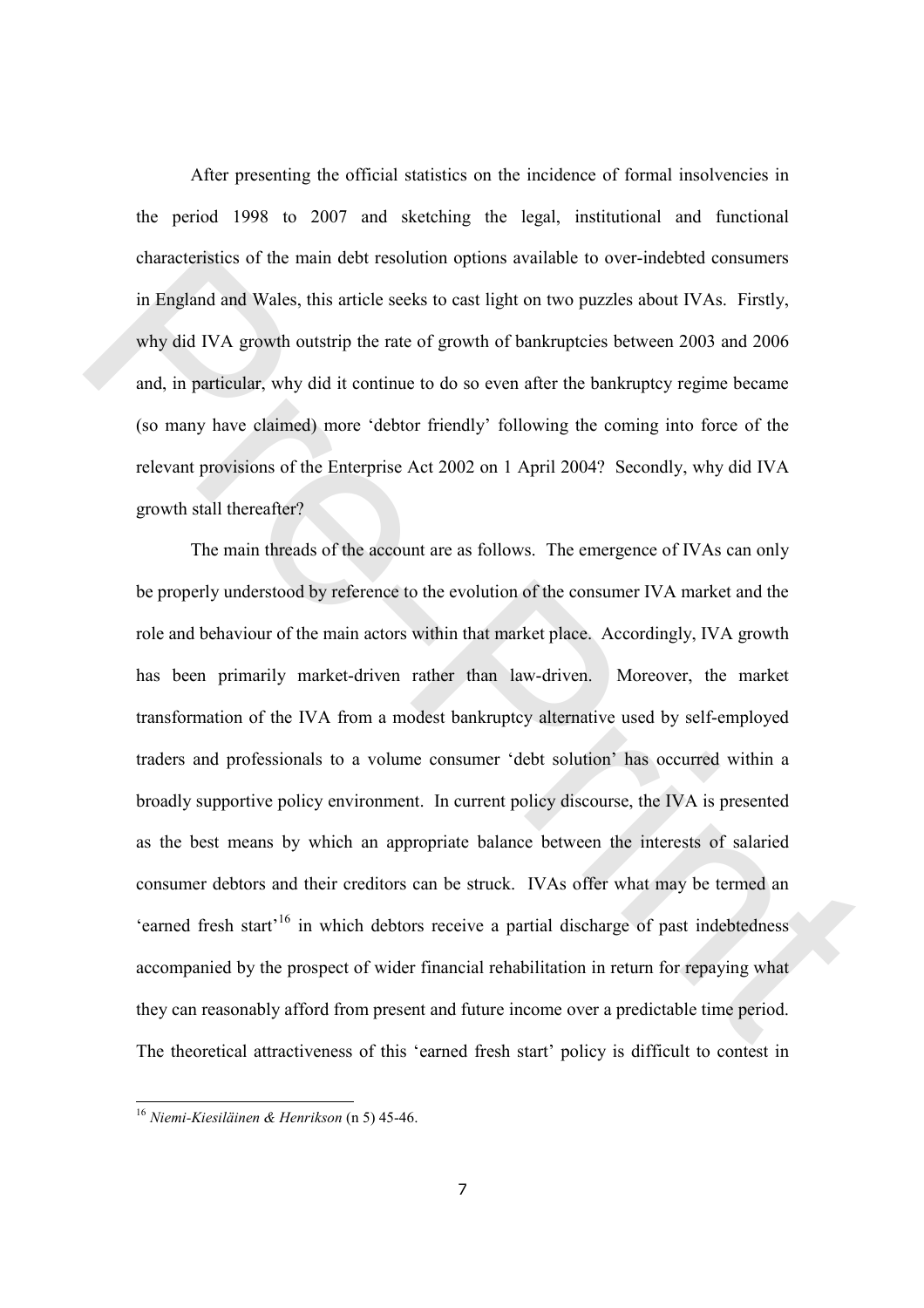After presenting the official statistics on the incidence of formal insolvencies in the period 1998 to 2007 and sketching the legal, institutional and functional characteristics of the main debt resolution options available to over-indebted consumers in England and Wales, this article seeks to cast light on two puzzles about IVAs. Firstly, why did IVA growth outstrip the rate of growth of bankruptcies between 2003 and 2006 and, in particular, why did it continue to do so even after the bankruptcy regime became (so many have claimed) more 'debtor friendly' following the coming into force of the relevant provisions of the Enterprise Act 2002 on 1 April 2004? Secondly, why did IVA growth stall thereafter?

The main threads of the account are as follows. The emergence of IVAs can only be properly understood by reference to the evolution of the consumer IVA market and the role and behaviour of the main actors within that market place. Accordingly, IVA growth has been primarily market-driven rather than law-driven. Moreover, the market transformation of the IVA from a modest bankruptcy alternative used by self-employed traders and professionals to a volume consumer 'debt solution' has occurred within a broadly supportive policy environment. In current policy discourse, the IVA is presented as the best means by which an appropriate balance between the interests of salaried consumer debtors and their creditors can be struck. IVAs offer what may be termed an 'earned fresh start'[16] in which debtors receive a partial discharge of past indebtedness accompanied by the prospect of wider financial rehabilitation in return for repaying what they can reasonably afford from present and future income over a predictable time period. The theoretical attractiveness of this 'earned fresh start' policy is difficult to contest in

[16] *Niemi-Kiesiläinen & Henrikson* (n 5) 45-46.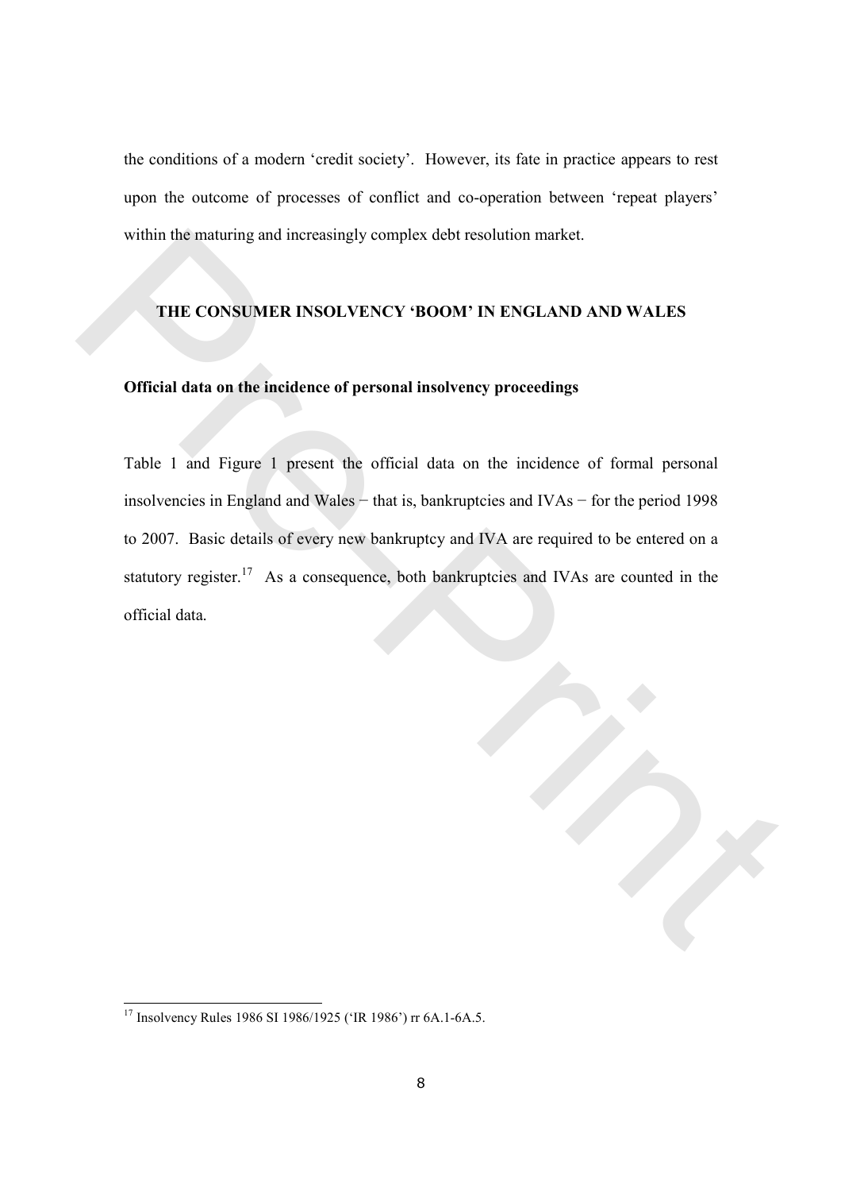the conditions of a modern 'credit society'. However, its fate in practice appears to rest upon the outcome of processes of conflict and co-operation between 'repeat players' within the maturing and increasingly complex debt resolution market.

## THE CONSUMER INSOLVENCY 'BOOM' IN ENGLAND AND WALES

### Official data on the incidence of personal insolvency proceedings

Table 1 and Figure 1 present the official data on the incidence of formal personal insolvencies in England and Wales − that is, bankruptcies and IVAs − for the period 1998 to 2007. Basic details of every new bankruptcy and IVA are required to be entered on a statutory register.[17] As a consequence, both bankruptcies and IVAs are counted in the official data.

---

[17] Insolvency Rules 1986 SI 1986/1925 ('IR 1986') rr 6A.1-6A.5.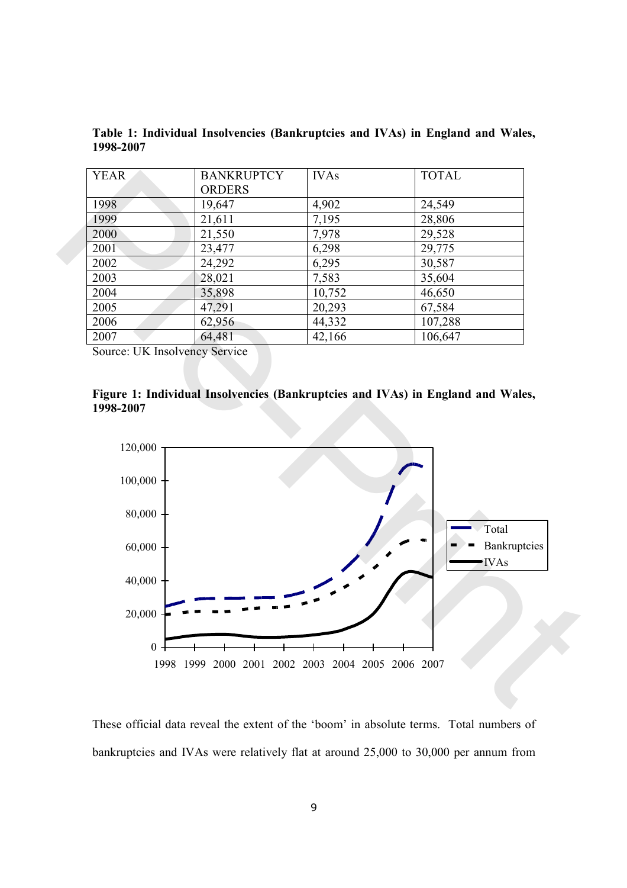**Table 1: Individual Insolvencies (Bankruptcies and IVAs) in England and Wales, 1998-2007**

| YEAR | BANKRUPTCY ORDERS | IVAs | TOTAL |
|---|---|---|---|
| 1998 | 19,647 | 4,902 | 24,549 |
| 1999 | 21,611 | 7,195 | 28,806 |
| 2000 | 21,550 | 7,978 | 29,528 |
| 2001 | 23,477 | 6,298 | 29,775 |
| 2002 | 24,292 | 6,295 | 30,587 |
| 2003 | 28,021 | 7,583 | 35,604 |
| 2004 | 35,898 | 10,752 | 46,650 |
| 2005 | 47,291 | 20,293 | 67,584 |
| 2006 | 62,956 | 44,332 | 107,288 |
| 2007 | 64,481 | 42,166 | 106,647 |

Source: UK Insolvency Service

**Figure 1: Individual Insolvencies (Bankruptcies and IVAs) in England and Wales, 1998-2007**

These official data reveal the extent of the 'boom' in absolute terms. Total numbers of bankruptcies and IVAs were relatively flat at around 25,000 to 30,000 per annum from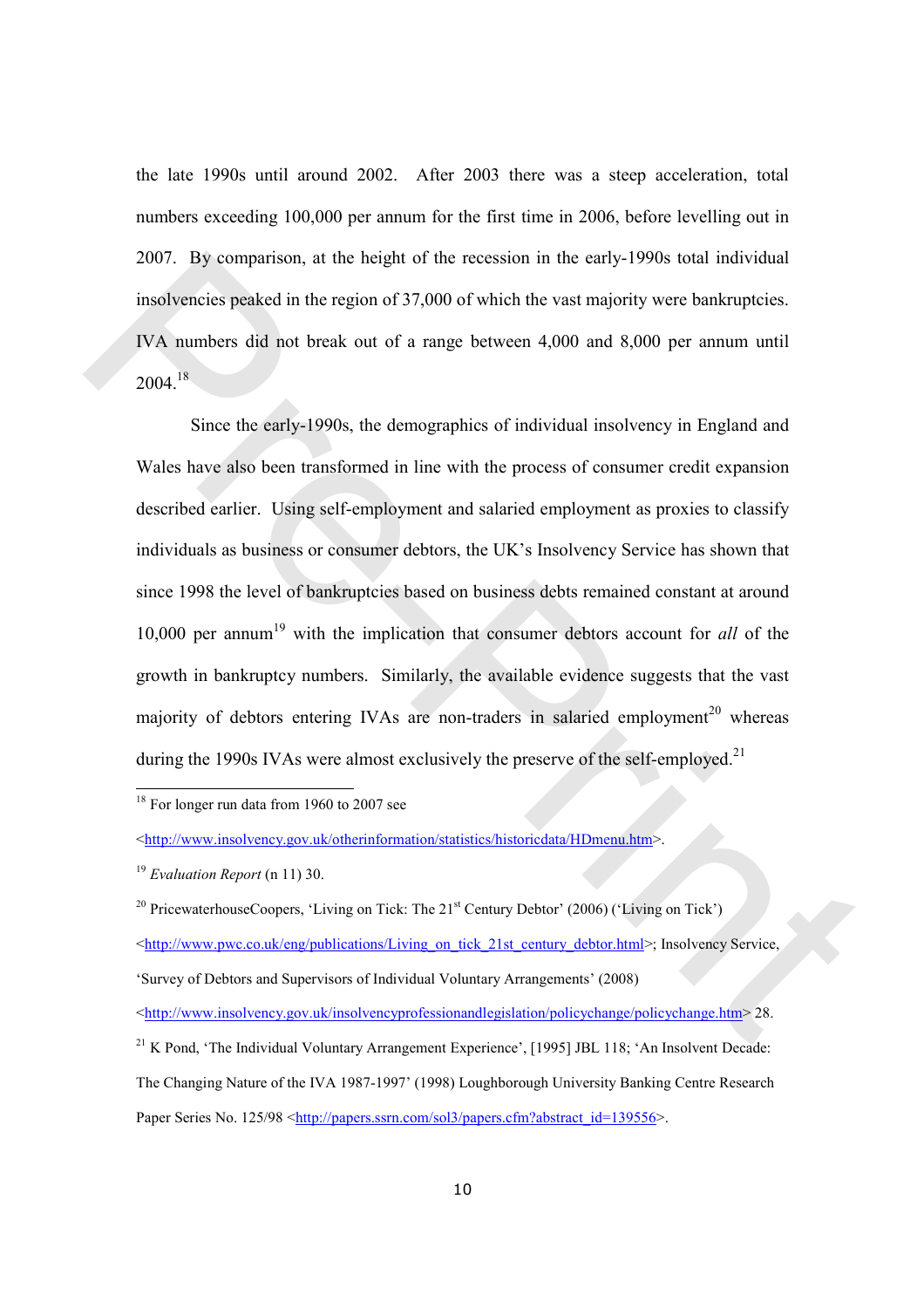the late 1990s until around 2002. After 2003 there was a steep acceleration, total numbers exceeding 100,000 per annum for the first time in 2006, before levelling out in 2007. By comparison, at the height of the recession in the early-1990s total individual insolvencies peaked in the region of 37,000 of which the vast majority were bankruptcies. IVA numbers did not break out of a range between 4,000 and 8,000 per annum until 2004.[18]

Since the early-1990s, the demographics of individual insolvency in England and Wales have also been transformed in line with the process of consumer credit expansion described earlier. Using self-employment and salaried employment as proxies to classify individuals as business or consumer debtors, the UK's Insolvency Service has shown that since 1998 the level of bankruptcies based on business debts remained constant at around 10,000 per annum[19] with the implication that consumer debtors account for *all* of the growth in bankruptcy numbers. Similarly, the available evidence suggests that the vast majority of debtors entering IVAs are non-traders in salaried employment[20] whereas during the 1990s IVAs were almost exclusively the preserve of the self-employed.[21]

---

[18] For longer run data from 1960 to 2007 see <http://www.insolvency.gov.uk/otherinformation/statistics/historicdata/HDmenu.htm>.

[19] *Evaluation Report* (n 11) 30.

[20] PricewaterhouseCoopers, 'Living on Tick: The 21st Century Debtor' (2006) ('Living on Tick') <http://www.pwc.co.uk/eng/publications/Living_on_tick_21st_century_debtor.html>; Insolvency Service, 'Survey of Debtors and Supervisors of Individual Voluntary Arrangements' (2008) <http://www.insolvency.gov.uk/insolvencyprofessionandlegislation/policychange/policychange.htm> 28.

[21] K Pond, 'The Individual Voluntary Arrangement Experience', [1995] JBL 118; 'An Insolvent Decade: The Changing Nature of the IVA 1987-1997' (1998) Loughborough University Banking Centre Research Paper Series No. 125/98 <http://papers.ssrn.com/sol3/papers.cfm?abstract_id=139556>.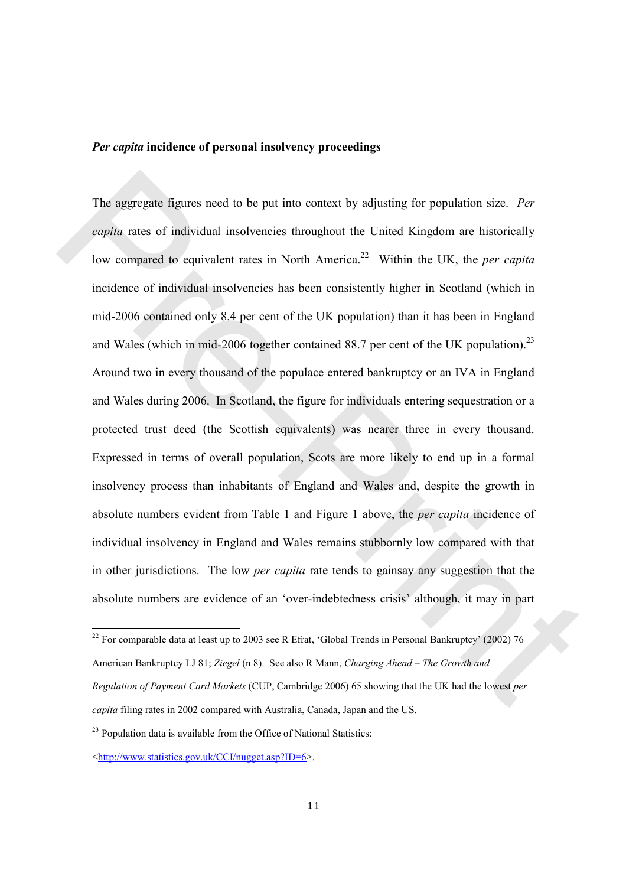***Per capita* incidence of personal insolvency proceedings**

The aggregate figures need to be put into context by adjusting for population size. *Per capita* rates of individual insolvencies throughout the United Kingdom are historically low compared to equivalent rates in North America.[22] Within the UK, the *per capita* incidence of individual insolvencies has been consistently higher in Scotland (which in mid-2006 contained only 8.4 per cent of the UK population) than it has been in England and Wales (which in mid-2006 together contained 88.7 per cent of the UK population).[23] Around two in every thousand of the populace entered bankruptcy or an IVA in England and Wales during 2006. In Scotland, the figure for individuals entering sequestration or a protected trust deed (the Scottish equivalents) was nearer three in every thousand. Expressed in terms of overall population, Scots are more likely to end up in a formal insolvency process than inhabitants of England and Wales and, despite the growth in absolute numbers evident from Table 1 and Figure 1 above, the *per capita* incidence of individual insolvency in England and Wales remains stubbornly low compared with that in other jurisdictions. The low *per capita* rate tends to gainsay any suggestion that the absolute numbers are evidence of an 'over-indebtedness crisis' although, it may in part

---

[22] For comparable data at least up to 2003 see R Efrat, 'Global Trends in Personal Bankruptcy' (2002) 76 American Bankruptcy LJ 81; *Ziegel* (n 8). See also R Mann, *Charging Ahead – The Growth and Regulation of Payment Card Markets* (CUP, Cambridge 2006) 65 showing that the UK had the lowest *per capita* filing rates in 2002 compared with Australia, Canada, Japan and the US.

[23] Population data is available from the Office of National Statistics: <http://www.statistics.gov.uk/CCI/nugget.asp?ID=6>.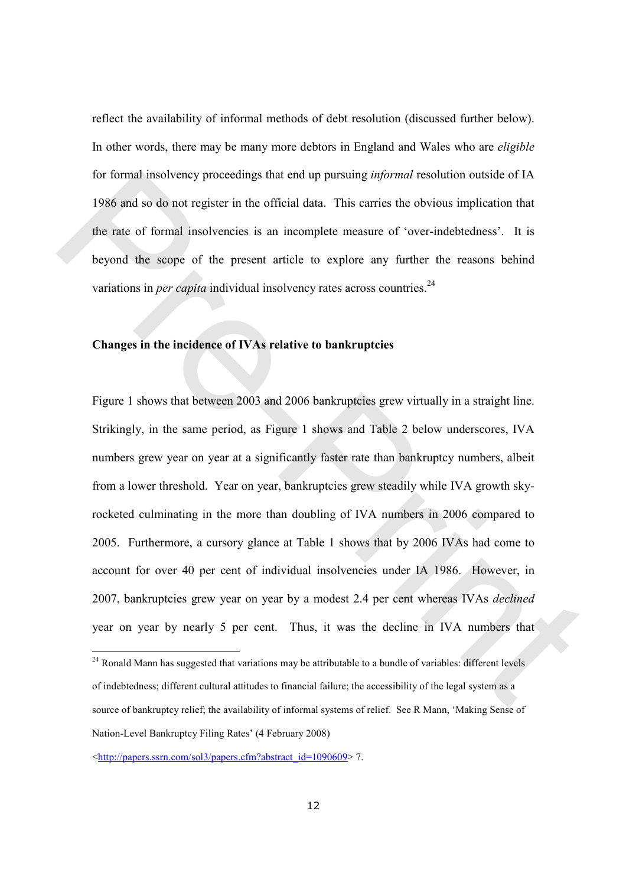reflect the availability of informal methods of debt resolution (discussed further below). In other words, there may be many more debtors in England and Wales who are *eligible* for formal insolvency proceedings that end up pursuing *informal* resolution outside of IA 1986 and so do not register in the official data. This carries the obvious implication that the rate of formal insolvencies is an incomplete measure of 'over-indebtedness'. It is beyond the scope of the present article to explore any further the reasons behind variations in *per capita* individual insolvency rates across countries.[24]

**Changes in the incidence of IVAs relative to bankruptcies**

Figure 1 shows that between 2003 and 2006 bankruptcies grew virtually in a straight line. Strikingly, in the same period, as Figure 1 shows and Table 2 below underscores, IVA numbers grew year on year at a significantly faster rate than bankruptcy numbers, albeit from a lower threshold. Year on year, bankruptcies grew steadily while IVA growth sky-rocketed culminating in the more than doubling of IVA numbers in 2006 compared to 2005. Furthermore, a cursory glance at Table 1 shows that by 2006 IVAs had come to account for over 40 per cent of individual insolvencies under IA 1986. However, in 2007, bankruptcies grew year on year by a modest 2.4 per cent whereas IVAs *declined* year on year by nearly 5 per cent. Thus, it was the decline in IVA numbers that

---

[24] Ronald Mann has suggested that variations may be attributable to a bundle of variables: different levels of indebtedness; different cultural attitudes to financial failure; the accessibility of the legal system as a source of bankruptcy relief; the availability of informal systems of relief. See R Mann, 'Making Sense of Nation-Level Bankruptcy Filing Rates' (4 February 2008) <http://papers.ssrn.com/sol3/papers.cfm?abstract_id=1090609> 7.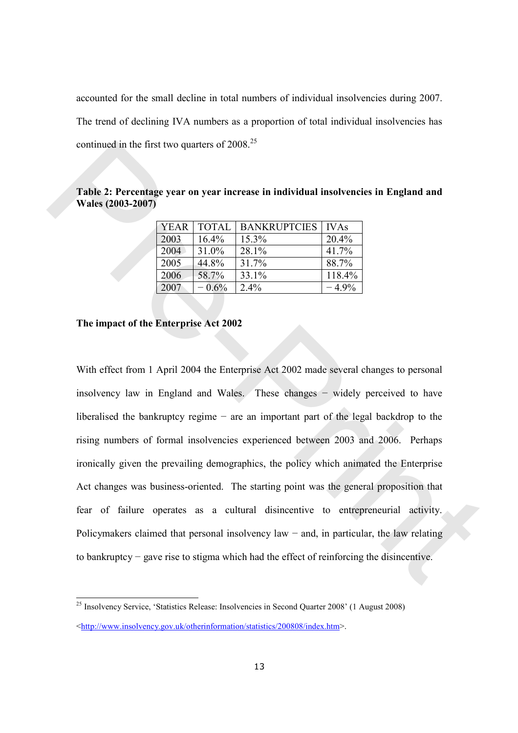accounted for the small decline in total numbers of individual insolvencies during 2007. The trend of declining IVA numbers as a proportion of total individual insolvencies has continued in the first two quarters of 2008.[25]

**Table 2: Percentage year on year increase in individual insolvencies in England and Wales (2003-2007)**

| YEAR | TOTAL | BANKRUPTCIES | IVAs |
|---|---|---|---|
| 2003 | 16.4% | 15.3% | 20.4% |
| 2004 | 31.0% | 28.1% | 41.7% |
| 2005 | 44.8% | 31.7% | 88.7% |
| 2006 | 58.7% | 33.1% | 118.4% |
| 2007 | − 0.6% | 2.4% | − 4.9% |

**The impact of the Enterprise Act 2002**

With effect from 1 April 2004 the Enterprise Act 2002 made several changes to personal insolvency law in England and Wales. These changes − widely perceived to have liberalised the bankruptcy regime − are an important part of the legal backdrop to the rising numbers of formal insolvencies experienced between 2003 and 2006. Perhaps ironically given the prevailing demographics, the policy which animated the Enterprise Act changes was business-oriented. The starting point was the general proposition that fear of failure operates as a cultural disincentive to entrepreneurial activity. Policymakers claimed that personal insolvency law − and, in particular, the law relating to bankruptcy − gave rise to stigma which had the effect of reinforcing the disincentive.

[25] Insolvency Service, 'Statistics Release: Insolvencies in Second Quarter 2008' (1 August 2008) <http://www.insolvency.gov.uk/otherinformation/statistics/200808/index.htm>.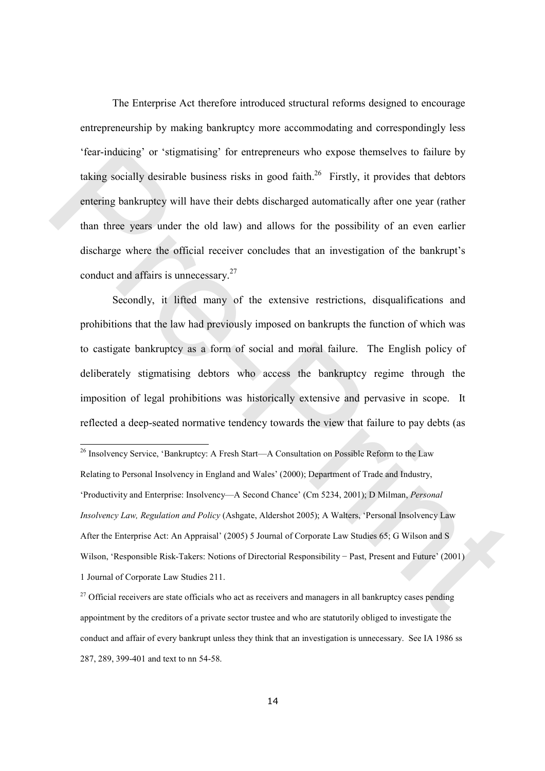The Enterprise Act therefore introduced structural reforms designed to encourage entrepreneurship by making bankruptcy more accommodating and correspondingly less 'fear-inducing' or 'stigmatising' for entrepreneurs who expose themselves to failure by taking socially desirable business risks in good faith.[26] Firstly, it provides that debtors entering bankruptcy will have their debts discharged automatically after one year (rather than three years under the old law) and allows for the possibility of an even earlier discharge where the official receiver concludes that an investigation of the bankrupt's conduct and affairs is unnecessary.[27]

Secondly, it lifted many of the extensive restrictions, disqualifications and prohibitions that the law had previously imposed on bankrupts the function of which was to castigate bankruptcy as a form of social and moral failure. The English policy of deliberately stigmatising debtors who access the bankruptcy regime through the imposition of legal prohibitions was historically extensive and pervasive in scope. It reflected a deep-seated normative tendency towards the view that failure to pay debts (as

---

[26] Insolvency Service, 'Bankruptcy: A Fresh Start—A Consultation on Possible Reform to the Law Relating to Personal Insolvency in England and Wales' (2000); Department of Trade and Industry, 'Productivity and Enterprise: Insolvency—A Second Chance' (Cm 5234, 2001); D Milman, *Personal Insolvency Law, Regulation and Policy* (Ashgate, Aldershot 2005); A Walters, 'Personal Insolvency Law After the Enterprise Act: An Appraisal' (2005) 5 Journal of Corporate Law Studies 65; G Wilson and S Wilson, 'Responsible Risk-Takers: Notions of Directorial Responsibility − Past, Present and Future' (2001) 1 Journal of Corporate Law Studies 211.

[27] Official receivers are state officials who act as receivers and managers in all bankruptcy cases pending appointment by the creditors of a private sector trustee and who are statutorily obliged to investigate the conduct and affair of every bankrupt unless they think that an investigation is unnecessary. See IA 1986 ss 287, 289, 399-401 and text to nn 54-58.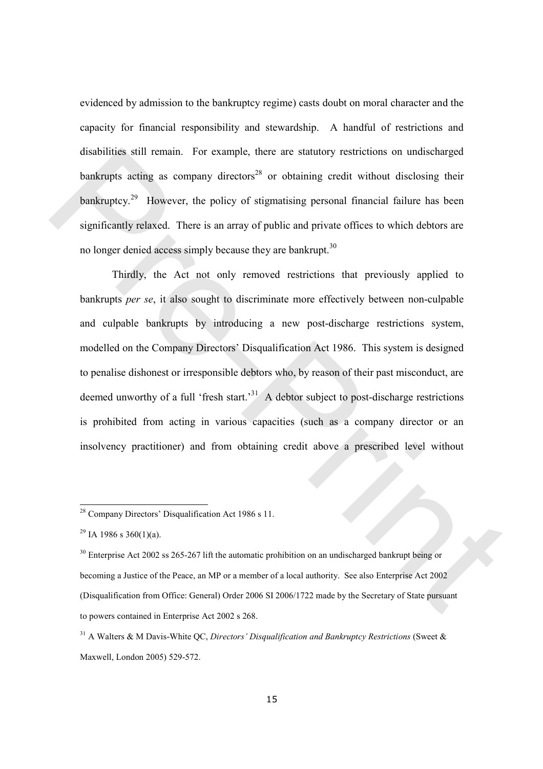evidenced by admission to the bankruptcy regime) casts doubt on moral character and the capacity for financial responsibility and stewardship. A handful of restrictions and disabilities still remain. For example, there are statutory restrictions on undischarged bankrupts acting as company directors[28] or obtaining credit without disclosing their bankruptcy.[29] However, the policy of stigmatising personal financial failure has been significantly relaxed. There is an array of public and private offices to which debtors are no longer denied access simply because they are bankrupt.[30]

Thirdly, the Act not only removed restrictions that previously applied to bankrupts *per se*, it also sought to discriminate more effectively between non-culpable and culpable bankrupts by introducing a new post-discharge restrictions system, modelled on the Company Directors' Disqualification Act 1986. This system is designed to penalise dishonest or irresponsible debtors who, by reason of their past misconduct, are deemed unworthy of a full 'fresh start.'[31] A debtor subject to post-discharge restrictions is prohibited from acting in various capacities (such as a company director or an insolvency practitioner) and from obtaining credit above a prescribed level without

---

[28] Company Directors' Disqualification Act 1986 s 11.

[29] IA 1986 s 360(1)(a).

[30] Enterprise Act 2002 ss 265-267 lift the automatic prohibition on an undischarged bankrupt being or becoming a Justice of the Peace, an MP or a member of a local authority. See also Enterprise Act 2002 (Disqualification from Office: General) Order 2006 SI 2006/1722 made by the Secretary of State pursuant to powers contained in Enterprise Act 2002 s 268.

[31] A Walters & M Davis-White QC, *Directors' Disqualification and Bankruptcy Restrictions* (Sweet & Maxwell, London 2005) 529-572.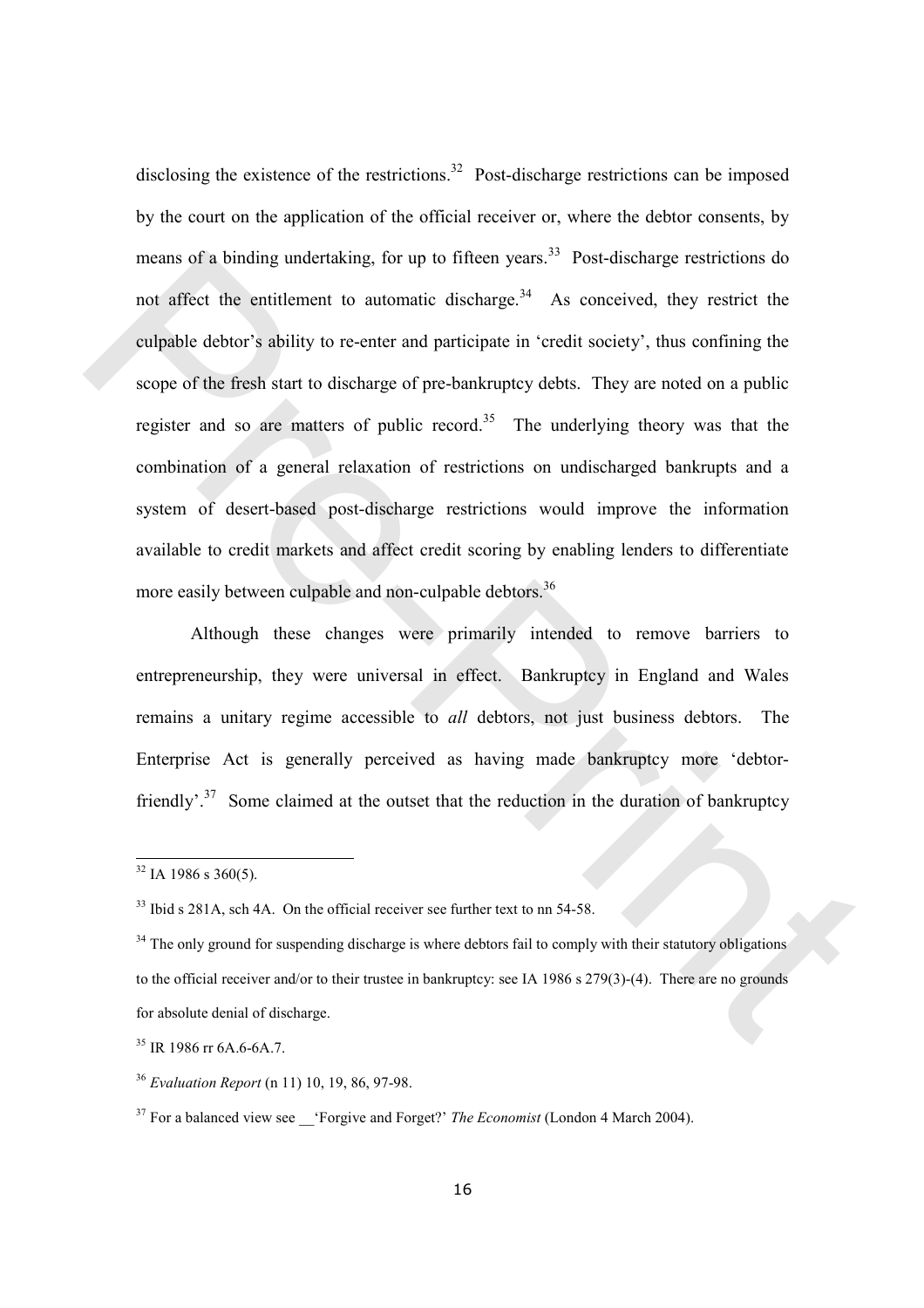disclosing the existence of the restrictions.[32] Post-discharge restrictions can be imposed by the court on the application of the official receiver or, where the debtor consents, by means of a binding undertaking, for up to fifteen years.[33] Post-discharge restrictions do not affect the entitlement to automatic discharge.[34] As conceived, they restrict the culpable debtor's ability to re-enter and participate in 'credit society', thus confining the scope of the fresh start to discharge of pre-bankruptcy debts. They are noted on a public register and so are matters of public record.[35] The underlying theory was that the combination of a general relaxation of restrictions on undischarged bankrupts and a system of desert-based post-discharge restrictions would improve the information available to credit markets and affect credit scoring by enabling lenders to differentiate more easily between culpable and non-culpable debtors.[36]

Although these changes were primarily intended to remove barriers to entrepreneurship, they were universal in effect. Bankruptcy in England and Wales remains a unitary regime accessible to *all* debtors, not just business debtors. The Enterprise Act is generally perceived as having made bankruptcy more 'debtor-friendly'.[37] Some claimed at the outset that the reduction in the duration of bankruptcy

---

[32] IA 1986 s 360(5).

[33] Ibid s 281A, sch 4A. On the official receiver see further text to nn 54-58.

[34] The only ground for suspending discharge is where debtors fail to comply with their statutory obligations to the official receiver and/or to their trustee in bankruptcy: see IA 1986 s 279(3)-(4). There are no grounds for absolute denial of discharge.

[35] IR 1986 rr 6A.6-6A.7.

[36] *Evaluation Report* (n 11) 10, 19, 86, 97-98.

[37] For a balanced view see __'Forgive and Forget?' *The Economist* (London 4 March 2004).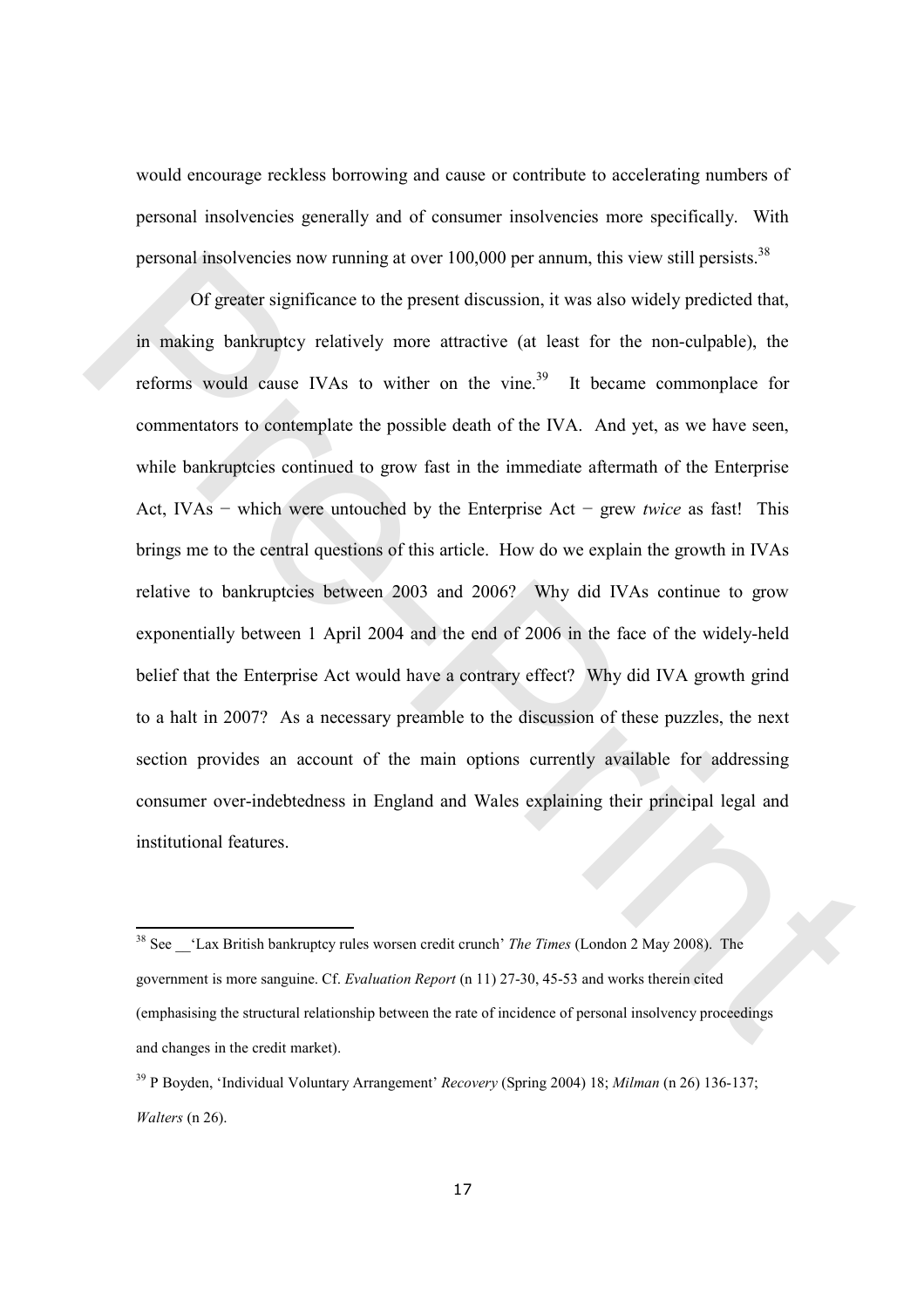would encourage reckless borrowing and cause or contribute to accelerating numbers of personal insolvencies generally and of consumer insolvencies more specifically. With personal insolvencies now running at over 100,000 per annum, this view still persists.[38]

Of greater significance to the present discussion, it was also widely predicted that, in making bankruptcy relatively more attractive (at least for the non-culpable), the reforms would cause IVAs to wither on the vine.[39] It became commonplace for commentators to contemplate the possible death of the IVA. And yet, as we have seen, while bankruptcies continued to grow fast in the immediate aftermath of the Enterprise Act, IVAs − which were untouched by the Enterprise Act − grew *twice* as fast! This brings me to the central questions of this article. How do we explain the growth in IVAs relative to bankruptcies between 2003 and 2006? Why did IVAs continue to grow exponentially between 1 April 2004 and the end of 2006 in the face of the widely-held belief that the Enterprise Act would have a contrary effect? Why did IVA growth grind to a halt in 2007? As a necessary preamble to the discussion of these puzzles, the next section provides an account of the main options currently available for addressing consumer over-indebtedness in England and Wales explaining their principal legal and institutional features.

---

[38] See __'Lax British bankruptcy rules worsen credit crunch' *The Times* (London 2 May 2008). The government is more sanguine. Cf. *Evaluation Report* (n 11) 27-30, 45-53 and works therein cited (emphasising the structural relationship between the rate of incidence of personal insolvency proceedings and changes in the credit market).

[39] P Boyden, 'Individual Voluntary Arrangement' *Recovery* (Spring 2004) 18; *Milman* (n 26) 136-137; *Walters* (n 26).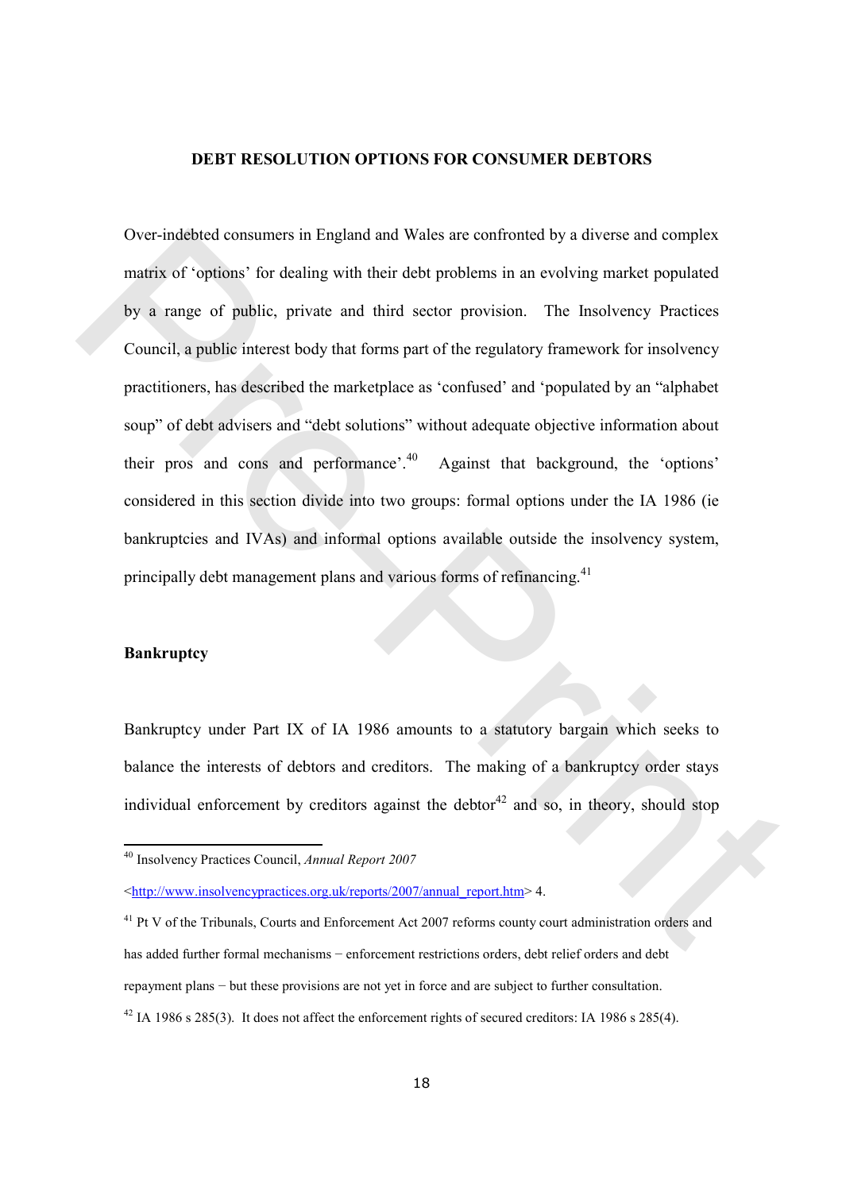**DEBT RESOLUTION OPTIONS FOR CONSUMER DEBTORS**

Over-indebted consumers in England and Wales are confronted by a diverse and complex matrix of 'options' for dealing with their debt problems in an evolving market populated by a range of public, private and third sector provision. The Insolvency Practices Council, a public interest body that forms part of the regulatory framework for insolvency practitioners, has described the marketplace as 'confused' and 'populated by an "alphabet soup" of debt advisers and "debt solutions" without adequate objective information about their pros and cons and performance'.[40] Against that background, the 'options' considered in this section divide into two groups: formal options under the IA 1986 (ie bankruptcies and IVAs) and informal options available outside the insolvency system, principally debt management plans and various forms of refinancing.[41]

**Bankruptcy**

Bankruptcy under Part IX of IA 1986 amounts to a statutory bargain which seeks to balance the interests of debtors and creditors. The making of a bankruptcy order stays individual enforcement by creditors against the debtor[42] and so, in theory, should stop

---

[40] Insolvency Practices Council, *Annual Report 2007* <http://www.insolvencypractices.org.uk/reports/2007/annual_report.htm> 4.

[41] Pt V of the Tribunals, Courts and Enforcement Act 2007 reforms county court administration orders and has added further formal mechanisms − enforcement restrictions orders, debt relief orders and debt repayment plans − but these provisions are not yet in force and are subject to further consultation.

[42] IA 1986 s 285(3). It does not affect the enforcement rights of secured creditors: IA 1986 s 285(4).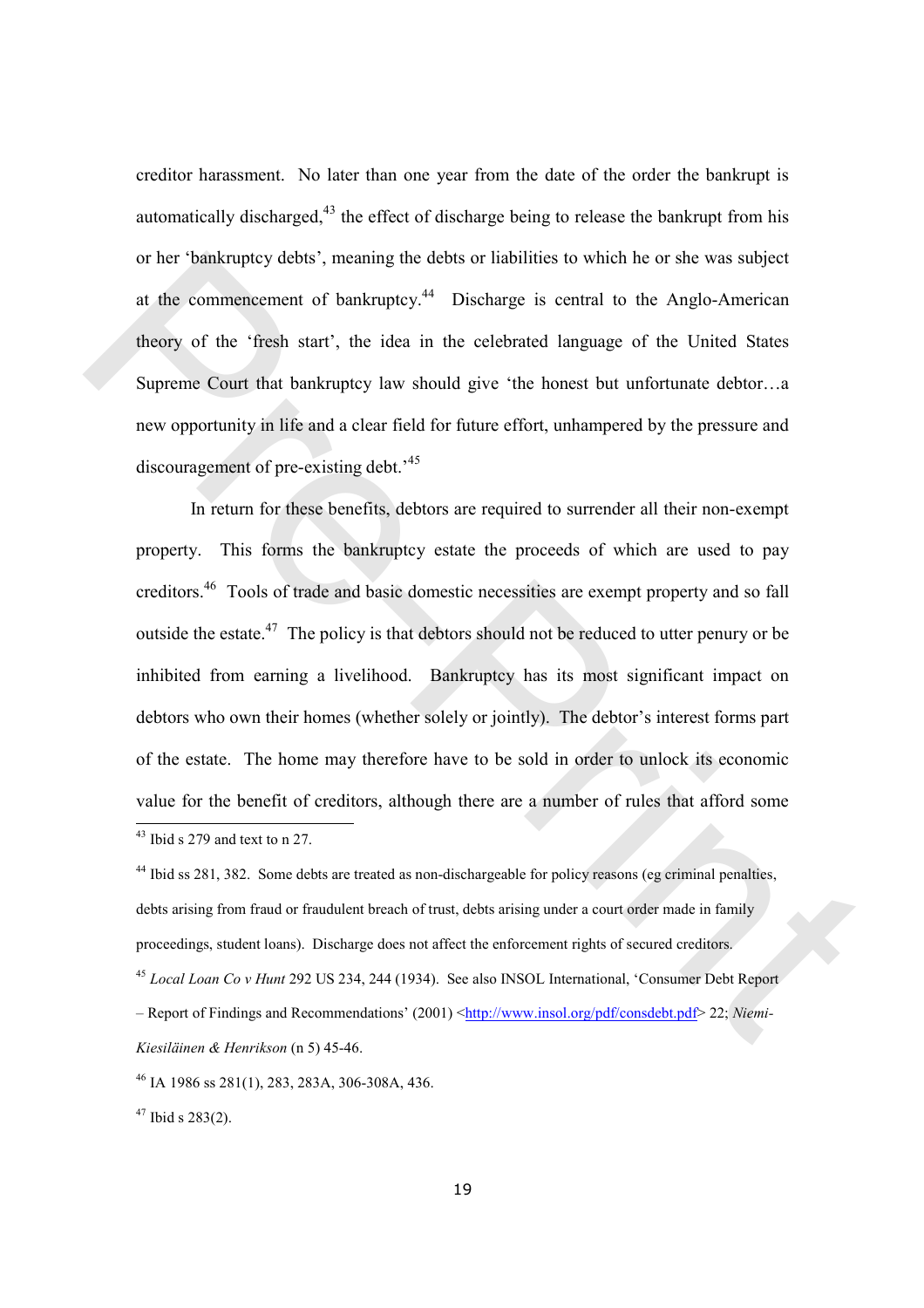creditor harassment. No later than one year from the date of the order the bankrupt is automatically discharged,[43] the effect of discharge being to release the bankrupt from his or her 'bankruptcy debts', meaning the debts or liabilities to which he or she was subject at the commencement of bankruptcy.[44] Discharge is central to the Anglo-American theory of the 'fresh start', the idea in the celebrated language of the United States Supreme Court that bankruptcy law should give 'the honest but unfortunate debtor…a new opportunity in life and a clear field for future effort, unhampered by the pressure and discouragement of pre-existing debt.'[45]

In return for these benefits, debtors are required to surrender all their non-exempt property. This forms the bankruptcy estate the proceeds of which are used to pay creditors.[46] Tools of trade and basic domestic necessities are exempt property and so fall outside the estate.[47] The policy is that debtors should not be reduced to utter penury or be inhibited from earning a livelihood. Bankruptcy has its most significant impact on debtors who own their homes (whether solely or jointly). The debtor's interest forms part of the estate. The home may therefore have to be sold in order to unlock its economic value for the benefit of creditors, although there are a number of rules that afford some

---

[43] Ibid s 279 and text to n 27.

[44] Ibid ss 281, 382. Some debts are treated as non-dischargeable for policy reasons (eg criminal penalties, debts arising from fraud or fraudulent breach of trust, debts arising under a court order made in family proceedings, student loans). Discharge does not affect the enforcement rights of secured creditors.

[45] *Local Loan Co v Hunt* 292 US 234, 244 (1934). See also INSOL International, 'Consumer Debt Report – Report of Findings and Recommendations' (2001) <http://www.insol.org/pdf/consdebt.pdf> 22; *Niemi-Kiesiläinen & Henrikson* (n 5) 45-46.

[46] IA 1986 ss 281(1), 283, 283A, 306-308A, 436.

[47] Ibid s 283(2).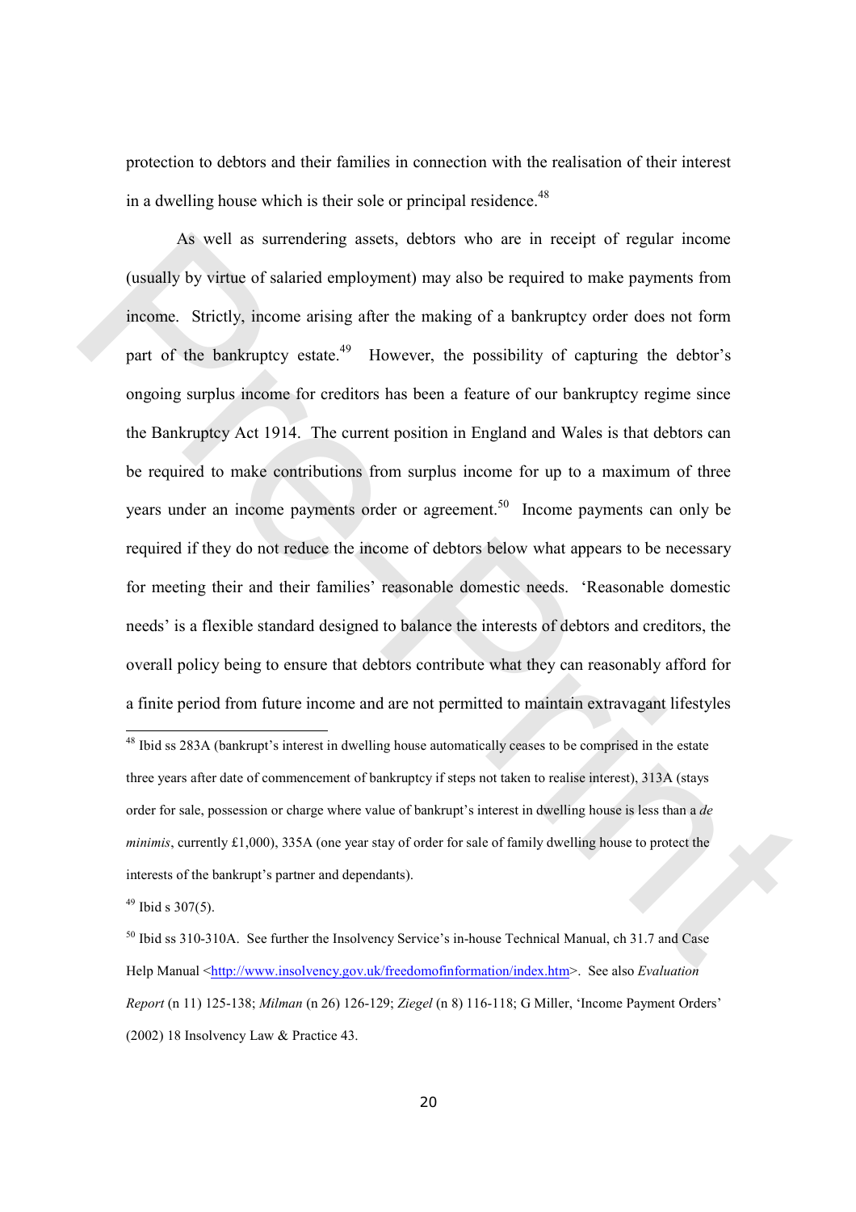protection to debtors and their families in connection with the realisation of their interest in a dwelling house which is their sole or principal residence.[48]

As well as surrendering assets, debtors who are in receipt of regular income (usually by virtue of salaried employment) may also be required to make payments from income. Strictly, income arising after the making of a bankruptcy order does not form part of the bankruptcy estate.[49] However, the possibility of capturing the debtor's ongoing surplus income for creditors has been a feature of our bankruptcy regime since the Bankruptcy Act 1914. The current position in England and Wales is that debtors can be required to make contributions from surplus income for up to a maximum of three years under an income payments order or agreement.[50] Income payments can only be required if they do not reduce the income of debtors below what appears to be necessary for meeting their and their families' reasonable domestic needs. 'Reasonable domestic needs' is a flexible standard designed to balance the interests of debtors and creditors, the overall policy being to ensure that debtors contribute what they can reasonably afford for a finite period from future income and are not permitted to maintain extravagant lifestyles

---

[48] Ibid ss 283A (bankrupt's interest in dwelling house automatically ceases to be comprised in the estate three years after date of commencement of bankruptcy if steps not taken to realise interest), 313A (stays order for sale, possession or charge where value of bankrupt's interest in dwelling house is less than a *de minimis*, currently £1,000), 335A (one year stay of order for sale of family dwelling house to protect the interests of the bankrupt's partner and dependants).

[49] Ibid s 307(5).

[50] Ibid ss 310-310A. See further the Insolvency Service's in-house Technical Manual, ch 31.7 and Case Help Manual <http://www.insolvency.gov.uk/freedomofinformation/index.htm>. See also *Evaluation Report* (n 11) 125-138; *Milman* (n 26) 126-129; *Ziegel* (n 8) 116-118; G Miller, 'Income Payment Orders' (2002) 18 Insolvency Law & Practice 43.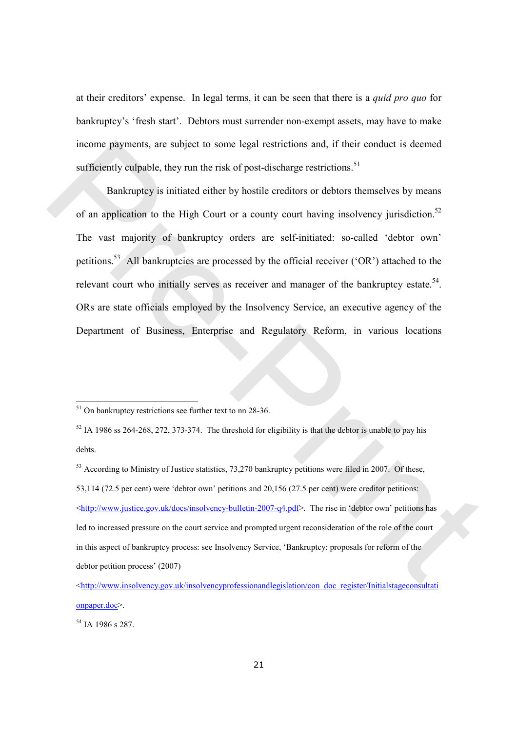at their creditors' expense. In legal terms, it can be seen that there is a *quid pro quo* for bankruptcy's 'fresh start'. Debtors must surrender non-exempt assets, may have to make income payments, are subject to some legal restrictions and, if their conduct is deemed sufficiently culpable, they run the risk of post-discharge restrictions.[51]

Bankruptcy is initiated either by hostile creditors or debtors themselves by means of an application to the High Court or a county court having insolvency jurisdiction.[52] The vast majority of bankruptcy orders are self-initiated: so-called 'debtor own' petitions.[53] All bankruptcies are processed by the official receiver ('OR') attached to the relevant court who initially serves as receiver and manager of the bankruptcy estate.[54]. ORs are state officials employed by the Insolvency Service, an executive agency of the Department of Business, Enterprise and Regulatory Reform, in various locations

---

[51] On bankruptcy restrictions see further text to nn 28-36.

[52] IA 1986 ss 264-268, 272, 373-374. The threshold for eligibility is that the debtor is unable to pay his debts.

[53] According to Ministry of Justice statistics, 73,270 bankruptcy petitions were filed in 2007. Of these, 53,114 (72.5 per cent) were 'debtor own' petitions and 20,156 (27.5 per cent) were creditor petitions: <http://www.justice.gov.uk/docs/insolvency-bulletin-2007-q4.pdf>. The rise in 'debtor own' petitions has led to increased pressure on the court service and prompted urgent reconsideration of the role of the court in this aspect of bankruptcy process: see Insolvency Service, 'Bankruptcy: proposals for reform of the debtor petition process' (2007) <http://www.insolvency.gov.uk/insolvencyprofessionandlegislation/con_doc_register/Initialstageconsultationpaper.doc>.

[54] IA 1986 s 287.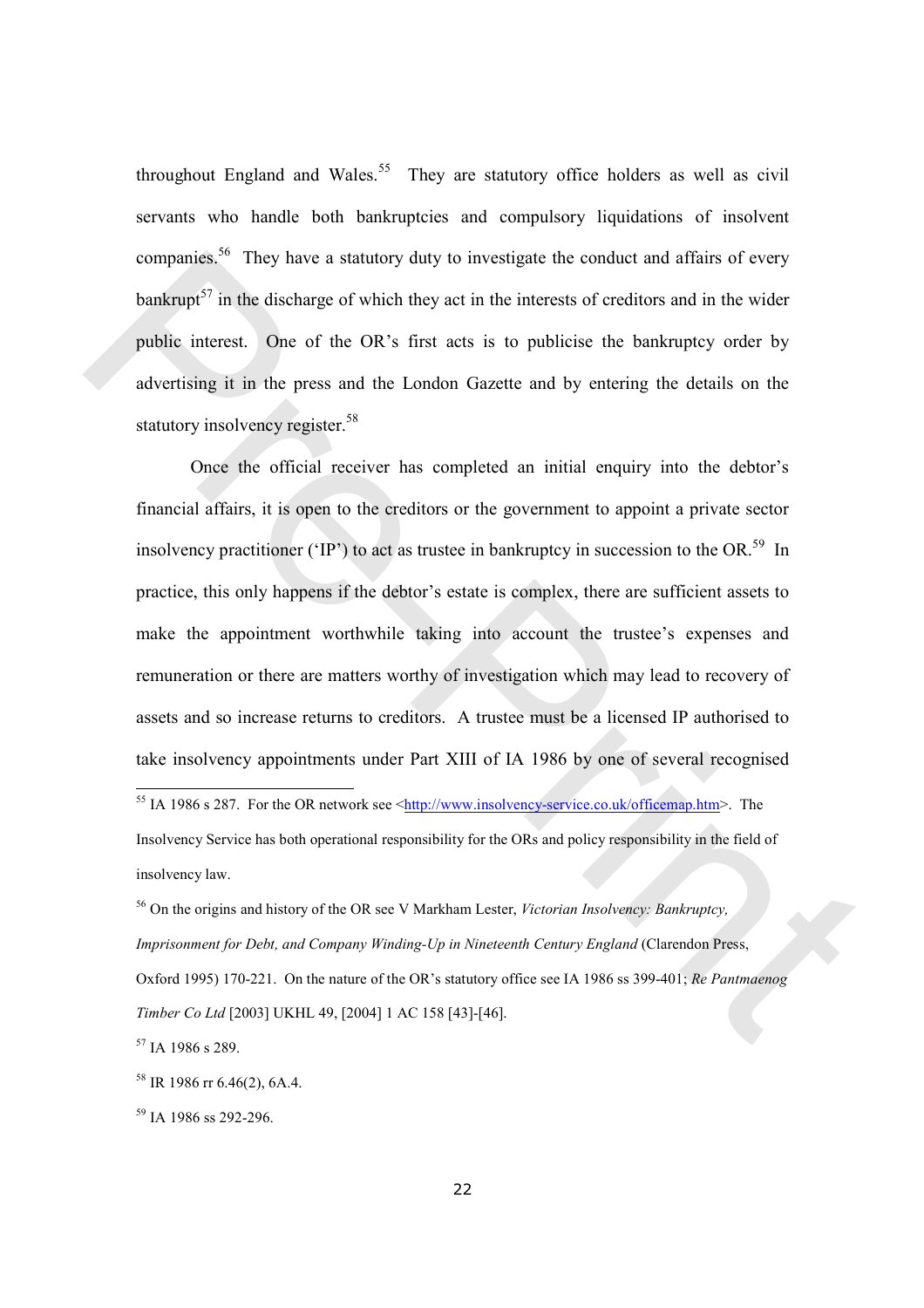throughout England and Wales.[55] They are statutory office holders as well as civil servants who handle both bankruptcies and compulsory liquidations of insolvent companies.[56] They have a statutory duty to investigate the conduct and affairs of every bankrupt[57] in the discharge of which they act in the interests of creditors and in the wider public interest. One of the OR's first acts is to publicise the bankruptcy order by advertising it in the press and the London Gazette and by entering the details on the statutory insolvency register.[58]

Once the official receiver has completed an initial enquiry into the debtor's financial affairs, it is open to the creditors or the government to appoint a private sector insolvency practitioner ('IP') to act as trustee in bankruptcy in succession to the OR.[59] In practice, this only happens if the debtor's estate is complex, there are sufficient assets to make the appointment worthwhile taking into account the trustee's expenses and remuneration or there are matters worthy of investigation which may lead to recovery of assets and so increase returns to creditors. A trustee must be a licensed IP authorised to take insolvency appointments under Part XIII of IA 1986 by one of several recognised

---

[55] IA 1986 s 287. For the OR network see <http://www.insolvency-service.co.uk/officemap.htm>. The Insolvency Service has both operational responsibility for the ORs and policy responsibility in the field of insolvency law.

[56] On the origins and history of the OR see V Markham Lester, *Victorian Insolvency: Bankruptcy, Imprisonment for Debt, and Company Winding-Up in Nineteenth Century England* (Clarendon Press, Oxford 1995) 170-221. On the nature of the OR's statutory office see IA 1986 ss 399-401; *Re Pantmaenog Timber Co Ltd* [2003] UKHL 49, [2004] 1 AC 158 [43]-[46].

[57] IA 1986 s 289.

[58] IR 1986 rr 6.46(2), 6A.4.

[59] IA 1986 ss 292-296.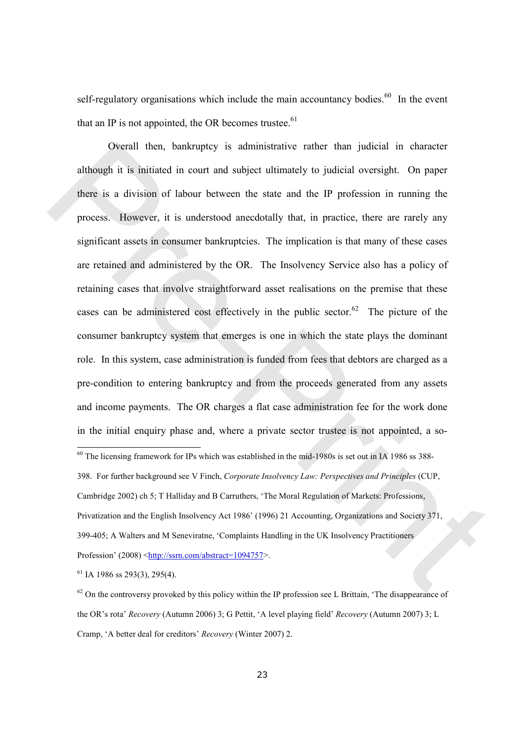self-regulatory organisations which include the main accountancy bodies.[60] In the event that an IP is not appointed, the OR becomes trustee.[61]

Overall then, bankruptcy is administrative rather than judicial in character although it is initiated in court and subject ultimately to judicial oversight. On paper there is a division of labour between the state and the IP profession in running the process. However, it is understood anecdotally that, in practice, there are rarely any significant assets in consumer bankruptcies. The implication is that many of these cases are retained and administered by the OR. The Insolvency Service also has a policy of retaining cases that involve straightforward asset realisations on the premise that these cases can be administered cost effectively in the public sector.[62] The picture of the consumer bankruptcy system that emerges is one in which the state plays the dominant role. In this system, case administration is funded from fees that debtors are charged as a pre-condition to entering bankruptcy and from the proceeds generated from any assets and income payments. The OR charges a flat case administration fee for the work done in the initial enquiry phase and, where a private sector trustee is not appointed, a so-

---

[60] The licensing framework for IPs which was established in the mid-1980s is set out in IA 1986 ss 388-398. For further background see V Finch, *Corporate Insolvency Law: Perspectives and Principles* (CUP, Cambridge 2002) ch 5; T Halliday and B Carruthers, 'The Moral Regulation of Markets: Professions, Privatization and the English Insolvency Act 1986' (1996) 21 Accounting, Organizations and Society 371, 399-405; A Walters and M Seneviratne, 'Complaints Handling in the UK Insolvency Practitioners Profession' (2008) <http://ssrn.com/abstract=1094757>.

[61] IA 1986 ss 293(3), 295(4).

[62] On the controversy provoked by this policy within the IP profession see L Brittain, 'The disappearance of the OR's rota' *Recovery* (Autumn 2006) 3; G Pettit, 'A level playing field' *Recovery* (Autumn 2007) 3; L Cramp, 'A better deal for creditors' *Recovery* (Winter 2007) 2.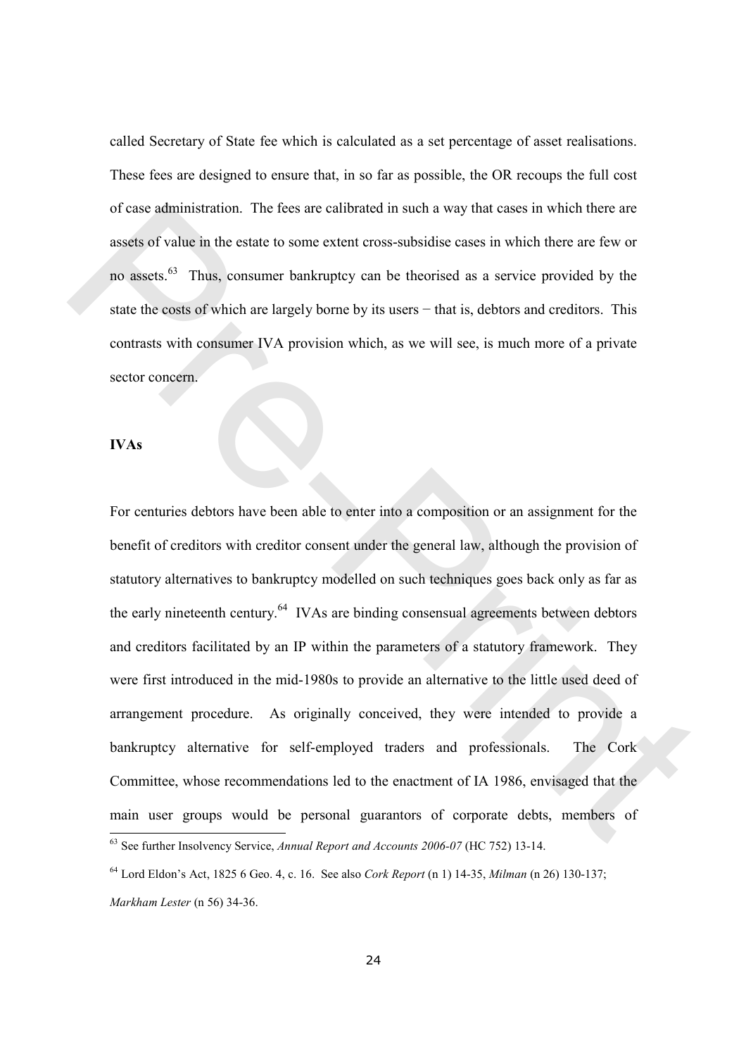called Secretary of State fee which is calculated as a set percentage of asset realisations. These fees are designed to ensure that, in so far as possible, the OR recoups the full cost of case administration. The fees are calibrated in such a way that cases in which there are assets of value in the estate to some extent cross-subsidise cases in which there are few or no assets.[63] Thus, consumer bankruptcy can be theorised as a service provided by the state the costs of which are largely borne by its users − that is, debtors and creditors. This contrasts with consumer IVA provision which, as we will see, is much more of a private sector concern.

**IVAs**

For centuries debtors have been able to enter into a composition or an assignment for the benefit of creditors with creditor consent under the general law, although the provision of statutory alternatives to bankruptcy modelled on such techniques goes back only as far as the early nineteenth century.[64] IVAs are binding consensual agreements between debtors and creditors facilitated by an IP within the parameters of a statutory framework. They were first introduced in the mid-1980s to provide an alternative to the little used deed of arrangement procedure. As originally conceived, they were intended to provide a bankruptcy alternative for self-employed traders and professionals. The Cork Committee, whose recommendations led to the enactment of IA 1986, envisaged that the main user groups would be personal guarantors of corporate debts, members of

[63] See further Insolvency Service, *Annual Report and Accounts 2006-07* (HC 752) 13-14.

[64] Lord Eldon's Act, 1825 6 Geo. 4, c. 16. See also *Cork Report* (n 1) 14-35, *Milman* (n 26) 130-137; *Markham Lester* (n 56) 34-36.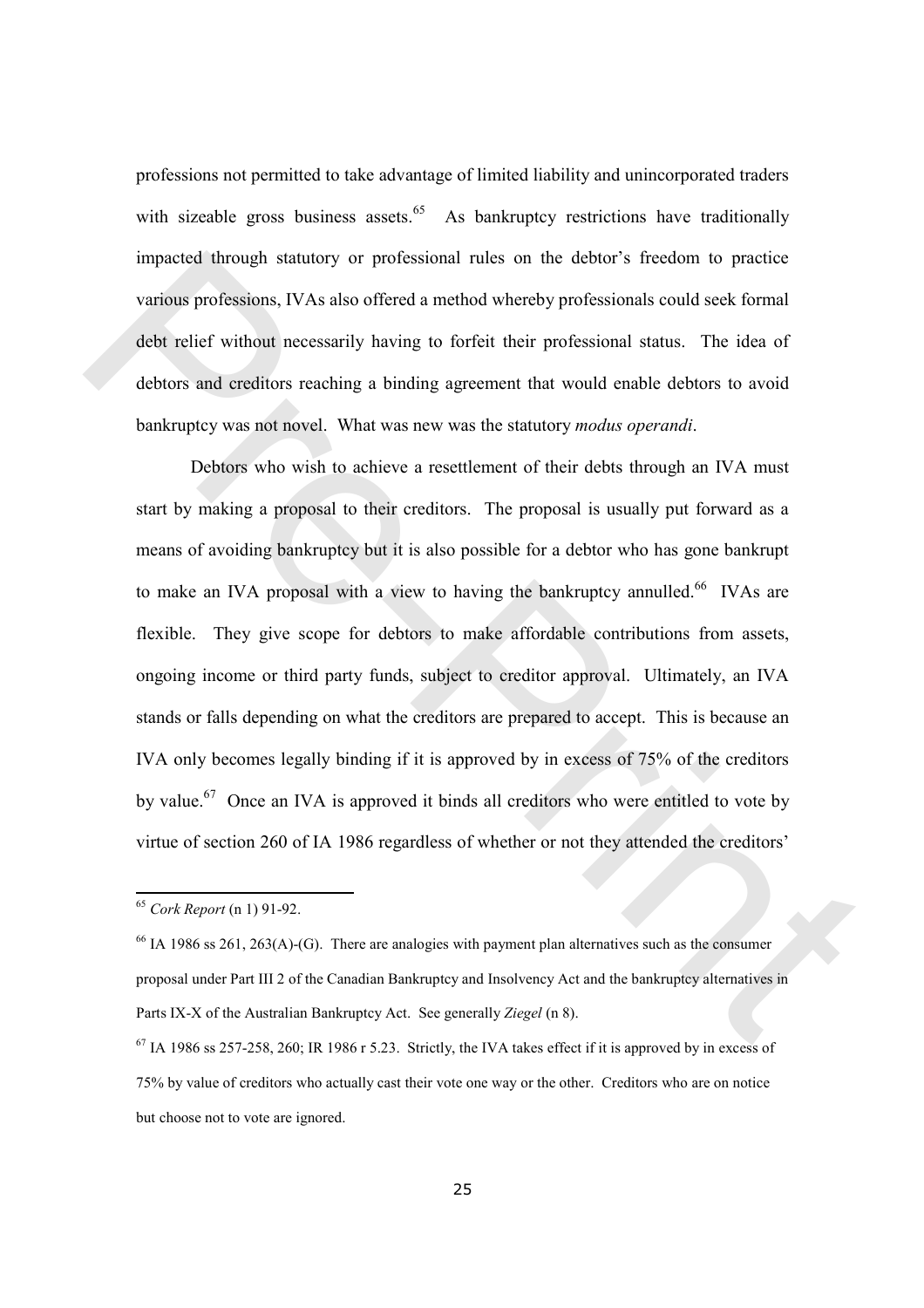professions not permitted to take advantage of limited liability and unincorporated traders with sizeable gross business assets.[65] As bankruptcy restrictions have traditionally impacted through statutory or professional rules on the debtor's freedom to practice various professions, IVAs also offered a method whereby professionals could seek formal debt relief without necessarily having to forfeit their professional status. The idea of debtors and creditors reaching a binding agreement that would enable debtors to avoid bankruptcy was not novel. What was new was the statutory *modus operandi*.

Debtors who wish to achieve a resettlement of their debts through an IVA must start by making a proposal to their creditors. The proposal is usually put forward as a means of avoiding bankruptcy but it is also possible for a debtor who has gone bankrupt to make an IVA proposal with a view to having the bankruptcy annulled.[66] IVAs are flexible. They give scope for debtors to make affordable contributions from assets, ongoing income or third party funds, subject to creditor approval. Ultimately, an IVA stands or falls depending on what the creditors are prepared to accept. This is because an IVA only becomes legally binding if it is approved by in excess of 75% of the creditors by value.[67] Once an IVA is approved it binds all creditors who were entitled to vote by virtue of section 260 of IA 1986 regardless of whether or not they attended the creditors'

---

[65] *Cork Report* (n 1) 91-92.

[66] IA 1986 ss 261, 263(A)-(G). There are analogies with payment plan alternatives such as the consumer proposal under Part III 2 of the Canadian Bankruptcy and Insolvency Act and the bankruptcy alternatives in Parts IX-X of the Australian Bankruptcy Act. See generally *Ziegel* (n 8).

[67] IA 1986 ss 257-258, 260; IR 1986 r 5.23. Strictly, the IVA takes effect if it is approved by in excess of 75% by value of creditors who actually cast their vote one way or the other. Creditors who are on notice but choose not to vote are ignored.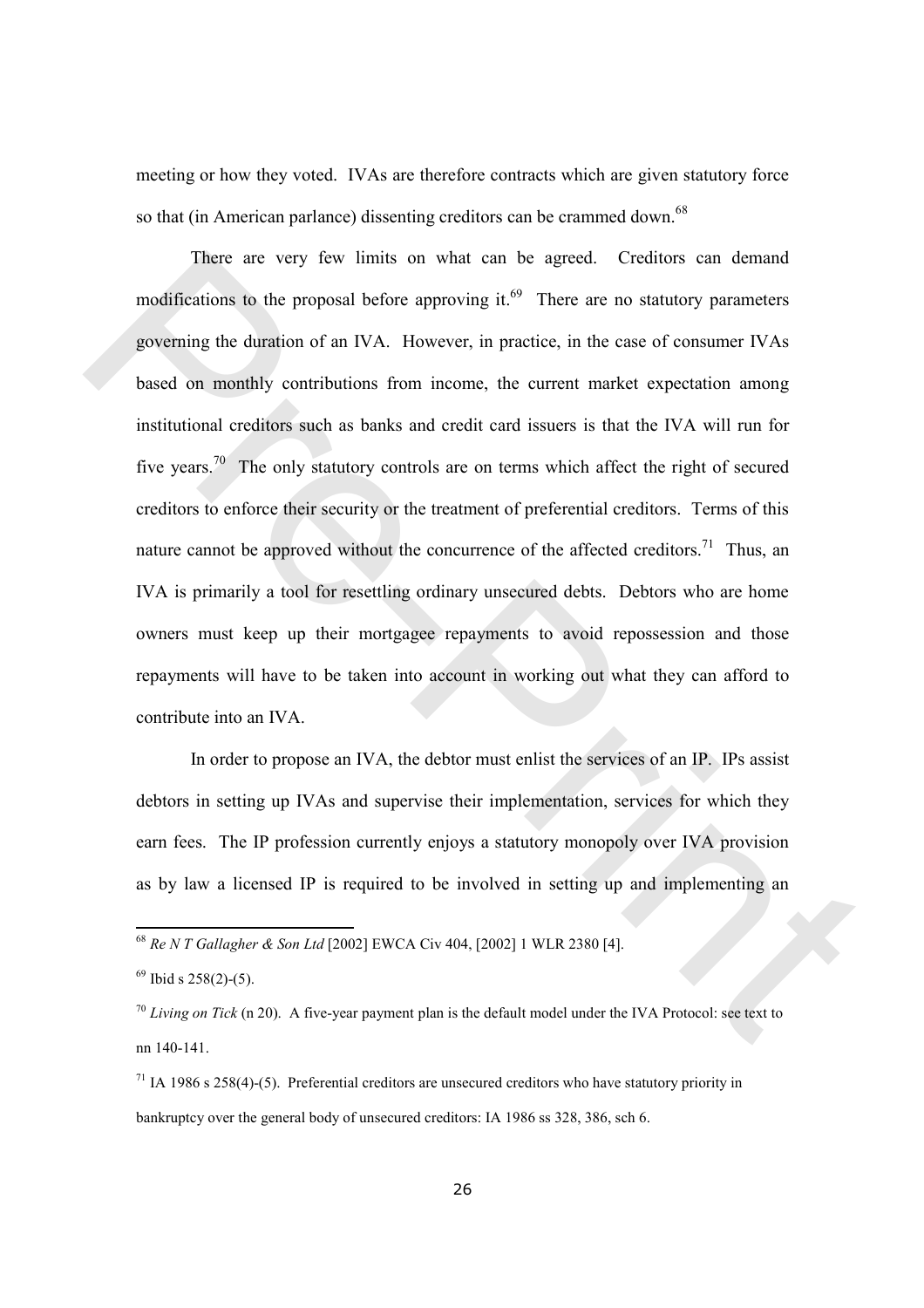meeting or how they voted. IVAs are therefore contracts which are given statutory force so that (in American parlance) dissenting creditors can be crammed down.[68]

There are very few limits on what can be agreed. Creditors can demand modifications to the proposal before approving it.[69] There are no statutory parameters governing the duration of an IVA. However, in practice, in the case of consumer IVAs based on monthly contributions from income, the current market expectation among institutional creditors such as banks and credit card issuers is that the IVA will run for five years.[70] The only statutory controls are on terms which affect the right of secured creditors to enforce their security or the treatment of preferential creditors. Terms of this nature cannot be approved without the concurrence of the affected creditors.[71] Thus, an IVA is primarily a tool for resettling ordinary unsecured debts. Debtors who are home owners must keep up their mortgagee repayments to avoid repossession and those repayments will have to be taken into account in working out what they can afford to contribute into an IVA.

In order to propose an IVA, the debtor must enlist the services of an IP. IPs assist debtors in setting up IVAs and supervise their implementation, services for which they earn fees. The IP profession currently enjoys a statutory monopoly over IVA provision as by law a licensed IP is required to be involved in setting up and implementing an

---

[68] *Re N T Gallagher & Son Ltd* [2002] EWCA Civ 404, [2002] 1 WLR 2380 [4].

[69] Ibid s 258(2)-(5).

[70] *Living on Tick* (n 20). A five-year payment plan is the default model under the IVA Protocol: see text to nn 140-141.

[71] IA 1986 s 258(4)-(5). Preferential creditors are unsecured creditors who have statutory priority in bankruptcy over the general body of unsecured creditors: IA 1986 ss 328, 386, sch 6.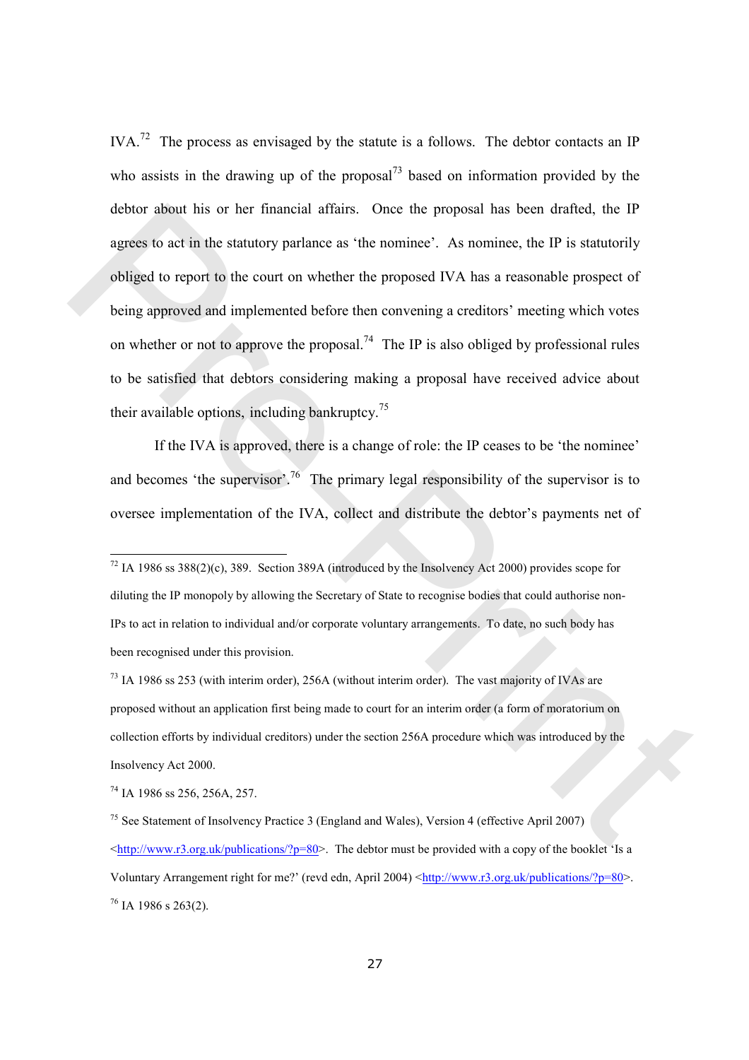IVA.[72] The process as envisaged by the statute is a follows. The debtor contacts an IP who assists in the drawing up of the proposal[73] based on information provided by the debtor about his or her financial affairs. Once the proposal has been drafted, the IP agrees to act in the statutory parlance as 'the nominee'. As nominee, the IP is statutorily obliged to report to the court on whether the proposed IVA has a reasonable prospect of being approved and implemented before then convening a creditors' meeting which votes on whether or not to approve the proposal.[74] The IP is also obliged by professional rules to be satisfied that debtors considering making a proposal have received advice about their available options, including bankruptcy.[75]

If the IVA is approved, there is a change of role: the IP ceases to be 'the nominee' and becomes 'the supervisor'.[76] The primary legal responsibility of the supervisor is to oversee implementation of the IVA, collect and distribute the debtor's payments net of

---

[72] IA 1986 ss 388(2)(c), 389. Section 389A (introduced by the Insolvency Act 2000) provides scope for diluting the IP monopoly by allowing the Secretary of State to recognise bodies that could authorise non-IPs to act in relation to individual and/or corporate voluntary arrangements. To date, no such body has been recognised under this provision.

[73] IA 1986 ss 253 (with interim order), 256A (without interim order). The vast majority of IVAs are proposed without an application first being made to court for an interim order (a form of moratorium on collection efforts by individual creditors) under the section 256A procedure which was introduced by the Insolvency Act 2000.

[74] IA 1986 ss 256, 256A, 257.

[75] See Statement of Insolvency Practice 3 (England and Wales), Version 4 (effective April 2007) <http://www.r3.org.uk/publications/?p=80>. The debtor must be provided with a copy of the booklet 'Is a Voluntary Arrangement right for me?' (revd edn, April 2004) <http://www.r3.org.uk/publications/?p=80>.

[76] IA 1986 s 263(2).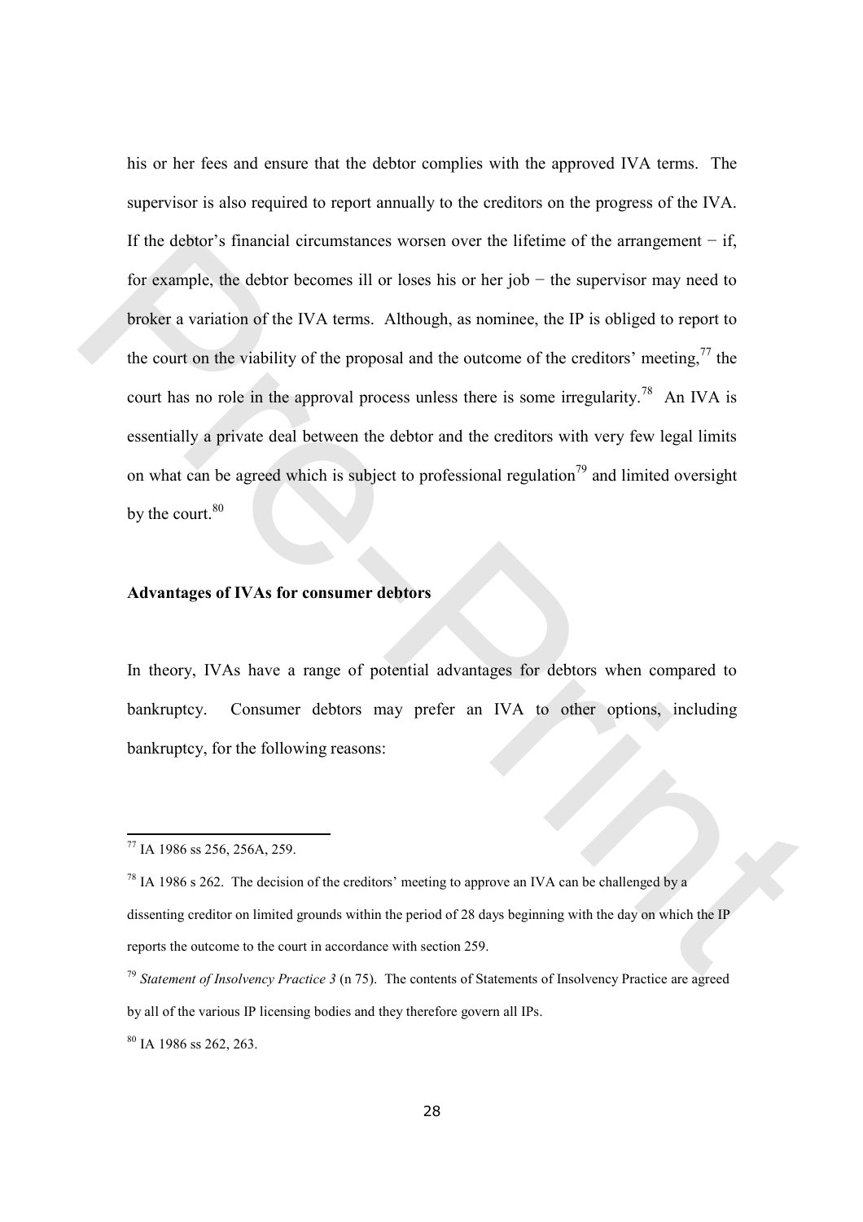his or her fees and ensure that the debtor complies with the approved IVA terms. The supervisor is also required to report annually to the creditors on the progress of the IVA. If the debtor's financial circumstances worsen over the lifetime of the arrangement − if, for example, the debtor becomes ill or loses his or her job − the supervisor may need to broker a variation of the IVA terms. Although, as nominee, the IP is obliged to report to the court on the viability of the proposal and the outcome of the creditors' meeting,[77] the court has no role in the approval process unless there is some irregularity.[78] An IVA is essentially a private deal between the debtor and the creditors with very few legal limits on what can be agreed which is subject to professional regulation[79] and limited oversight by the court.[80]

**Advantages of IVAs for consumer debtors**

In theory, IVAs have a range of potential advantages for debtors when compared to bankruptcy. Consumer debtors may prefer an IVA to other options, including bankruptcy, for the following reasons:

---

[77] IA 1986 ss 256, 256A, 259.

[78] IA 1986 s 262. The decision of the creditors' meeting to approve an IVA can be challenged by a dissenting creditor on limited grounds within the period of 28 days beginning with the day on which the IP reports the outcome to the court in accordance with section 259.

[79] *Statement of Insolvency Practice 3* (n 75). The contents of Statements of Insolvency Practice are agreed by all of the various IP licensing bodies and they therefore govern all IPs.

[80] IA 1986 ss 262, 263.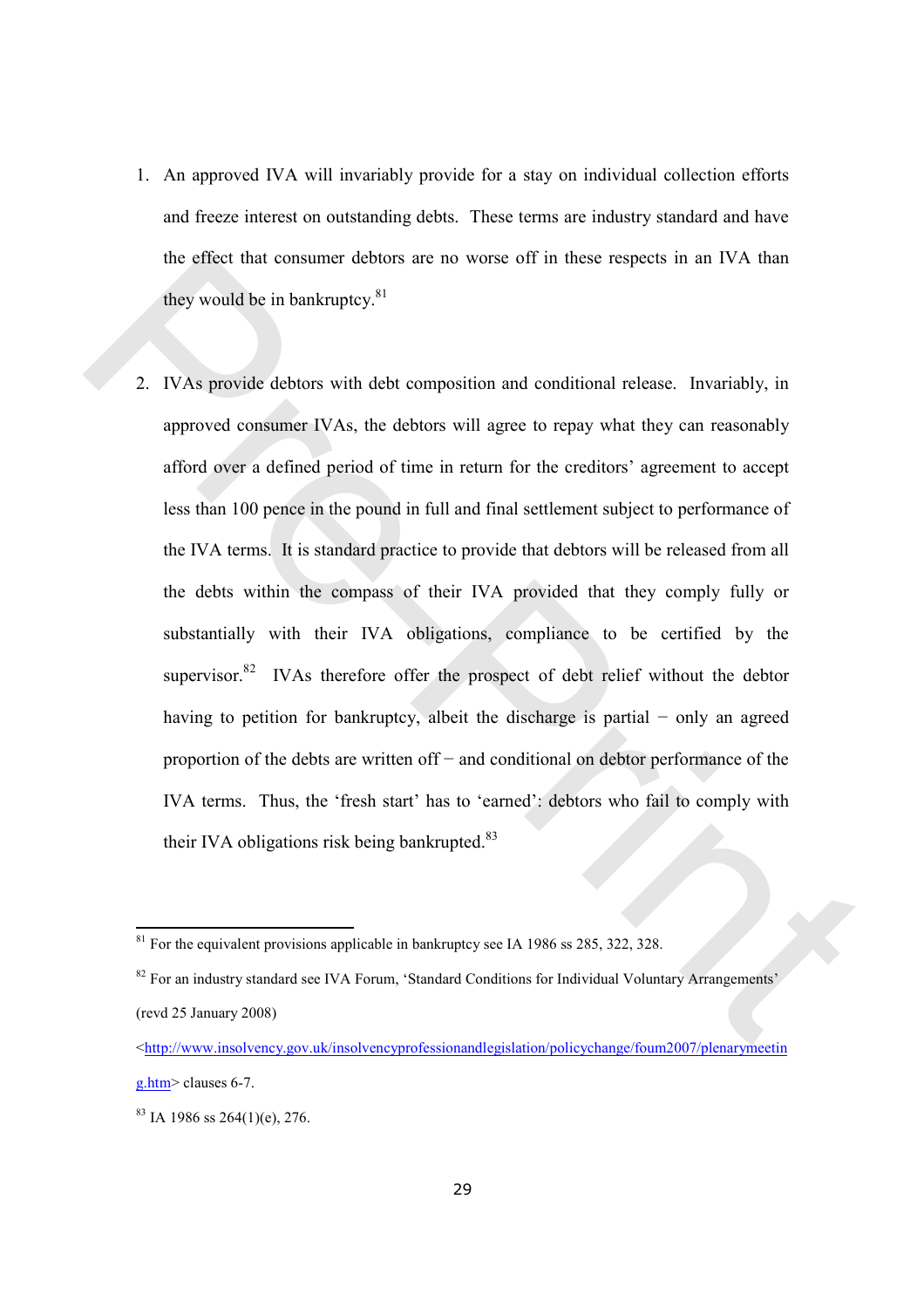1. An approved IVA will invariably provide for a stay on individual collection efforts and freeze interest on outstanding debts. These terms are industry standard and have the effect that consumer debtors are no worse off in these respects in an IVA than they would be in bankruptcy.[81]

2. IVAs provide debtors with debt composition and conditional release. Invariably, in approved consumer IVAs, the debtors will agree to repay what they can reasonably afford over a defined period of time in return for the creditors' agreement to accept less than 100 pence in the pound in full and final settlement subject to performance of the IVA terms. It is standard practice to provide that debtors will be released from all the debts within the compass of their IVA provided that they comply fully or substantially with their IVA obligations, compliance to be certified by the supervisor.[82] IVAs therefore offer the prospect of debt relief without the debtor having to petition for bankruptcy, albeit the discharge is partial − only an agreed proportion of the debts are written off − and conditional on debtor performance of the IVA terms. Thus, the 'fresh start' has to 'earned': debtors who fail to comply with their IVA obligations risk being bankrupted.[83]

---

[81] For the equivalent provisions applicable in bankruptcy see IA 1986 ss 285, 322, 328.

[82] For an industry standard see IVA Forum, 'Standard Conditions for Individual Voluntary Arrangements' (revd 25 January 2008) <http://www.insolvency.gov.uk/insolvencyprofessionandlegislation/policychange/foum2007/plenarymeeting.htm> clauses 6-7.

[83] IA 1986 ss 264(1)(e), 276.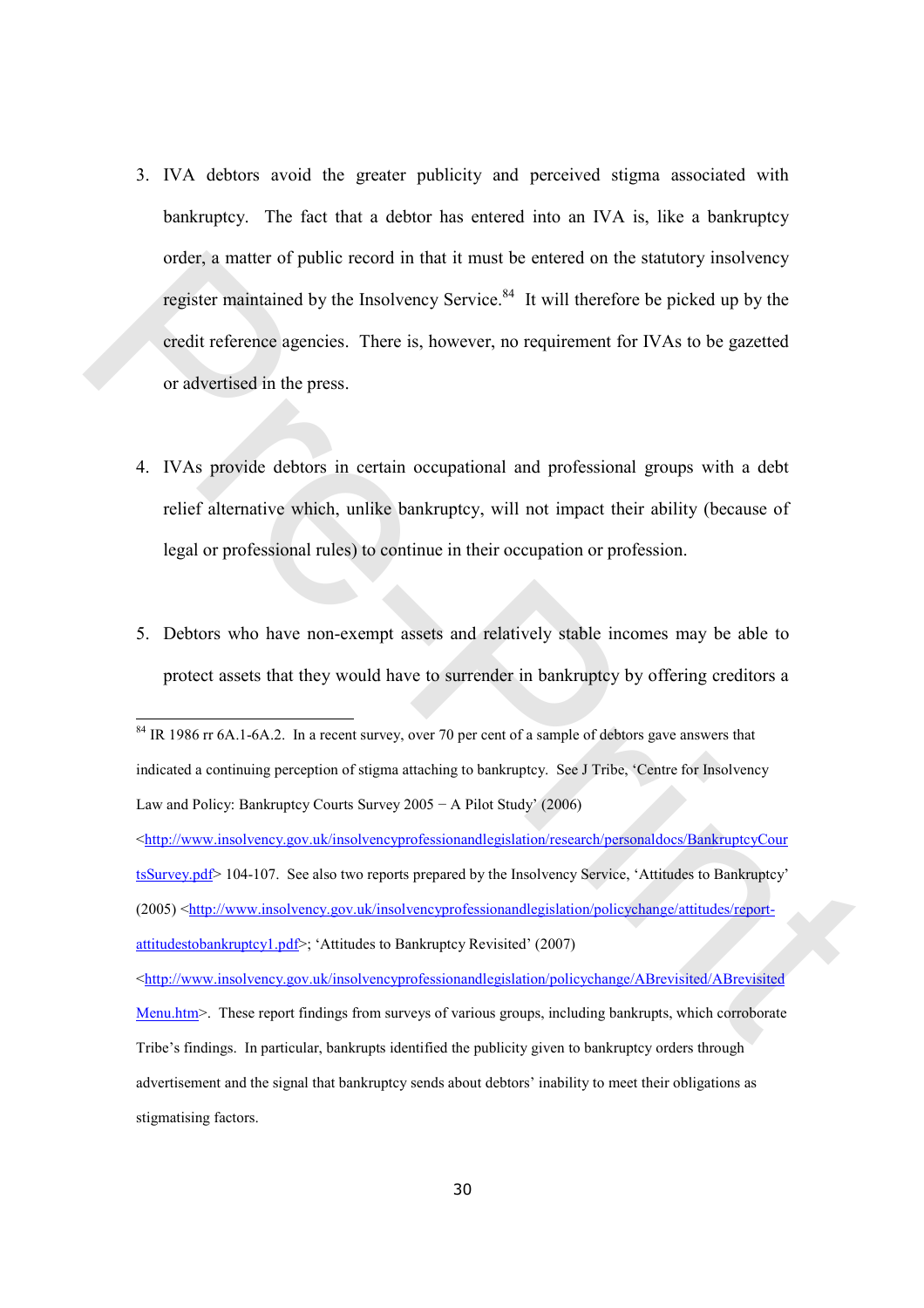3. IVA debtors avoid the greater publicity and perceived stigma associated with bankruptcy. The fact that a debtor has entered into an IVA is, like a bankruptcy order, a matter of public record in that it must be entered on the statutory insolvency register maintained by the Insolvency Service.[84] It will therefore be picked up by the credit reference agencies. There is, however, no requirement for IVAs to be gazetted or advertised in the press.

4. IVAs provide debtors in certain occupational and professional groups with a debt relief alternative which, unlike bankruptcy, will not impact their ability (because of legal or professional rules) to continue in their occupation or profession.

5. Debtors who have non-exempt assets and relatively stable incomes may be able to protect assets that they would have to surrender in bankruptcy by offering creditors a

---

[84] IR 1986 rr 6A.1-6A.2. In a recent survey, over 70 per cent of a sample of debtors gave answers that indicated a continuing perception of stigma attaching to bankruptcy. See J Tribe, 'Centre for Insolvency Law and Policy: Bankruptcy Courts Survey 2005 − A Pilot Study' (2006) <http://www.insolvency.gov.uk/insolvencyprofessionandlegislation/research/personaldocs/BankruptcyCourtsSurvey.pdf> 104-107. See also two reports prepared by the Insolvency Service, 'Attitudes to Bankruptcy' (2005) <http://www.insolvency.gov.uk/insolvencyprofessionandlegislation/policychange/attitudes/report-attitudestobankruptcy1.pdf>; 'Attitudes to Bankruptcy Revisited' (2007) <http://www.insolvency.gov.uk/insolvencyprofessionandlegislation/policychange/ABrevisited/ABrevisitedMenu.htm>. These report findings from surveys of various groups, including bankrupts, which corroborate Tribe's findings. In particular, bankrupts identified the publicity given to bankruptcy orders through advertisement and the signal that bankruptcy sends about debtors' inability to meet their obligations as stigmatising factors.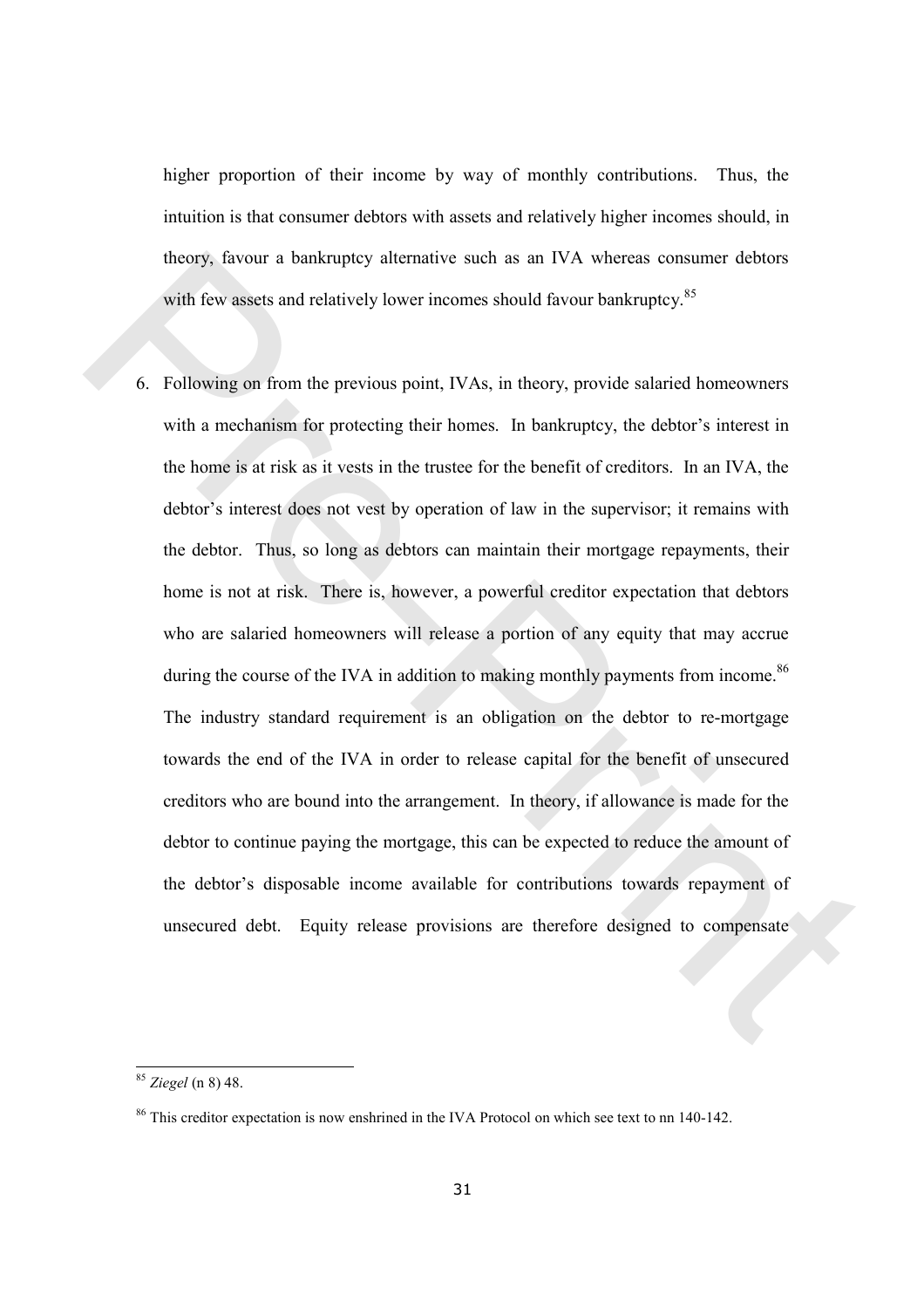higher proportion of their income by way of monthly contributions. Thus, the intuition is that consumer debtors with assets and relatively higher incomes should, in theory, favour a bankruptcy alternative such as an IVA whereas consumer debtors with few assets and relatively lower incomes should favour bankruptcy.[85]

6. Following on from the previous point, IVAs, in theory, provide salaried homeowners with a mechanism for protecting their homes. In bankruptcy, the debtor's interest in the home is at risk as it vests in the trustee for the benefit of creditors. In an IVA, the debtor's interest does not vest by operation of law in the supervisor; it remains with the debtor. Thus, so long as debtors can maintain their mortgage repayments, their home is not at risk. There is, however, a powerful creditor expectation that debtors who are salaried homeowners will release a portion of any equity that may accrue during the course of the IVA in addition to making monthly payments from income.[86] The industry standard requirement is an obligation on the debtor to re-mortgage towards the end of the IVA in order to release capital for the benefit of unsecured creditors who are bound into the arrangement. In theory, if allowance is made for the debtor to continue paying the mortgage, this can be expected to reduce the amount of the debtor's disposable income available for contributions towards repayment of unsecured debt. Equity release provisions are therefore designed to compensate

---

[85] *Ziegel* (n 8) 48.

[86] This creditor expectation is now enshrined in the IVA Protocol on which see text to nn 140-142.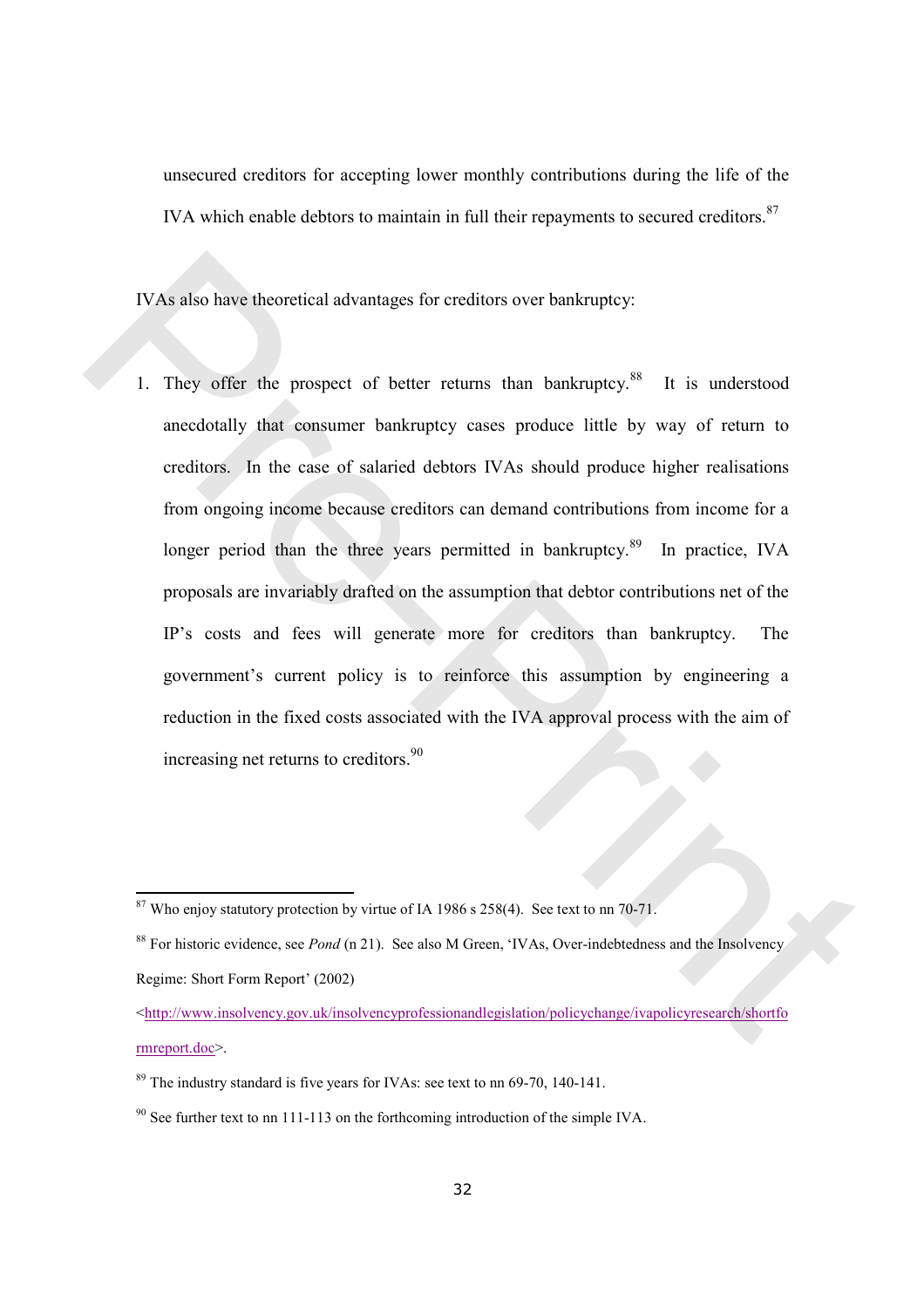unsecured creditors for accepting lower monthly contributions during the life of the IVA which enable debtors to maintain in full their repayments to secured creditors.[87]

IVAs also have theoretical advantages for creditors over bankruptcy:

1. They offer the prospect of better returns than bankruptcy.[88] It is understood anecdotally that consumer bankruptcy cases produce little by way of return to creditors. In the case of salaried debtors IVAs should produce higher realisations from ongoing income because creditors can demand contributions from income for a longer period than the three years permitted in bankruptcy.[89] In practice, IVA proposals are invariably drafted on the assumption that debtor contributions net of the IP's costs and fees will generate more for creditors than bankruptcy. The government's current policy is to reinforce this assumption by engineering a reduction in the fixed costs associated with the IVA approval process with the aim of increasing net returns to creditors.[90]

---

[87] Who enjoy statutory protection by virtue of IA 1986 s 258(4). See text to nn 70-71.

[88] For historic evidence, see *Pond* (n 21). See also M Green, 'IVAs, Over-indebtedness and the Insolvency Regime: Short Form Report' (2002) <http://www.insolvency.gov.uk/insolvencyprofessionandlegislation/policychange/ivapolicyresearch/shortformreport.doc>.

[89] The industry standard is five years for IVAs: see text to nn 69-70, 140-141.

[90] See further text to nn 111-113 on the forthcoming introduction of the simple IVA.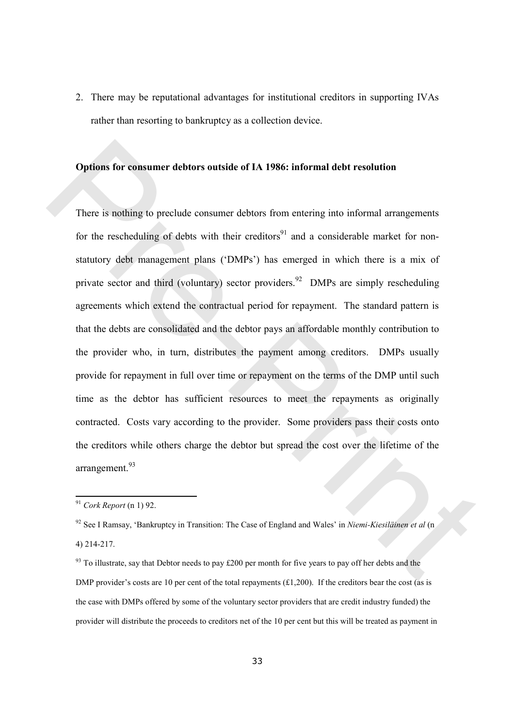2. There may be reputational advantages for institutional creditors in supporting IVAs rather than resorting to bankruptcy as a collection device.

**Options for consumer debtors outside of IA 1986: informal debt resolution**

There is nothing to preclude consumer debtors from entering into informal arrangements for the rescheduling of debts with their creditors[91] and a considerable market for non-statutory debt management plans ('DMPs') has emerged in which there is a mix of private sector and third (voluntary) sector providers.[92] DMPs are simply rescheduling agreements which extend the contractual period for repayment. The standard pattern is that the debts are consolidated and the debtor pays an affordable monthly contribution to the provider who, in turn, distributes the payment among creditors. DMPs usually provide for repayment in full over time or repayment on the terms of the DMP until such time as the debtor has sufficient resources to meet the repayments as originally contracted. Costs vary according to the provider. Some providers pass their costs onto the creditors while others charge the debtor but spread the cost over the lifetime of the arrangement.[93]

---

[91] *Cork Report* (n 1) 92.

[92] See I Ramsay, 'Bankruptcy in Transition: The Case of England and Wales' in *Niemi-Kiesiläinen et al* (n 4) 214-217.

[93] To illustrate, say that Debtor needs to pay £200 per month for five years to pay off her debts and the DMP provider's costs are 10 per cent of the total repayments (£1,200). If the creditors bear the cost (as is the case with DMPs offered by some of the voluntary sector providers that are credit industry funded) the provider will distribute the proceeds to creditors net of the 10 per cent but this will be treated as payment in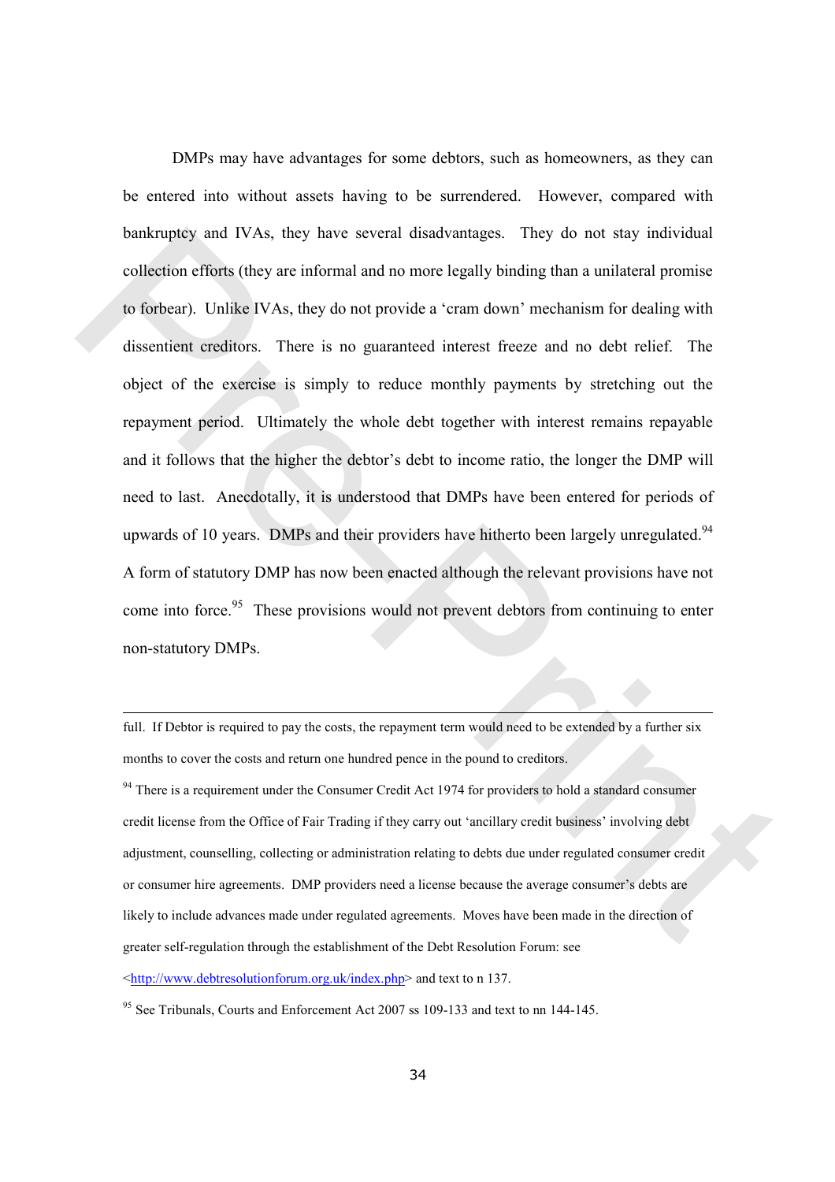DMPs may have advantages for some debtors, such as homeowners, as they can be entered into without assets having to be surrendered. However, compared with bankruptcy and IVAs, they have several disadvantages. They do not stay individual collection efforts (they are informal and no more legally binding than a unilateral promise to forbear). Unlike IVAs, they do not provide a 'cram down' mechanism for dealing with dissentient creditors. There is no guaranteed interest freeze and no debt relief. The object of the exercise is simply to reduce monthly payments by stretching out the repayment period. Ultimately the whole debt together with interest remains repayable and it follows that the higher the debtor's debt to income ratio, the longer the DMP will need to last. Anecdotally, it is understood that DMPs have been entered for periods of upwards of 10 years. DMPs and their providers have hitherto been largely unregulated.[94] A form of statutory DMP has now been enacted although the relevant provisions have not come into force.[95] These provisions would not prevent debtors from continuing to enter non-statutory DMPs.

---

full. If Debtor is required to pay the costs, the repayment term would need to be extended by a further six months to cover the costs and return one hundred pence in the pound to creditors.

[94] There is a requirement under the Consumer Credit Act 1974 for providers to hold a standard consumer credit license from the Office of Fair Trading if they carry out 'ancillary credit business' involving debt adjustment, counselling, collecting or administration relating to debts due under regulated consumer credit or consumer hire agreements. DMP providers need a license because the average consumer's debts are likely to include advances made under regulated agreements. Moves have been made in the direction of greater self-regulation through the establishment of the Debt Resolution Forum: see <http://www.debtresolutionforum.org.uk/index.php> and text to n 137.

[95] See Tribunals, Courts and Enforcement Act 2007 ss 109-133 and text to nn 144-145.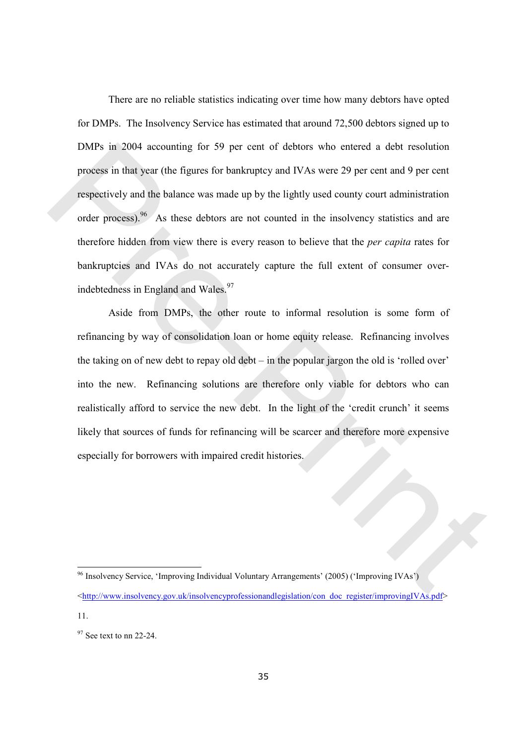There are no reliable statistics indicating over time how many debtors have opted for DMPs. The Insolvency Service has estimated that around 72,500 debtors signed up to DMPs in 2004 accounting for 59 per cent of debtors who entered a debt resolution process in that year (the figures for bankruptcy and IVAs were 29 per cent and 9 per cent respectively and the balance was made up by the lightly used county court administration order process).[96] As these debtors are not counted in the insolvency statistics and are therefore hidden from view there is every reason to believe that the *per capita* rates for bankruptcies and IVAs do not accurately capture the full extent of consumer over-indebtedness in England and Wales.[97]

Aside from DMPs, the other route to informal resolution is some form of refinancing by way of consolidation loan or home equity release. Refinancing involves the taking on of new debt to repay old debt – in the popular jargon the old is 'rolled over' into the new. Refinancing solutions are therefore only viable for debtors who can realistically afford to service the new debt. In the light of the 'credit crunch' it seems likely that sources of funds for refinancing will be scarcer and therefore more expensive especially for borrowers with impaired credit histories.

---

[96] Insolvency Service, 'Improving Individual Voluntary Arrangements' (2005) ('Improving IVAs') <http://www.insolvency.gov.uk/insolvencyprofessionandlegislation/con_doc_register/improvingIVAs.pdf> 11.

[97] See text to nn 22-24.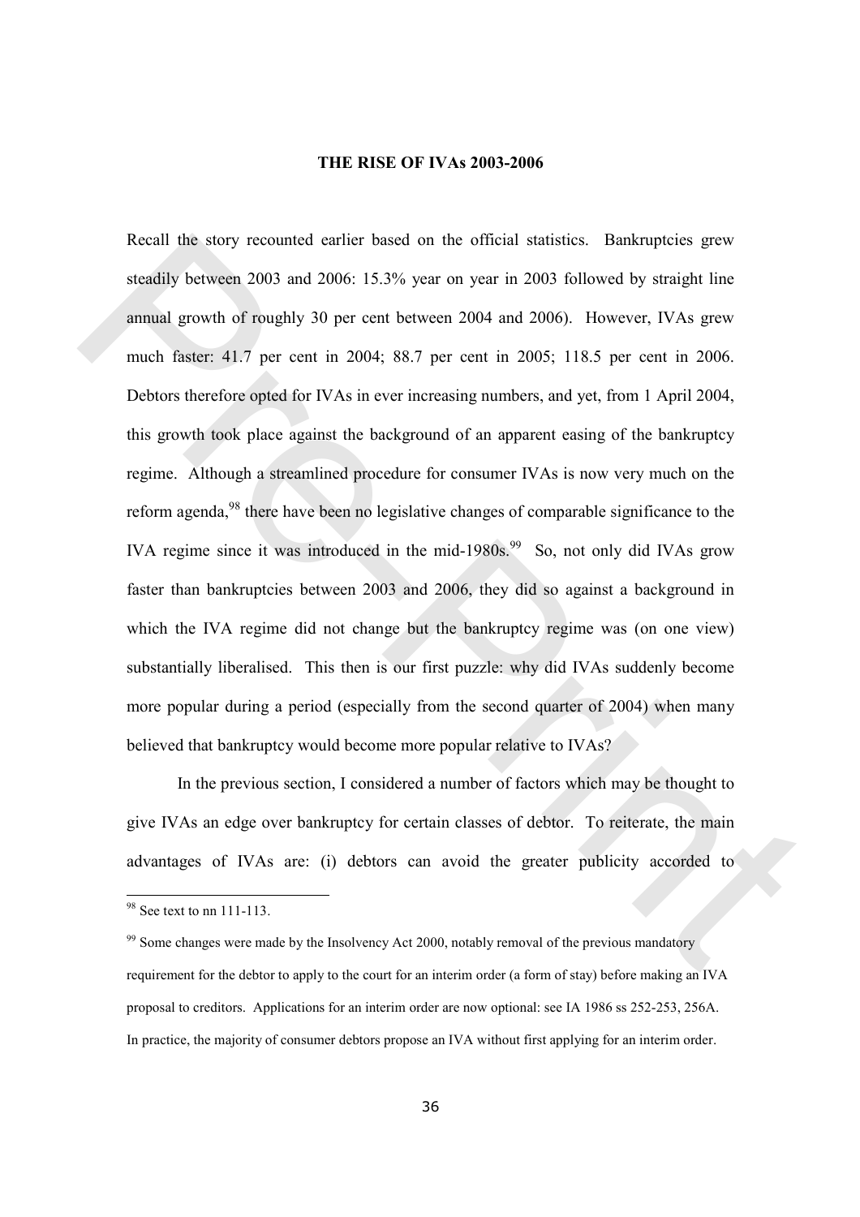## THE RISE OF IVAs 2003-2006

Recall the story recounted earlier based on the official statistics. Bankruptcies grew steadily between 2003 and 2006: 15.3% year on year in 2003 followed by straight line annual growth of roughly 30 per cent between 2004 and 2006). However, IVAs grew much faster: 41.7 per cent in 2004; 88.7 per cent in 2005; 118.5 per cent in 2006. Debtors therefore opted for IVAs in ever increasing numbers, and yet, from 1 April 2004, this growth took place against the background of an apparent easing of the bankruptcy regime. Although a streamlined procedure for consumer IVAs is now very much on the reform agenda,[98] there have been no legislative changes of comparable significance to the IVA regime since it was introduced in the mid-1980s.[99] So, not only did IVAs grow faster than bankruptcies between 2003 and 2006, they did so against a background in which the IVA regime did not change but the bankruptcy regime was (on one view) substantially liberalised. This then is our first puzzle: why did IVAs suddenly become more popular during a period (especially from the second quarter of 2004) when many believed that bankruptcy would become more popular relative to IVAs?

In the previous section, I considered a number of factors which may be thought to give IVAs an edge over bankruptcy for certain classes of debtor. To reiterate, the main advantages of IVAs are: (i) debtors can avoid the greater publicity accorded to

---

[98] See text to nn 111-113.

[99] Some changes were made by the Insolvency Act 2000, notably removal of the previous mandatory requirement for the debtor to apply to the court for an interim order (a form of stay) before making an IVA proposal to creditors. Applications for an interim order are now optional: see IA 1986 ss 252-253, 256A. In practice, the majority of consumer debtors propose an IVA without first applying for an interim order.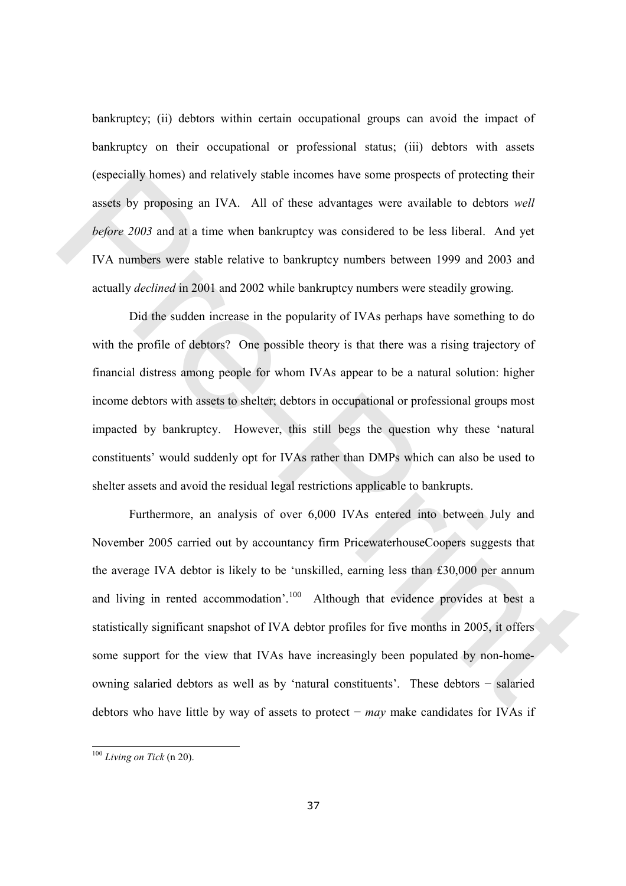bankruptcy; (ii) debtors within certain occupational groups can avoid the impact of bankruptcy on their occupational or professional status; (iii) debtors with assets (especially homes) and relatively stable incomes have some prospects of protecting their assets by proposing an IVA. All of these advantages were available to debtors *well before 2003* and at a time when bankruptcy was considered to be less liberal. And yet IVA numbers were stable relative to bankruptcy numbers between 1999 and 2003 and actually *declined* in 2001 and 2002 while bankruptcy numbers were steadily growing.

Did the sudden increase in the popularity of IVAs perhaps have something to do with the profile of debtors? One possible theory is that there was a rising trajectory of financial distress among people for whom IVAs appear to be a natural solution: higher income debtors with assets to shelter; debtors in occupational or professional groups most impacted by bankruptcy. However, this still begs the question why these 'natural constituents' would suddenly opt for IVAs rather than DMPs which can also be used to shelter assets and avoid the residual legal restrictions applicable to bankrupts.

Furthermore, an analysis of over 6,000 IVAs entered into between July and November 2005 carried out by accountancy firm PricewaterhouseCoopers suggests that the average IVA debtor is likely to be 'unskilled, earning less than £30,000 per annum and living in rented accommodation'.[100] Although that evidence provides at best a statistically significant snapshot of IVA debtor profiles for five months in 2005, it offers some support for the view that IVAs have increasingly been populated by non-home-owning salaried debtors as well as by 'natural constituents'. These debtors − salaried debtors who have little by way of assets to protect − *may* make candidates for IVAs if

[100] *Living on Tick* (n 20).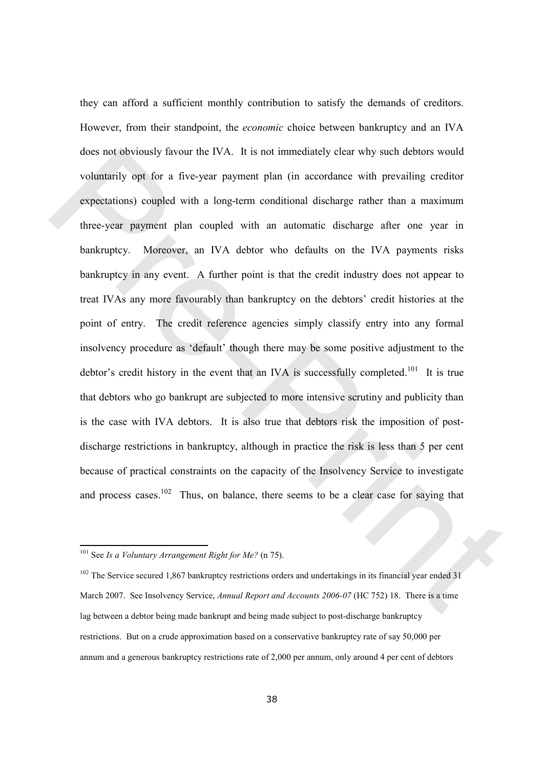they can afford a sufficient monthly contribution to satisfy the demands of creditors. However, from their standpoint, the *economic* choice between bankruptcy and an IVA does not obviously favour the IVA. It is not immediately clear why such debtors would voluntarily opt for a five-year payment plan (in accordance with prevailing creditor expectations) coupled with a long-term conditional discharge rather than a maximum three-year payment plan coupled with an automatic discharge after one year in bankruptcy. Moreover, an IVA debtor who defaults on the IVA payments risks bankruptcy in any event. A further point is that the credit industry does not appear to treat IVAs any more favourably than bankruptcy on the debtors' credit histories at the point of entry. The credit reference agencies simply classify entry into any formal insolvency procedure as 'default' though there may be some positive adjustment to the debtor's credit history in the event that an IVA is successfully completed.[101] It is true that debtors who go bankrupt are subjected to more intensive scrutiny and publicity than is the case with IVA debtors. It is also true that debtors risk the imposition of post-discharge restrictions in bankruptcy, although in practice the risk is less than 5 per cent because of practical constraints on the capacity of the Insolvency Service to investigate and process cases.[102] Thus, on balance, there seems to be a clear case for saying that

---

[101] See *Is a Voluntary Arrangement Right for Me?* (n 75).

[102] The Service secured 1,867 bankruptcy restrictions orders and undertakings in its financial year ended 31 March 2007. See Insolvency Service, *Annual Report and Accounts 2006-07* (HC 752) 18. There is a time lag between a debtor being made bankrupt and being made subject to post-discharge bankruptcy restrictions. But on a crude approximation based on a conservative bankruptcy rate of say 50,000 per annum and a generous bankruptcy restrictions rate of 2,000 per annum, only around 4 per cent of debtors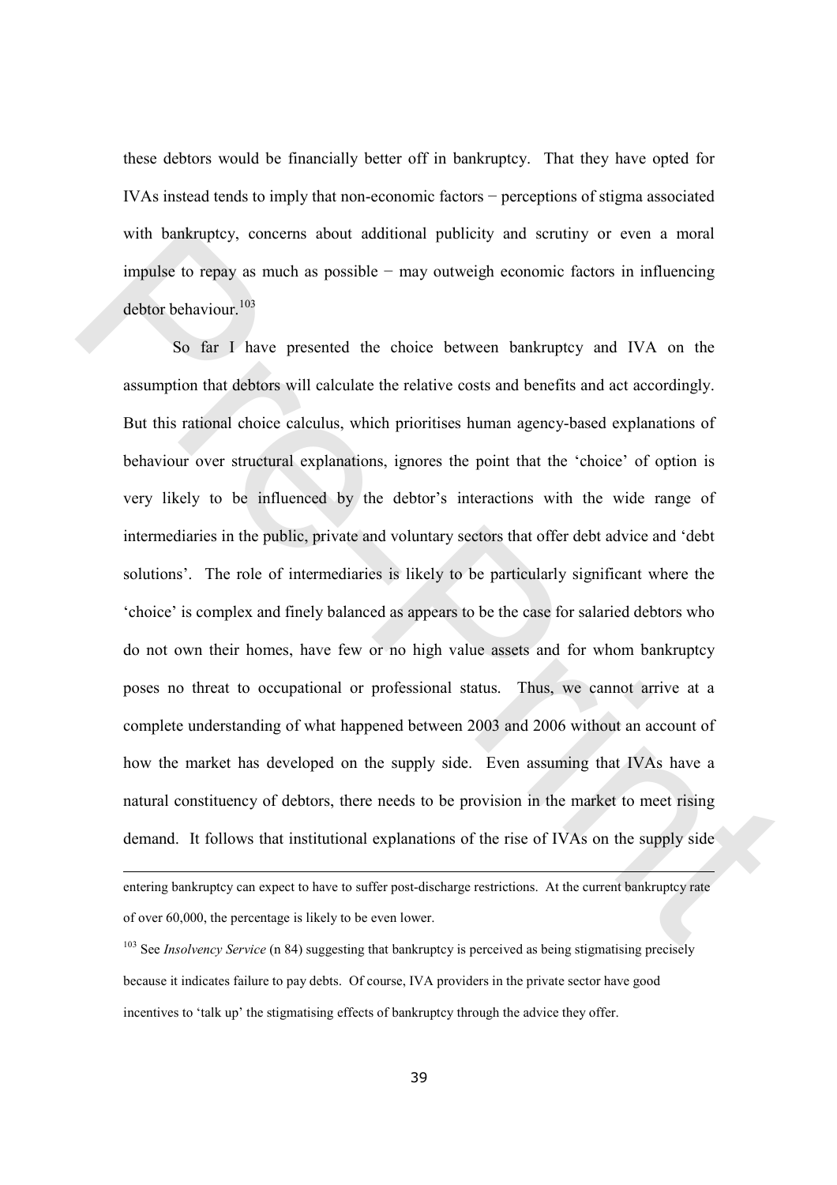these debtors would be financially better off in bankruptcy. That they have opted for IVAs instead tends to imply that non-economic factors − perceptions of stigma associated with bankruptcy, concerns about additional publicity and scrutiny or even a moral impulse to repay as much as possible − may outweigh economic factors in influencing debtor behaviour.[103]

So far I have presented the choice between bankruptcy and IVA on the assumption that debtors will calculate the relative costs and benefits and act accordingly. But this rational choice calculus, which prioritises human agency-based explanations of behaviour over structural explanations, ignores the point that the 'choice' of option is very likely to be influenced by the debtor's interactions with the wide range of intermediaries in the public, private and voluntary sectors that offer debt advice and 'debt solutions'. The role of intermediaries is likely to be particularly significant where the 'choice' is complex and finely balanced as appears to be the case for salaried debtors who do not own their homes, have few or no high value assets and for whom bankruptcy poses no threat to occupational or professional status. Thus, we cannot arrive at a complete understanding of what happened between 2003 and 2006 without an account of how the market has developed on the supply side. Even assuming that IVAs have a natural constituency of debtors, there needs to be provision in the market to meet rising demand. It follows that institutional explanations of the rise of IVAs on the supply side

---

entering bankruptcy can expect to have to suffer post-discharge restrictions. At the current bankruptcy rate of over 60,000, the percentage is likely to be even lower.

[103] See *Insolvency Service* (n 84) suggesting that bankruptcy is perceived as being stigmatising precisely because it indicates failure to pay debts. Of course, IVA providers in the private sector have good incentives to 'talk up' the stigmatising effects of bankruptcy through the advice they offer.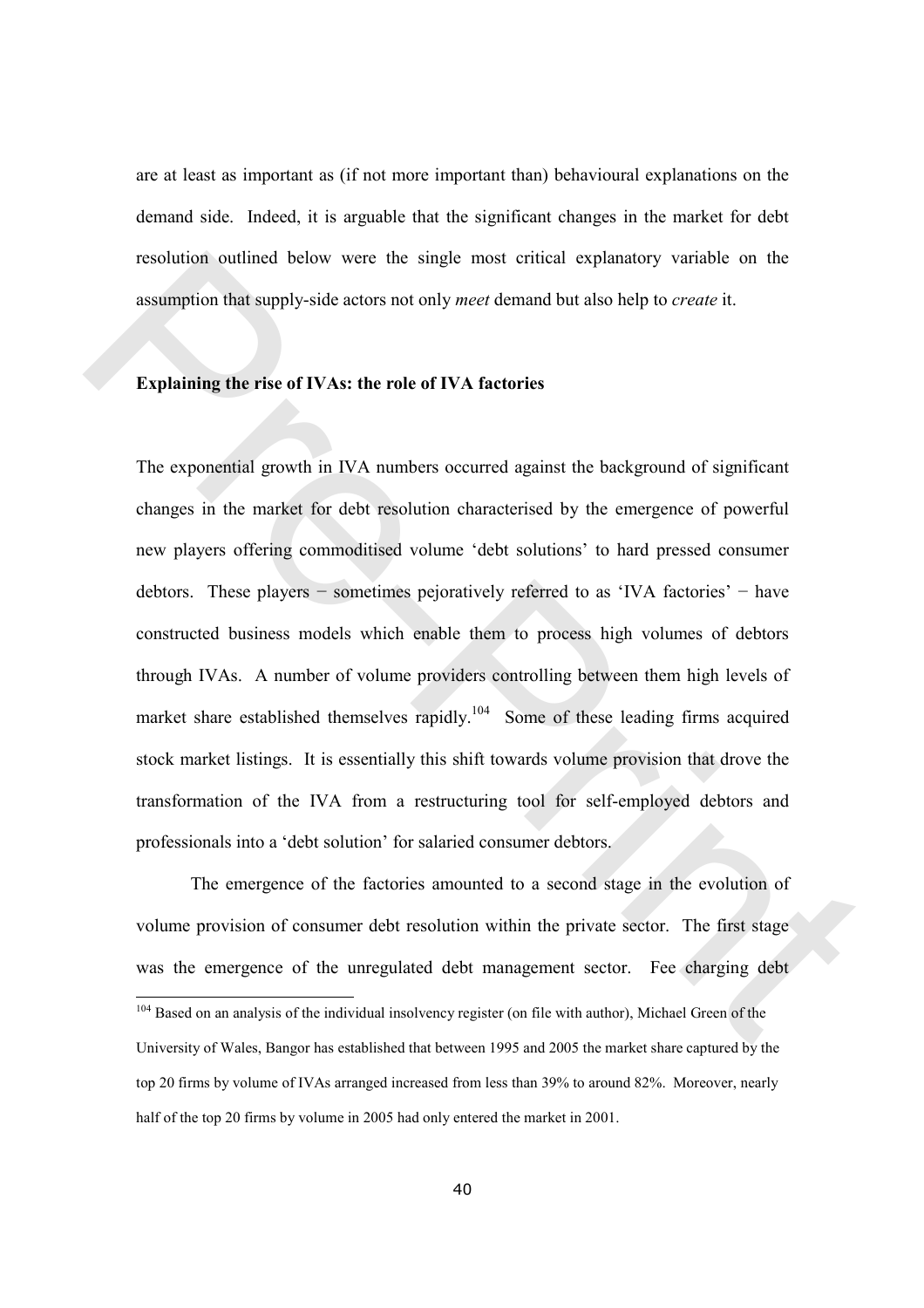are at least as important as (if not more important than) behavioural explanations on the demand side. Indeed, it is arguable that the significant changes in the market for debt resolution outlined below were the single most critical explanatory variable on the assumption that supply-side actors not only *meet* demand but also help to *create* it.

**Explaining the rise of IVAs: the role of IVA factories**

The exponential growth in IVA numbers occurred against the background of significant changes in the market for debt resolution characterised by the emergence of powerful new players offering commoditised volume 'debt solutions' to hard pressed consumer debtors. These players − sometimes pejoratively referred to as 'IVA factories' − have constructed business models which enable them to process high volumes of debtors through IVAs. A number of volume providers controlling between them high levels of market share established themselves rapidly.[104] Some of these leading firms acquired stock market listings. It is essentially this shift towards volume provision that drove the transformation of the IVA from a restructuring tool for self-employed debtors and professionals into a 'debt solution' for salaried consumer debtors.

The emergence of the factories amounted to a second stage in the evolution of volume provision of consumer debt resolution within the private sector. The first stage was the emergence of the unregulated debt management sector. Fee charging debt

[104] Based on an analysis of the individual insolvency register (on file with author), Michael Green of the University of Wales, Bangor has established that between 1995 and 2005 the market share captured by the top 20 firms by volume of IVAs arranged increased from less than 39% to around 82%. Moreover, nearly half of the top 20 firms by volume in 2005 had only entered the market in 2001.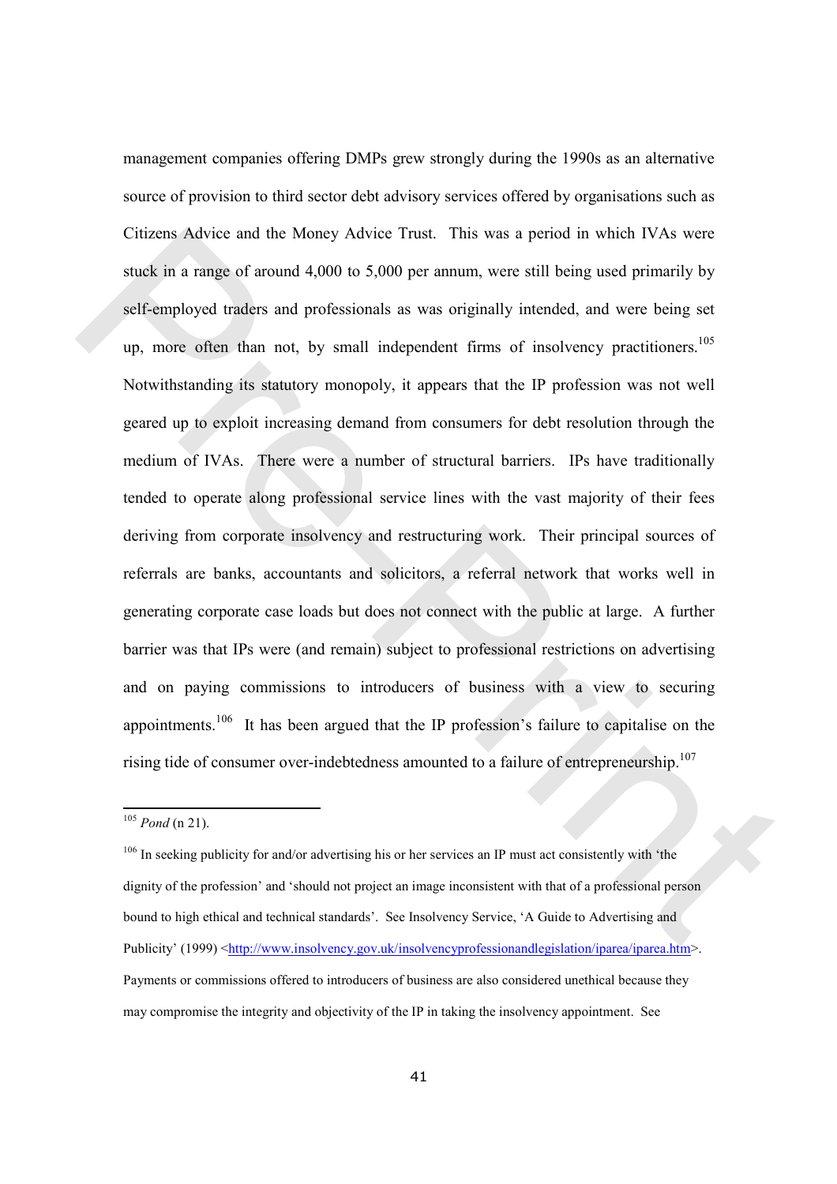management companies offering DMPs grew strongly during the 1990s as an alternative source of provision to third sector debt advisory services offered by organisations such as Citizens Advice and the Money Advice Trust. This was a period in which IVAs were stuck in a range of around 4,000 to 5,000 per annum, were still being used primarily by self-employed traders and professionals as was originally intended, and were being set up, more often than not, by small independent firms of insolvency practitioners.[105] Notwithstanding its statutory monopoly, it appears that the IP profession was not well geared up to exploit increasing demand from consumers for debt resolution through the medium of IVAs. There were a number of structural barriers. IPs have traditionally tended to operate along professional service lines with the vast majority of their fees deriving from corporate insolvency and restructuring work. Their principal sources of referrals are banks, accountants and solicitors, a referral network that works well in generating corporate case loads but does not connect with the public at large. A further barrier was that IPs were (and remain) subject to professional restrictions on advertising and on paying commissions to introducers of business with a view to securing appointments.[106] It has been argued that the IP profession's failure to capitalise on the rising tide of consumer over-indebtedness amounted to a failure of entrepreneurship.[107]

---

[105] *Pond* (n 21).

[106] In seeking publicity for and/or advertising his or her services an IP must act consistently with 'the dignity of the profession' and 'should not project an image inconsistent with that of a professional person bound to high ethical and technical standards'. See Insolvency Service, 'A Guide to Advertising and Publicity' (1999) <http://www.insolvency.gov.uk/insolvencyprofessionandlegislation/iparea/iparea.htm>. Payments or commissions offered to introducers of business are also considered unethical because they may compromise the integrity and objectivity of the IP in taking the insolvency appointment. See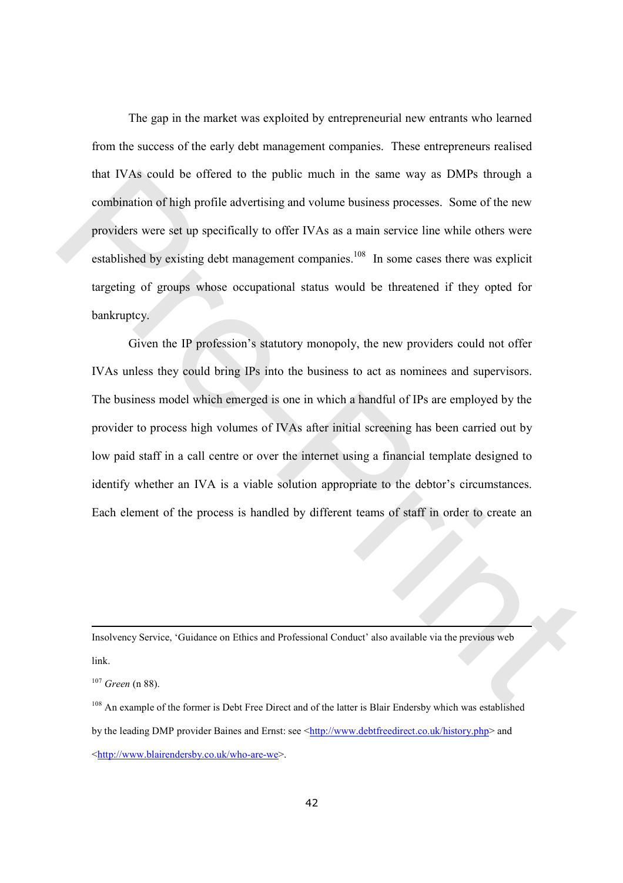The gap in the market was exploited by entrepreneurial new entrants who learned from the success of the early debt management companies. These entrepreneurs realised that IVAs could be offered to the public much in the same way as DMPs through a combination of high profile advertising and volume business processes. Some of the new providers were set up specifically to offer IVAs as a main service line while others were established by existing debt management companies.[108] In some cases there was explicit targeting of groups whose occupational status would be threatened if they opted for bankruptcy.

Given the IP profession's statutory monopoly, the new providers could not offer IVAs unless they could bring IPs into the business to act as nominees and supervisors. The business model which emerged is one in which a handful of IPs are employed by the provider to process high volumes of IVAs after initial screening has been carried out by low paid staff in a call centre or over the internet using a financial template designed to identify whether an IVA is a viable solution appropriate to the debtor's circumstances. Each element of the process is handled by different teams of staff in order to create an

---

Insolvency Service, 'Guidance on Ethics and Professional Conduct' also available via the previous web link.

[107] *Green* (n 88).

[108] An example of the former is Debt Free Direct and of the latter is Blair Endersby which was established by the leading DMP provider Baines and Ernst: see <http://www.debtfreedirect.co.uk/history.php> and <http://www.blairendersby.co.uk/who-are-we>.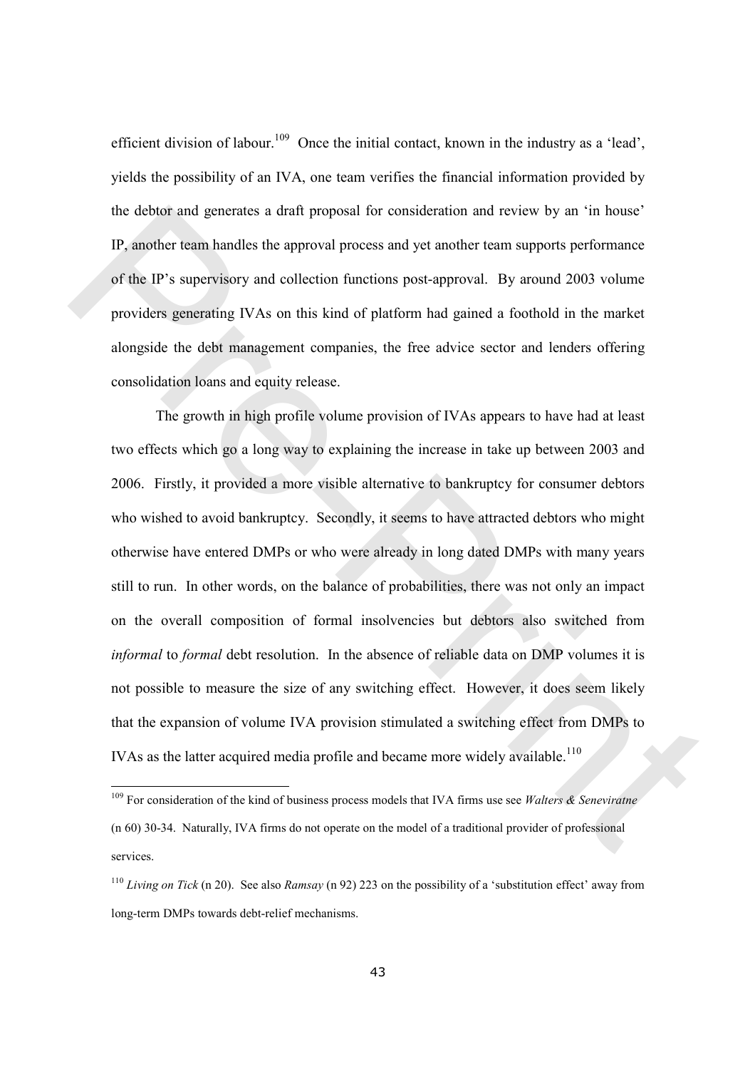efficient division of labour.[109] Once the initial contact, known in the industry as a 'lead', yields the possibility of an IVA, one team verifies the financial information provided by the debtor and generates a draft proposal for consideration and review by an 'in house' IP, another team handles the approval process and yet another team supports performance of the IP's supervisory and collection functions post-approval. By around 2003 volume providers generating IVAs on this kind of platform had gained a foothold in the market alongside the debt management companies, the free advice sector and lenders offering consolidation loans and equity release.

The growth in high profile volume provision of IVAs appears to have had at least two effects which go a long way to explaining the increase in take up between 2003 and 2006. Firstly, it provided a more visible alternative to bankruptcy for consumer debtors who wished to avoid bankruptcy. Secondly, it seems to have attracted debtors who might otherwise have entered DMPs or who were already in long dated DMPs with many years still to run. In other words, on the balance of probabilities, there was not only an impact on the overall composition of formal insolvencies but debtors also switched from *informal* to *formal* debt resolution. In the absence of reliable data on DMP volumes it is not possible to measure the size of any switching effect. However, it does seem likely that the expansion of volume IVA provision stimulated a switching effect from DMPs to IVAs as the latter acquired media profile and became more widely available.[110]

---

[109] For consideration of the kind of business process models that IVA firms use see *Walters & Seneviratne* (n 60) 30-34. Naturally, IVA firms do not operate on the model of a traditional provider of professional services.

[110] *Living on Tick* (n 20). See also *Ramsay* (n 92) 223 on the possibility of a 'substitution effect' away from long-term DMPs towards debt-relief mechanisms.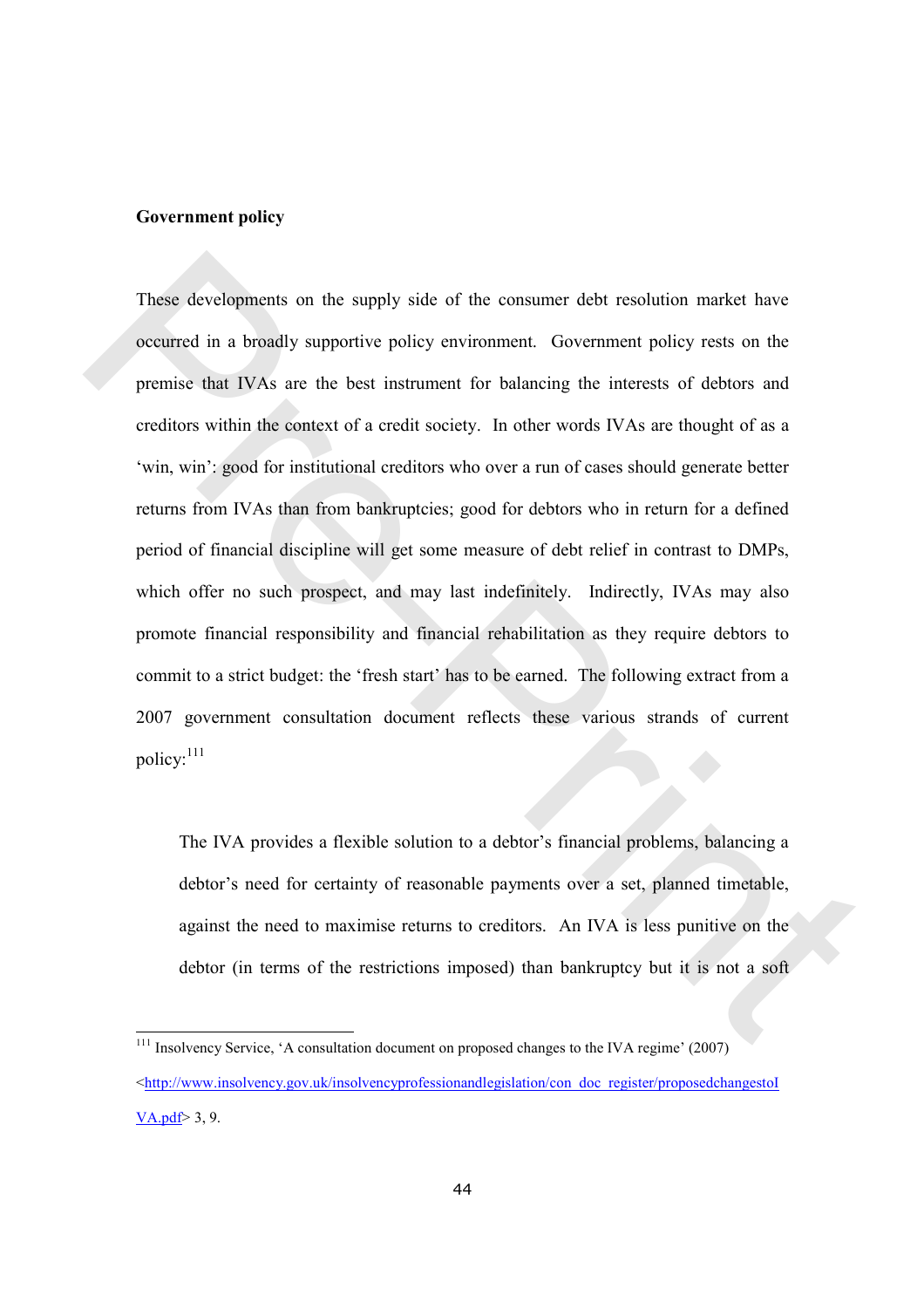**Government policy**

These developments on the supply side of the consumer debt resolution market have occurred in a broadly supportive policy environment. Government policy rests on the premise that IVAs are the best instrument for balancing the interests of debtors and creditors within the context of a credit society. In other words IVAs are thought of as a 'win, win': good for institutional creditors who over a run of cases should generate better returns from IVAs than from bankruptcies; good for debtors who in return for a defined period of financial discipline will get some measure of debt relief in contrast to DMPs, which offer no such prospect, and may last indefinitely. Indirectly, IVAs may also promote financial responsibility and financial rehabilitation as they require debtors to commit to a strict budget: the 'fresh start' has to be earned. The following extract from a 2007 government consultation document reflects these various strands of current policy:[111]

> The IVA provides a flexible solution to a debtor's financial problems, balancing a debtor's need for certainty of reasonable payments over a set, planned timetable, against the need to maximise returns to creditors. An IVA is less punitive on the debtor (in terms of the restrictions imposed) than bankruptcy but it is not a soft

---

[111] Insolvency Service, 'A consultation document on proposed changes to the IVA regime' (2007) <http://www.insolvency.gov.uk/insolvencyprofessionandlegislation/con_doc_register/proposedchangestoIVA.pdf> 3, 9.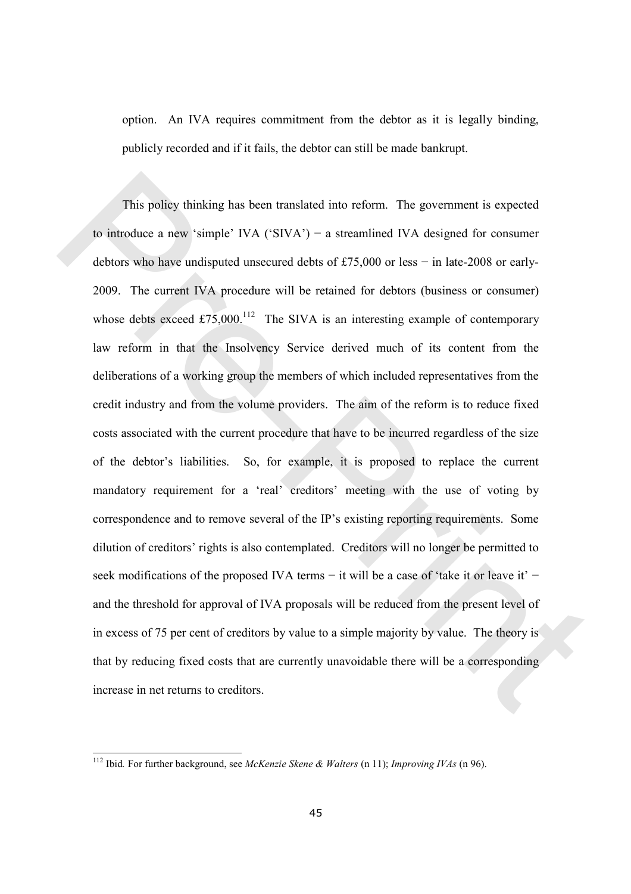option. An IVA requires commitment from the debtor as it is legally binding, publicly recorded and if it fails, the debtor can still be made bankrupt.

This policy thinking has been translated into reform. The government is expected to introduce a new 'simple' IVA ('SIVA') − a streamlined IVA designed for consumer debtors who have undisputed unsecured debts of £75,000 or less − in late-2008 or early-2009. The current IVA procedure will be retained for debtors (business or consumer) whose debts exceed £75,000.[112] The SIVA is an interesting example of contemporary law reform in that the Insolvency Service derived much of its content from the deliberations of a working group the members of which included representatives from the credit industry and from the volume providers. The aim of the reform is to reduce fixed costs associated with the current procedure that have to be incurred regardless of the size of the debtor's liabilities. So, for example, it is proposed to replace the current mandatory requirement for a 'real' creditors' meeting with the use of voting by correspondence and to remove several of the IP's existing reporting requirements. Some dilution of creditors' rights is also contemplated. Creditors will no longer be permitted to seek modifications of the proposed IVA terms − it will be a case of 'take it or leave it' − and the threshold for approval of IVA proposals will be reduced from the present level of in excess of 75 per cent of creditors by value to a simple majority by value. The theory is that by reducing fixed costs that are currently unavoidable there will be a corresponding increase in net returns to creditors.

---

[112] Ibid*.* For further background, see *McKenzie Skene & Walters* (n 11); *Improving IVAs* (n 96).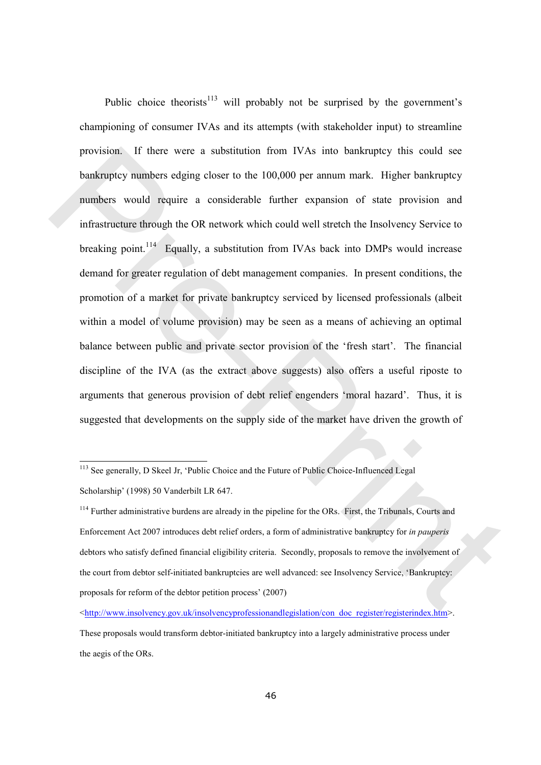Public choice theorists[113] will probably not be surprised by the government's championing of consumer IVAs and its attempts (with stakeholder input) to streamline provision. If there were a substitution from IVAs into bankruptcy this could see bankruptcy numbers edging closer to the 100,000 per annum mark. Higher bankruptcy numbers would require a considerable further expansion of state provision and infrastructure through the OR network which could well stretch the Insolvency Service to breaking point.[114] Equally, a substitution from IVAs back into DMPs would increase demand for greater regulation of debt management companies. In present conditions, the promotion of a market for private bankruptcy serviced by licensed professionals (albeit within a model of volume provision) may be seen as a means of achieving an optimal balance between public and private sector provision of the 'fresh start'. The financial discipline of the IVA (as the extract above suggests) also offers a useful riposte to arguments that generous provision of debt relief engenders 'moral hazard'. Thus, it is suggested that developments on the supply side of the market have driven the growth of

---

[113] See generally, D Skeel Jr, 'Public Choice and the Future of Public Choice-Influenced Legal Scholarship' (1998) 50 Vanderbilt LR 647.

[114] Further administrative burdens are already in the pipeline for the ORs. First, the Tribunals, Courts and Enforcement Act 2007 introduces debt relief orders, a form of administrative bankruptcy for *in pauperis* debtors who satisfy defined financial eligibility criteria. Secondly, proposals to remove the involvement of the court from debtor self-initiated bankruptcies are well advanced: see Insolvency Service, 'Bankruptcy: proposals for reform of the debtor petition process' (2007) <http://www.insolvency.gov.uk/insolvencyprofessionandlegislation/con_doc_register/registerindex.htm>. These proposals would transform debtor-initiated bankruptcy into a largely administrative process under the aegis of the ORs.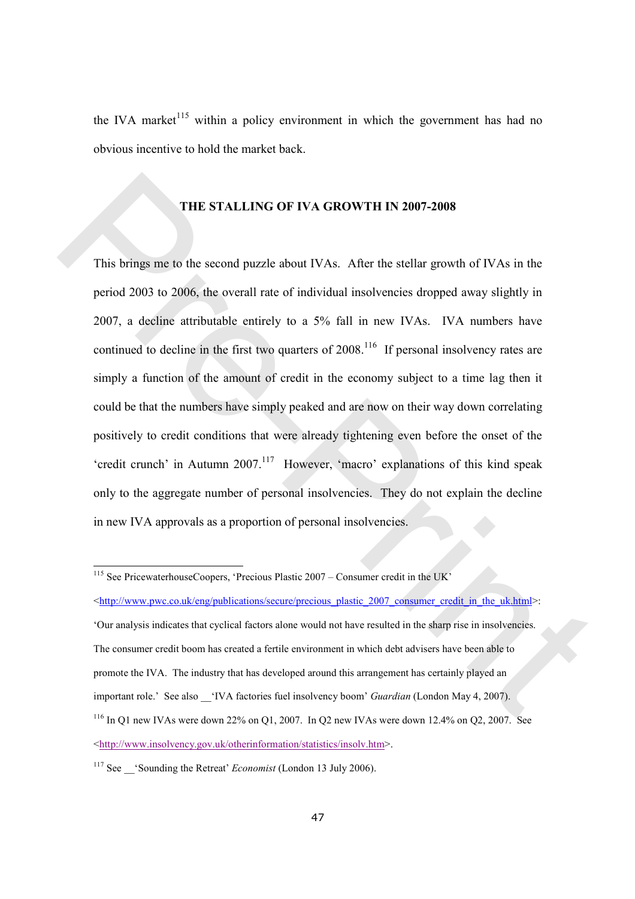the IVA market[115] within a policy environment in which the government has had no obvious incentive to hold the market back.

## THE STALLING OF IVA GROWTH IN 2007-2008

This brings me to the second puzzle about IVAs. After the stellar growth of IVAs in the period 2003 to 2006, the overall rate of individual insolvencies dropped away slightly in 2007, a decline attributable entirely to a 5% fall in new IVAs. IVA numbers have continued to decline in the first two quarters of 2008.[116] If personal insolvency rates are simply a function of the amount of credit in the economy subject to a time lag then it could be that the numbers have simply peaked and are now on their way down correlating positively to credit conditions that were already tightening even before the onset of the 'credit crunch' in Autumn 2007.[117] However, 'macro' explanations of this kind speak only to the aggregate number of personal insolvencies. They do not explain the decline in new IVA approvals as a proportion of personal insolvencies.

---

[115] See PricewaterhouseCoopers, 'Precious Plastic 2007 – Consumer credit in the UK' <http://www.pwc.co.uk/eng/publications/secure/precious_plastic_2007_consumer_credit_in_the_uk.html>: 'Our analysis indicates that cyclical factors alone would not have resulted in the sharp rise in insolvencies. The consumer credit boom has created a fertile environment in which debt advisers have been able to promote the IVA. The industry that has developed around this arrangement has certainly played an important role.' See also __'IVA factories fuel insolvency boom' *Guardian* (London May 4, 2007).

[116] In Q1 new IVAs were down 22% on Q1, 2007. In Q2 new IVAs were down 12.4% on Q2, 2007. See <http://www.insolvency.gov.uk/otherinformation/statistics/insolv.htm>.

[117] See __'Sounding the Retreat' *Economist* (London 13 July 2006).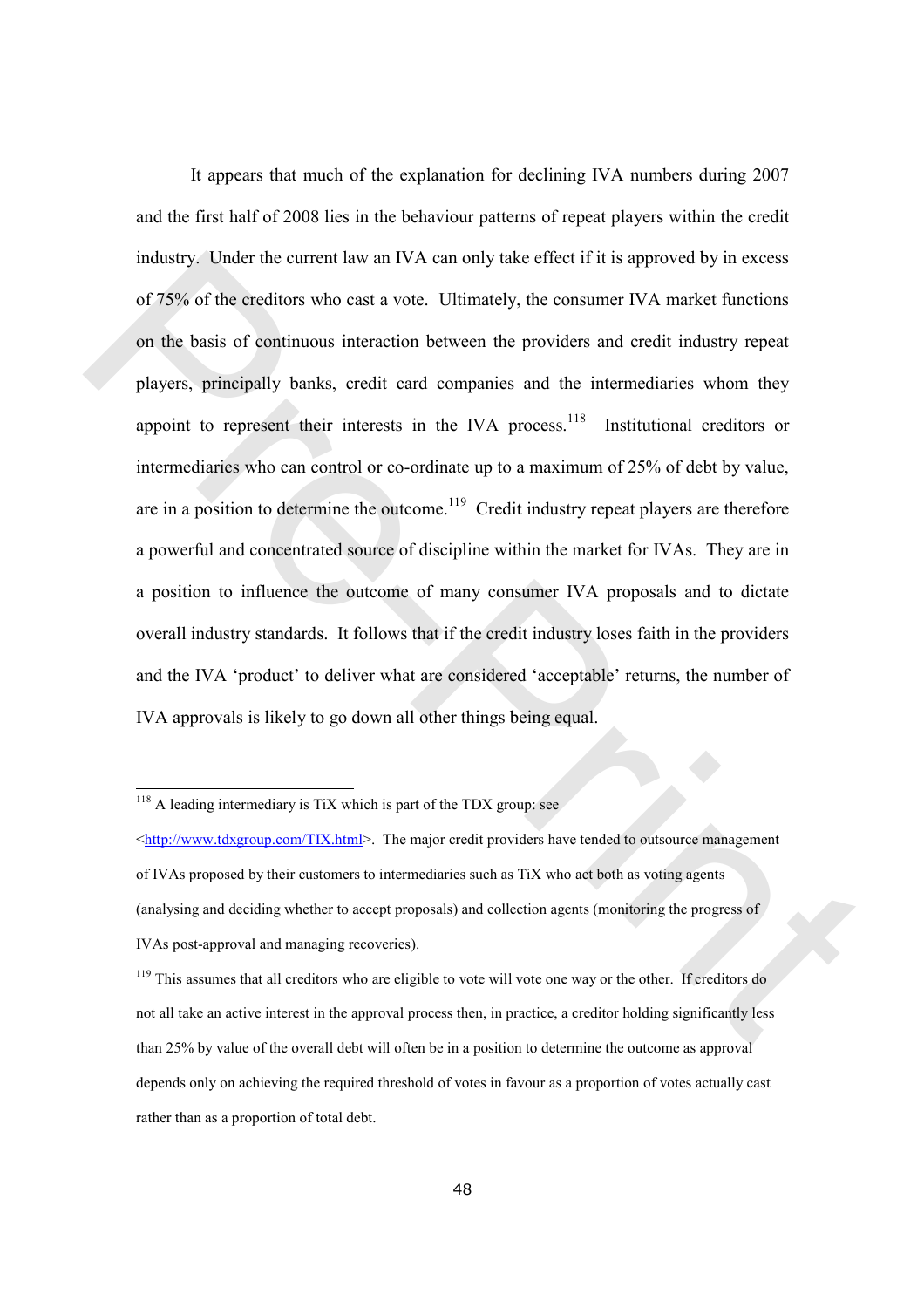It appears that much of the explanation for declining IVA numbers during 2007 and the first half of 2008 lies in the behaviour patterns of repeat players within the credit industry. Under the current law an IVA can only take effect if it is approved by in excess of 75% of the creditors who cast a vote. Ultimately, the consumer IVA market functions on the basis of continuous interaction between the providers and credit industry repeat players, principally banks, credit card companies and the intermediaries whom they appoint to represent their interests in the IVA process.[118] Institutional creditors or intermediaries who can control or co-ordinate up to a maximum of 25% of debt by value, are in a position to determine the outcome.[119] Credit industry repeat players are therefore a powerful and concentrated source of discipline within the market for IVAs. They are in a position to influence the outcome of many consumer IVA proposals and to dictate overall industry standards. It follows that if the credit industry loses faith in the providers and the IVA 'product' to deliver what are considered 'acceptable' returns, the number of IVA approvals is likely to go down all other things being equal.

---

[118] A leading intermediary is TiX which is part of the TDX group: see <http://www.tdxgroup.com/TIX.html>. The major credit providers have tended to outsource management of IVAs proposed by their customers to intermediaries such as TiX who act both as voting agents (analysing and deciding whether to accept proposals) and collection agents (monitoring the progress of IVAs post-approval and managing recoveries).

[119] This assumes that all creditors who are eligible to vote will vote one way or the other. If creditors do not all take an active interest in the approval process then, in practice, a creditor holding significantly less than 25% by value of the overall debt will often be in a position to determine the outcome as approval depends only on achieving the required threshold of votes in favour as a proportion of votes actually cast rather than as a proportion of total debt.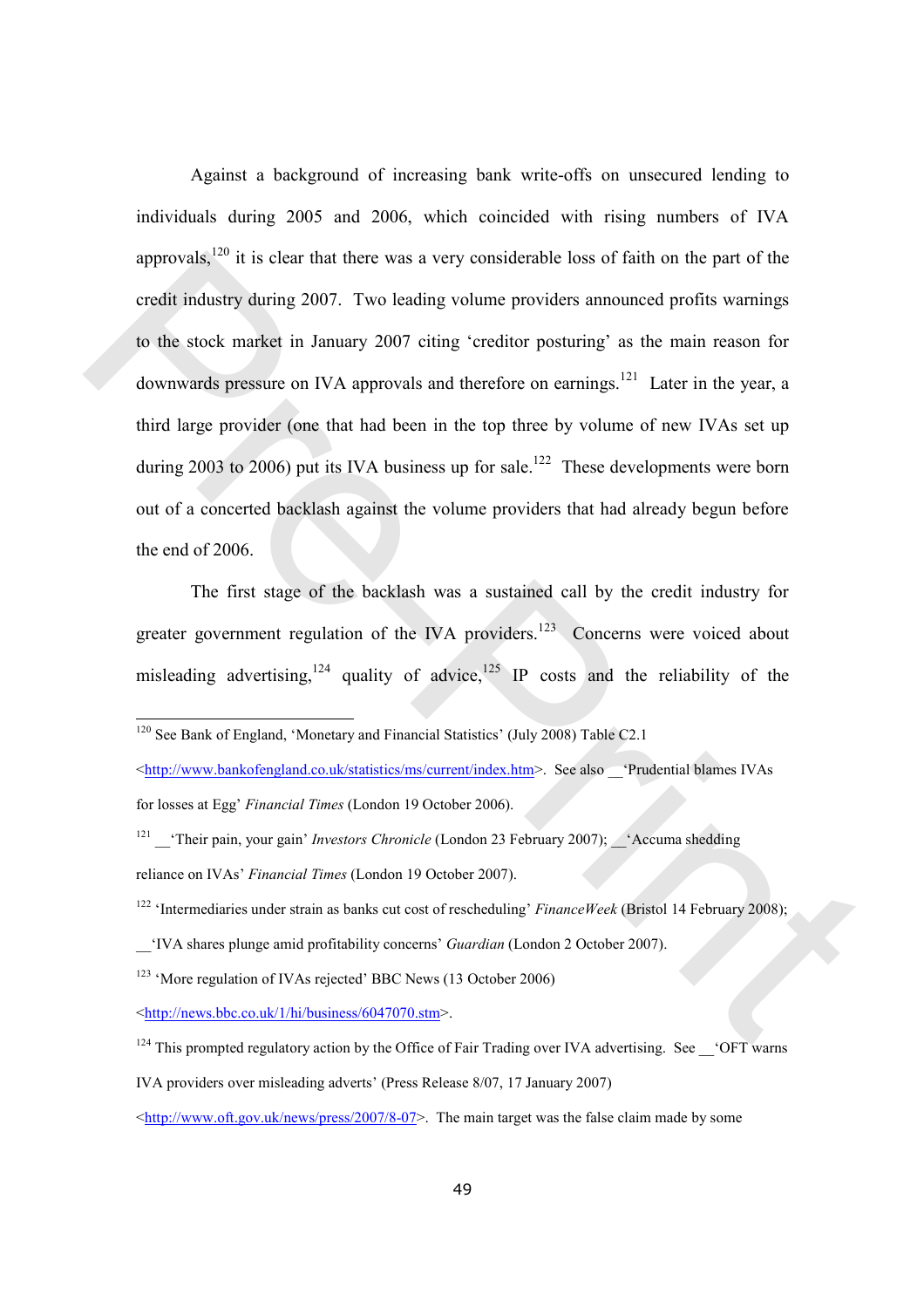Against a background of increasing bank write-offs on unsecured lending to individuals during 2005 and 2006, which coincided with rising numbers of IVA approvals,[120] it is clear that there was a very considerable loss of faith on the part of the credit industry during 2007. Two leading volume providers announced profits warnings to the stock market in January 2007 citing 'creditor posturing' as the main reason for downwards pressure on IVA approvals and therefore on earnings.[121] Later in the year, a third large provider (one that had been in the top three by volume of new IVAs set up during 2003 to 2006) put its IVA business up for sale.[122] These developments were born out of a concerted backlash against the volume providers that had already begun before the end of 2006.

The first stage of the backlash was a sustained call by the credit industry for greater government regulation of the IVA providers.[123] Concerns were voiced about misleading advertising,[124] quality of advice,[125] IP costs and the reliability of the

---

[120] See Bank of England, 'Monetary and Financial Statistics' (July 2008) Table C2.1 <http://www.bankofengland.co.uk/statistics/ms/current/index.htm>. See also __'Prudential blames IVAs for losses at Egg' *Financial Times* (London 19 October 2006).

[121] __'Their pain, your gain' *Investors Chronicle* (London 23 February 2007); __'Accuma shedding reliance on IVAs' *Financial Times* (London 19 October 2007).

[122] 'Intermediaries under strain as banks cut cost of rescheduling' *FinanceWeek* (Bristol 14 February 2008); __'IVA shares plunge amid profitability concerns' *Guardian* (London 2 October 2007).

[123] 'More regulation of IVAs rejected' BBC News (13 October 2006) <http://news.bbc.co.uk/1/hi/business/6047070.stm>.

[124] This prompted regulatory action by the Office of Fair Trading over IVA advertising. See __'OFT warns IVA providers over misleading adverts' (Press Release 8/07, 17 January 2007) <http://www.oft.gov.uk/news/press/2007/8-07>. The main target was the false claim made by some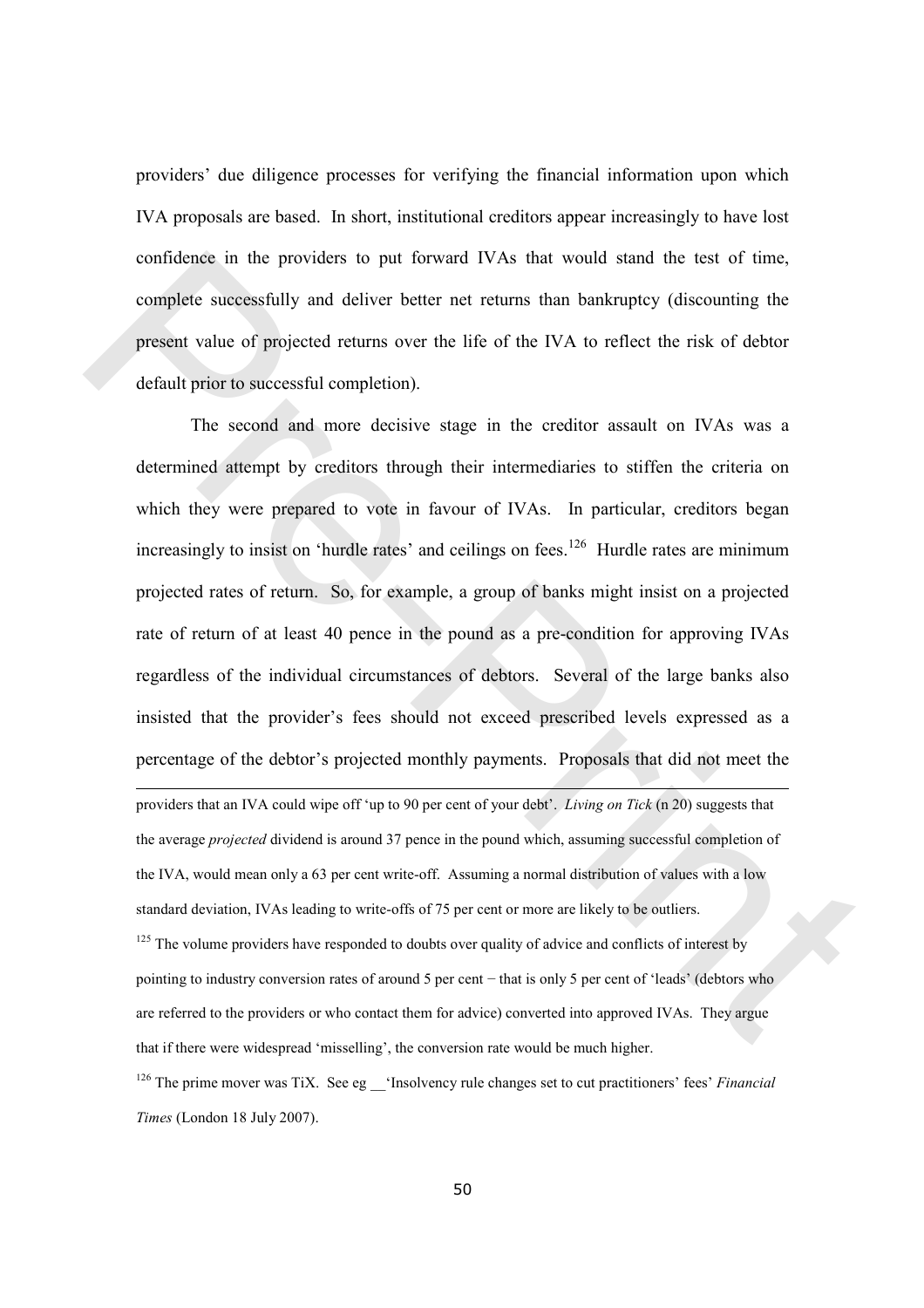providers' due diligence processes for verifying the financial information upon which IVA proposals are based. In short, institutional creditors appear increasingly to have lost confidence in the providers to put forward IVAs that would stand the test of time, complete successfully and deliver better net returns than bankruptcy (discounting the present value of projected returns over the life of the IVA to reflect the risk of debtor default prior to successful completion).

The second and more decisive stage in the creditor assault on IVAs was a determined attempt by creditors through their intermediaries to stiffen the criteria on which they were prepared to vote in favour of IVAs. In particular, creditors began increasingly to insist on 'hurdle rates' and ceilings on fees.[126] Hurdle rates are minimum projected rates of return. So, for example, a group of banks might insist on a projected rate of return of at least 40 pence in the pound as a pre-condition for approving IVAs regardless of the individual circumstances of debtors. Several of the large banks also insisted that the provider's fees should not exceed prescribed levels expressed as a percentage of the debtor's projected monthly payments. Proposals that did not meet the

---

providers that an IVA could wipe off 'up to 90 per cent of your debt'. *Living on Tick* (n 20) suggests that the average *projected* dividend is around 37 pence in the pound which, assuming successful completion of the IVA, would mean only a 63 per cent write-off. Assuming a normal distribution of values with a low standard deviation, IVAs leading to write-offs of 75 per cent or more are likely to be outliers.

[125] The volume providers have responded to doubts over quality of advice and conflicts of interest by pointing to industry conversion rates of around 5 per cent − that is only 5 per cent of 'leads' (debtors who are referred to the providers or who contact them for advice) converted into approved IVAs. They argue that if there were widespread 'misselling', the conversion rate would be much higher.

[126] The prime mover was TiX. See eg __'Insolvency rule changes set to cut practitioners' fees' *Financial Times* (London 18 July 2007).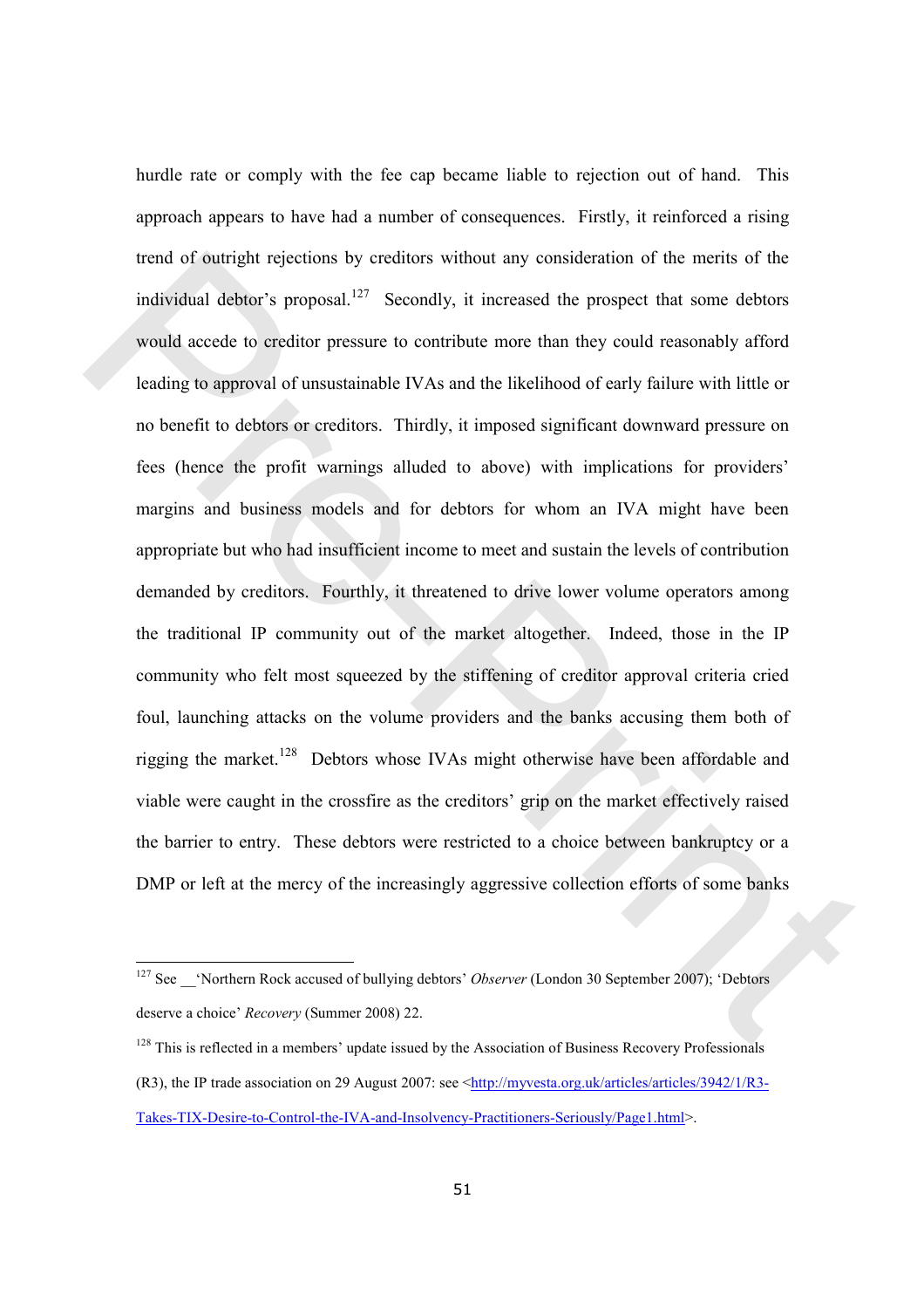hurdle rate or comply with the fee cap became liable to rejection out of hand. This approach appears to have had a number of consequences. Firstly, it reinforced a rising trend of outright rejections by creditors without any consideration of the merits of the individual debtor's proposal.[127] Secondly, it increased the prospect that some debtors would accede to creditor pressure to contribute more than they could reasonably afford leading to approval of unsustainable IVAs and the likelihood of early failure with little or no benefit to debtors or creditors. Thirdly, it imposed significant downward pressure on fees (hence the profit warnings alluded to above) with implications for providers' margins and business models and for debtors for whom an IVA might have been appropriate but who had insufficient income to meet and sustain the levels of contribution demanded by creditors. Fourthly, it threatened to drive lower volume operators among the traditional IP community out of the market altogether. Indeed, those in the IP community who felt most squeezed by the stiffening of creditor approval criteria cried foul, launching attacks on the volume providers and the banks accusing them both of rigging the market.[128] Debtors whose IVAs might otherwise have been affordable and viable were caught in the crossfire as the creditors' grip on the market effectively raised the barrier to entry. These debtors were restricted to a choice between bankruptcy or a DMP or left at the mercy of the increasingly aggressive collection efforts of some banks

---

[127] See __'Northern Rock accused of bullying debtors' *Observer* (London 30 September 2007); 'Debtors deserve a choice' *Recovery* (Summer 2008) 22.

[128] This is reflected in a members' update issued by the Association of Business Recovery Professionals (R3), the IP trade association on 29 August 2007: see <http://myvesta.org.uk/articles/articles/3942/1/R3-Takes-TIX-Desire-to-Control-the-IVA-and-Insolvency-Practitioners-Seriously/Page1.html>.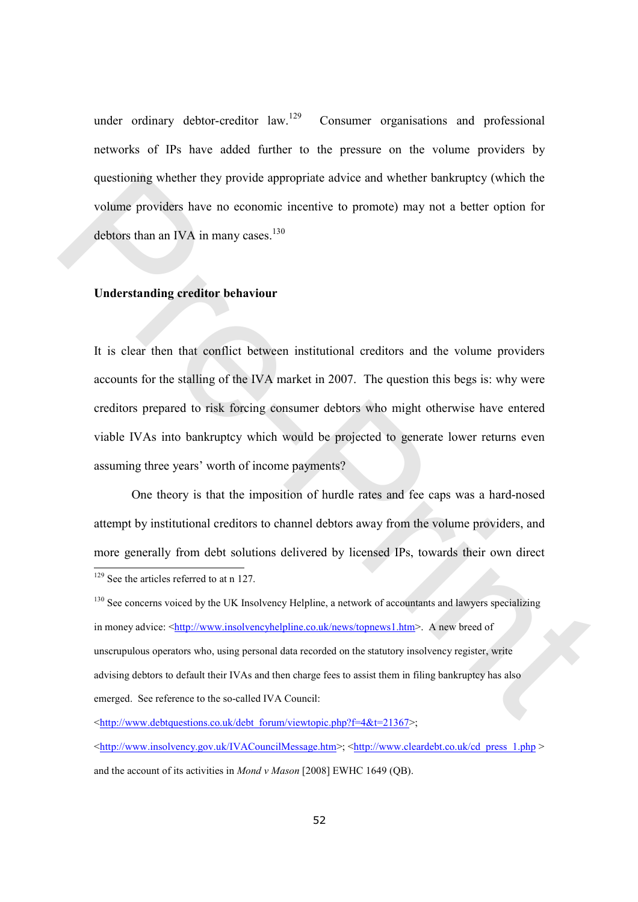under ordinary debtor-creditor law.[129] Consumer organisations and professional networks of IPs have added further to the pressure on the volume providers by questioning whether they provide appropriate advice and whether bankruptcy (which the volume providers have no economic incentive to promote) may not a better option for debtors than an IVA in many cases.[130]

## Understanding creditor behaviour

It is clear then that conflict between institutional creditors and the volume providers accounts for the stalling of the IVA market in 2007. The question this begs is: why were creditors prepared to risk forcing consumer debtors who might otherwise have entered viable IVAs into bankruptcy which would be projected to generate lower returns even assuming three years' worth of income payments?

One theory is that the imposition of hurdle rates and fee caps was a hard-nosed attempt by institutional creditors to channel debtors away from the volume providers, and more generally from debt solutions delivered by licensed IPs, towards their own direct

---

[129] See the articles referred to at n 127.

[130] See concerns voiced by the UK Insolvency Helpline, a network of accountants and lawyers specializing in money advice: <http://www.insolvencyhelpline.co.uk/news/topnews1.htm>. A new breed of unscrupulous operators who, using personal data recorded on the statutory insolvency register, write advising debtors to default their IVAs and then charge fees to assist them in filing bankruptcy has also emerged. See reference to the so-called IVA Council: <http://www.debtquestions.co.uk/debt_forum/viewtopic.php?f=4&t=21367>; <http://www.insolvency.gov.uk/IVACouncilMessage.htm>; <http://www.cleardebt.co.uk/cd_press_1.php> and the account of its activities in *Mond v Mason* [2008] EWHC 1649 (QB).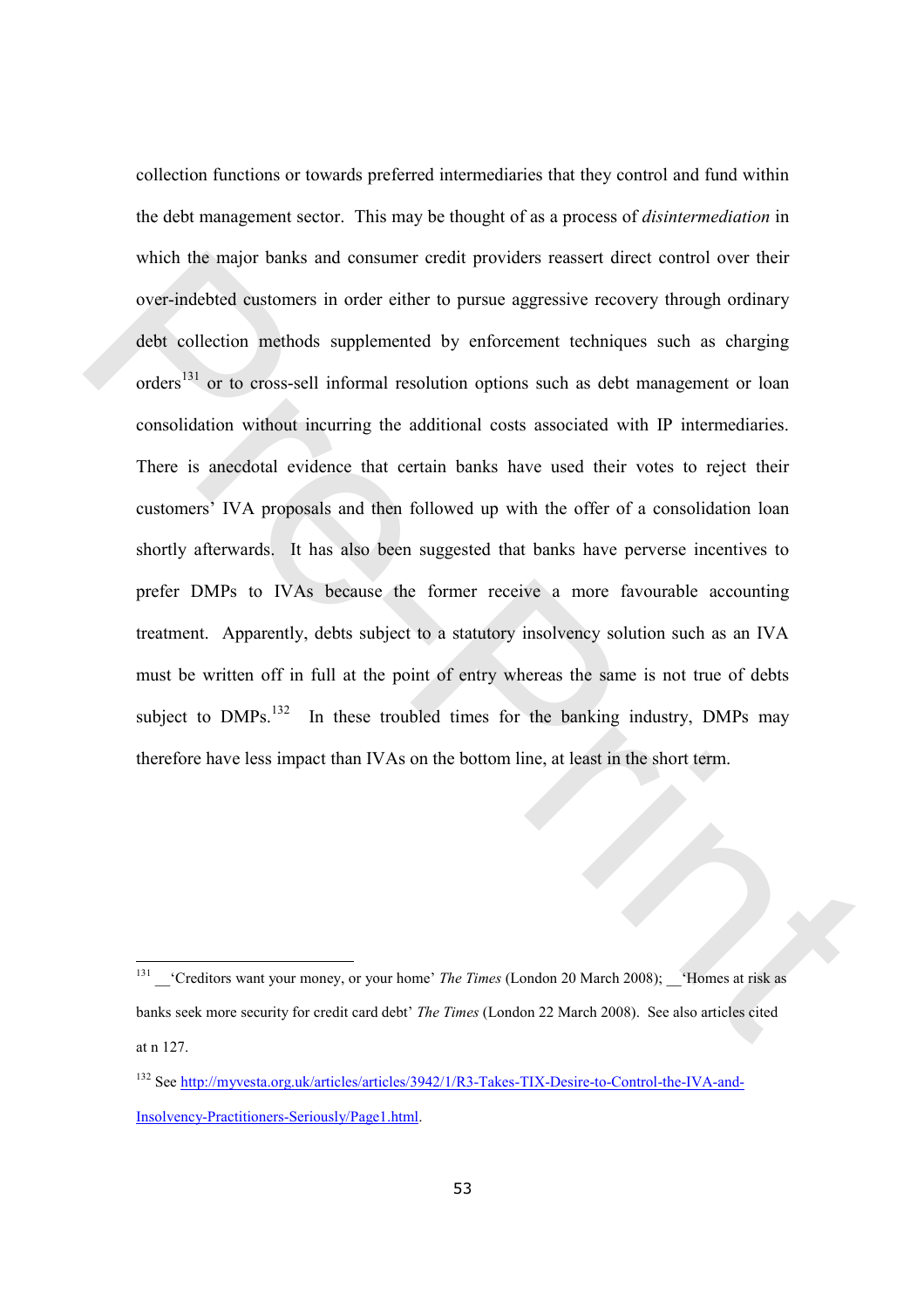collection functions or towards preferred intermediaries that they control and fund within the debt management sector. This may be thought of as a process of *disintermediation* in which the major banks and consumer credit providers reassert direct control over their over-indebted customers in order either to pursue aggressive recovery through ordinary debt collection methods supplemented by enforcement techniques such as charging orders[131] or to cross-sell informal resolution options such as debt management or loan consolidation without incurring the additional costs associated with IP intermediaries. There is anecdotal evidence that certain banks have used their votes to reject their customers' IVA proposals and then followed up with the offer of a consolidation loan shortly afterwards. It has also been suggested that banks have perverse incentives to prefer DMPs to IVAs because the former receive a more favourable accounting treatment. Apparently, debts subject to a statutory insolvency solution such as an IVA must be written off in full at the point of entry whereas the same is not true of debts subject to DMPs.[132] In these troubled times for the banking industry, DMPs may therefore have less impact than IVAs on the bottom line, at least in the short term.

---

[131] __'Creditors want your money, or your home' *The Times* (London 20 March 2008); __'Homes at risk as banks seek more security for credit card debt' *The Times* (London 22 March 2008). See also articles cited at n 127.

[132] See http://myvesta.org.uk/articles/articles/3942/1/R3-Takes-TIX-Desire-to-Control-the-IVA-and-Insolvency-Practitioners-Seriously/Page1.html.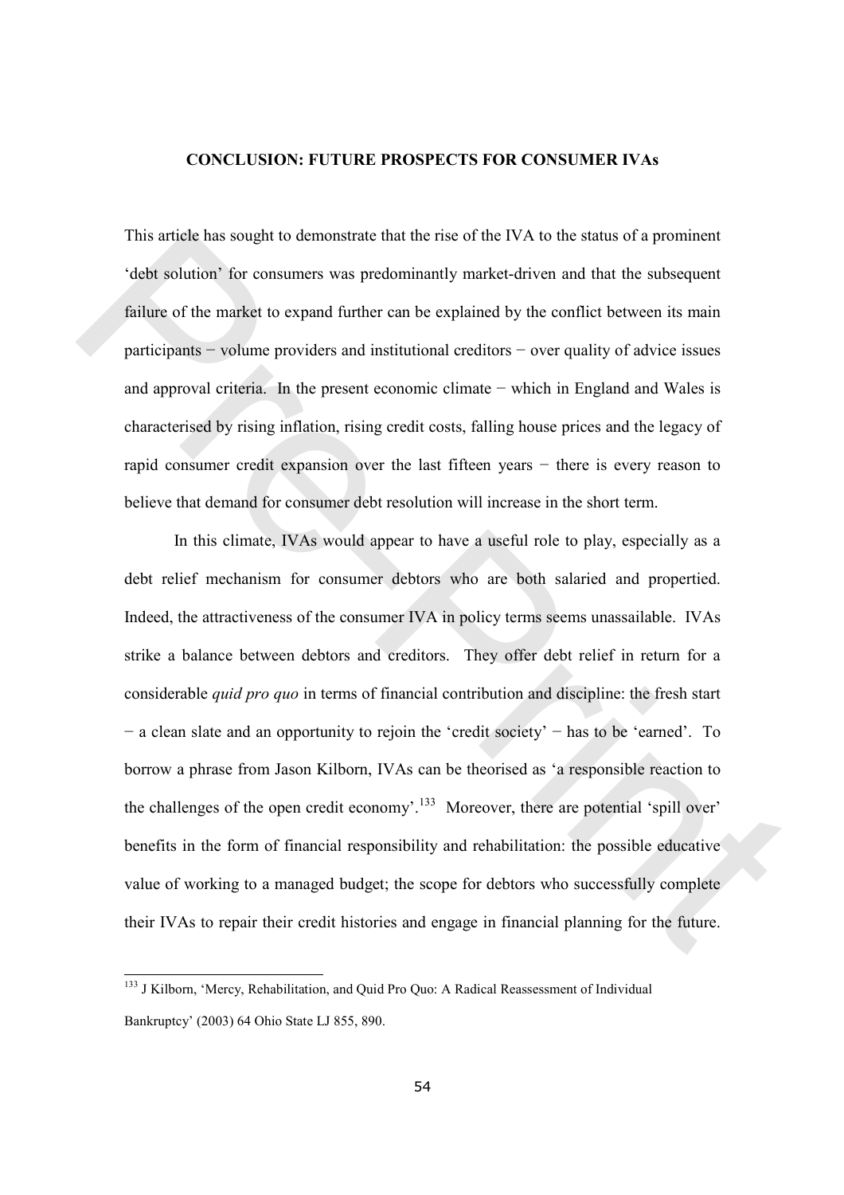## CONCLUSION: FUTURE PROSPECTS FOR CONSUMER IVAs

This article has sought to demonstrate that the rise of the IVA to the status of a prominent 'debt solution' for consumers was predominantly market-driven and that the subsequent failure of the market to expand further can be explained by the conflict between its main participants − volume providers and institutional creditors − over quality of advice issues and approval criteria. In the present economic climate − which in England and Wales is characterised by rising inflation, rising credit costs, falling house prices and the legacy of rapid consumer credit expansion over the last fifteen years − there is every reason to believe that demand for consumer debt resolution will increase in the short term.

In this climate, IVAs would appear to have a useful role to play, especially as a debt relief mechanism for consumer debtors who are both salaried and propertied. Indeed, the attractiveness of the consumer IVA in policy terms seems unassailable. IVAs strike a balance between debtors and creditors. They offer debt relief in return for a considerable *quid pro quo* in terms of financial contribution and discipline: the fresh start − a clean slate and an opportunity to rejoin the 'credit society' − has to be 'earned'. To borrow a phrase from Jason Kilborn, IVAs can be theorised as 'a responsible reaction to the challenges of the open credit economy'.[133] Moreover, there are potential 'spill over' benefits in the form of financial responsibility and rehabilitation: the possible educative value of working to a managed budget; the scope for debtors who successfully complete their IVAs to repair their credit histories and engage in financial planning for the future.

[133] J Kilborn, 'Mercy, Rehabilitation, and Quid Pro Quo: A Radical Reassessment of Individual Bankruptcy' (2003) 64 Ohio State LJ 855, 890.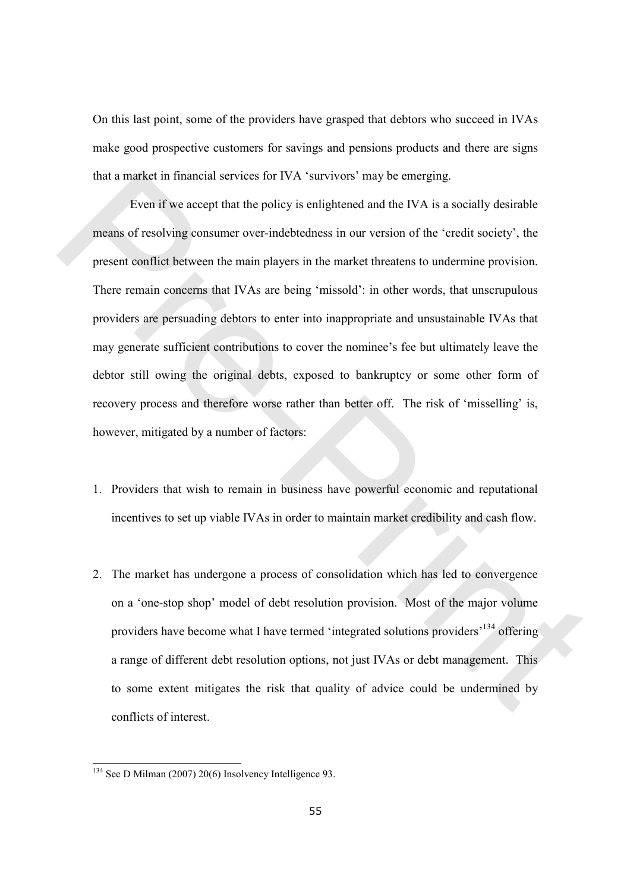On this last point, some of the providers have grasped that debtors who succeed in IVAs make good prospective customers for savings and pensions products and there are signs that a market in financial services for IVA 'survivors' may be emerging.

Even if we accept that the policy is enlightened and the IVA is a socially desirable means of resolving consumer over-indebtedness in our version of the 'credit society', the present conflict between the main players in the market threatens to undermine provision. There remain concerns that IVAs are being 'missold': in other words, that unscrupulous providers are persuading debtors to enter into inappropriate and unsustainable IVAs that may generate sufficient contributions to cover the nominee's fee but ultimately leave the debtor still owing the original debts, exposed to bankruptcy or some other form of recovery process and therefore worse rather than better off. The risk of 'misselling' is, however, mitigated by a number of factors:

1. Providers that wish to remain in business have powerful economic and reputational incentives to set up viable IVAs in order to maintain market credibility and cash flow.

2. The market has undergone a process of consolidation which has led to convergence on a 'one-stop shop' model of debt resolution provision. Most of the major volume providers have become what I have termed 'integrated solutions providers'[134] offering a range of different debt resolution options, not just IVAs or debt management. This to some extent mitigates the risk that quality of advice could be undermined by conflicts of interest.

[134] See D Milman (2007) 20(6) Insolvency Intelligence 93.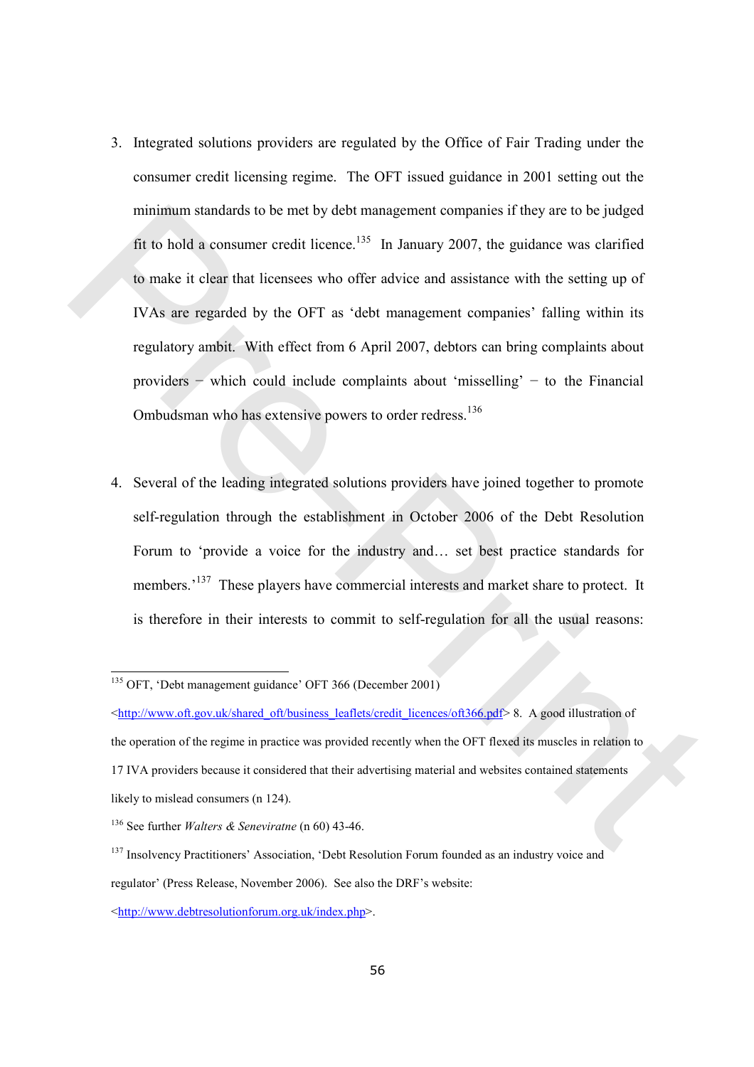3. Integrated solutions providers are regulated by the Office of Fair Trading under the consumer credit licensing regime. The OFT issued guidance in 2001 setting out the minimum standards to be met by debt management companies if they are to be judged fit to hold a consumer credit licence.[135] In January 2007, the guidance was clarified to make it clear that licensees who offer advice and assistance with the setting up of IVAs are regarded by the OFT as 'debt management companies' falling within its regulatory ambit. With effect from 6 April 2007, debtors can bring complaints about providers − which could include complaints about 'misselling' − to the Financial Ombudsman who has extensive powers to order redress.[136]

4. Several of the leading integrated solutions providers have joined together to promote self-regulation through the establishment in October 2006 of the Debt Resolution Forum to 'provide a voice for the industry and… set best practice standards for members.'[137] These players have commercial interests and market share to protect. It is therefore in their interests to commit to self-regulation for all the usual reasons:

---

[135] OFT, 'Debt management guidance' OFT 366 (December 2001) <http://www.oft.gov.uk/shared_oft/business_leaflets/credit_licences/oft366.pdf> 8. A good illustration of the operation of the regime in practice was provided recently when the OFT flexed its muscles in relation to 17 IVA providers because it considered that their advertising material and websites contained statements likely to mislead consumers (n 124).

[136] See further *Walters & Seneviratne* (n 60) 43-46.

[137] Insolvency Practitioners' Association, 'Debt Resolution Forum founded as an industry voice and regulator' (Press Release, November 2006). See also the DRF's website: <http://www.debtresolutionforum.org.uk/index.php>.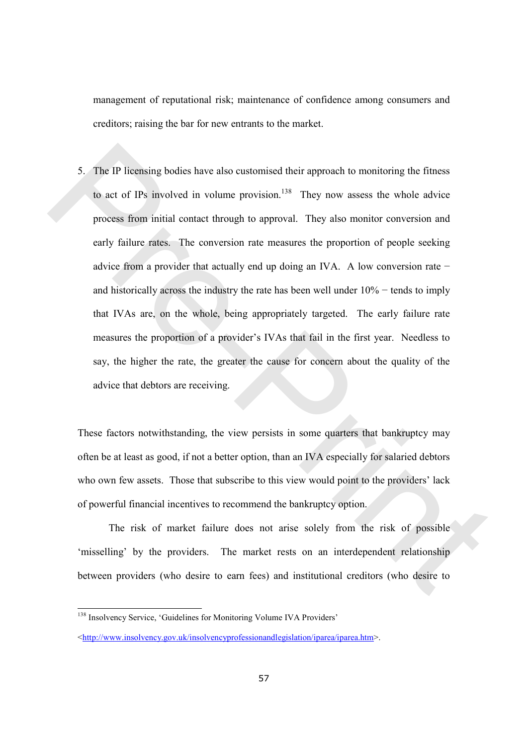management of reputational risk; maintenance of confidence among consumers and creditors; raising the bar for new entrants to the market.

5. The IP licensing bodies have also customised their approach to monitoring the fitness to act of IPs involved in volume provision.[138] They now assess the whole advice process from initial contact through to approval. They also monitor conversion and early failure rates. The conversion rate measures the proportion of people seeking advice from a provider that actually end up doing an IVA. A low conversion rate − and historically across the industry the rate has been well under 10% − tends to imply that IVAs are, on the whole, being appropriately targeted. The early failure rate measures the proportion of a provider's IVAs that fail in the first year. Needless to say, the higher the rate, the greater the cause for concern about the quality of the advice that debtors are receiving.

These factors notwithstanding, the view persists in some quarters that bankruptcy may often be at least as good, if not a better option, than an IVA especially for salaried debtors who own few assets. Those that subscribe to this view would point to the providers' lack of powerful financial incentives to recommend the bankruptcy option.

The risk of market failure does not arise solely from the risk of possible 'misselling' by the providers. The market rests on an interdependent relationship between providers (who desire to earn fees) and institutional creditors (who desire to

---

[138] Insolvency Service, 'Guidelines for Monitoring Volume IVA Providers' <http://www.insolvency.gov.uk/insolvencyprofessionandlegislation/iparea/iparea.htm>.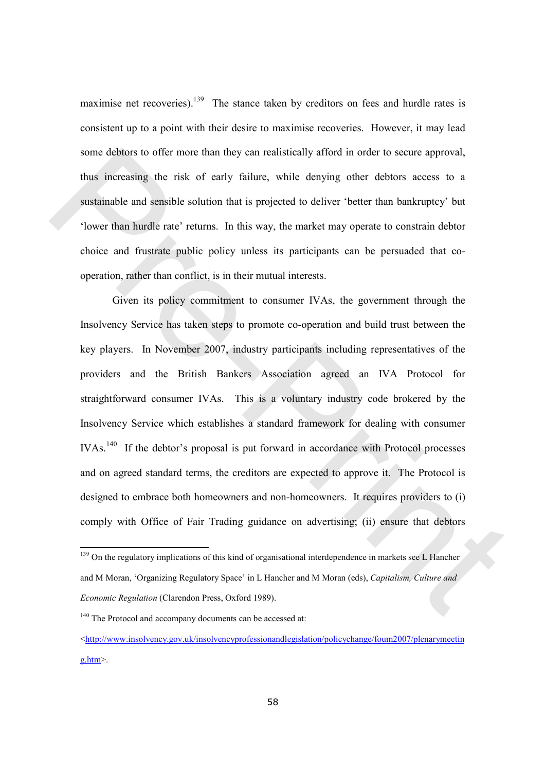maximise net recoveries).[139] The stance taken by creditors on fees and hurdle rates is consistent up to a point with their desire to maximise recoveries. However, it may lead some debtors to offer more than they can realistically afford in order to secure approval, thus increasing the risk of early failure, while denying other debtors access to a sustainable and sensible solution that is projected to deliver 'better than bankruptcy' but 'lower than hurdle rate' returns. In this way, the market may operate to constrain debtor choice and frustrate public policy unless its participants can be persuaded that co-operation, rather than conflict, is in their mutual interests.

Given its policy commitment to consumer IVAs, the government through the Insolvency Service has taken steps to promote co-operation and build trust between the key players. In November 2007, industry participants including representatives of the providers and the British Bankers Association agreed an IVA Protocol for straightforward consumer IVAs. This is a voluntary industry code brokered by the Insolvency Service which establishes a standard framework for dealing with consumer IVAs.[140] If the debtor's proposal is put forward in accordance with Protocol processes and on agreed standard terms, the creditors are expected to approve it. The Protocol is designed to embrace both homeowners and non-homeowners. It requires providers to (i) comply with Office of Fair Trading guidance on advertising; (ii) ensure that debtors

---

[139] On the regulatory implications of this kind of organisational interdependence in markets see L Hancher and M Moran, 'Organizing Regulatory Space' in L Hancher and M Moran (eds), *Capitalism, Culture and Economic Regulation* (Clarendon Press, Oxford 1989).

[140] The Protocol and accompany documents can be accessed at: <http://www.insolvency.gov.uk/insolvencyprofessionandlegislation/policychange/foum2007/plenarymeeting.htm>.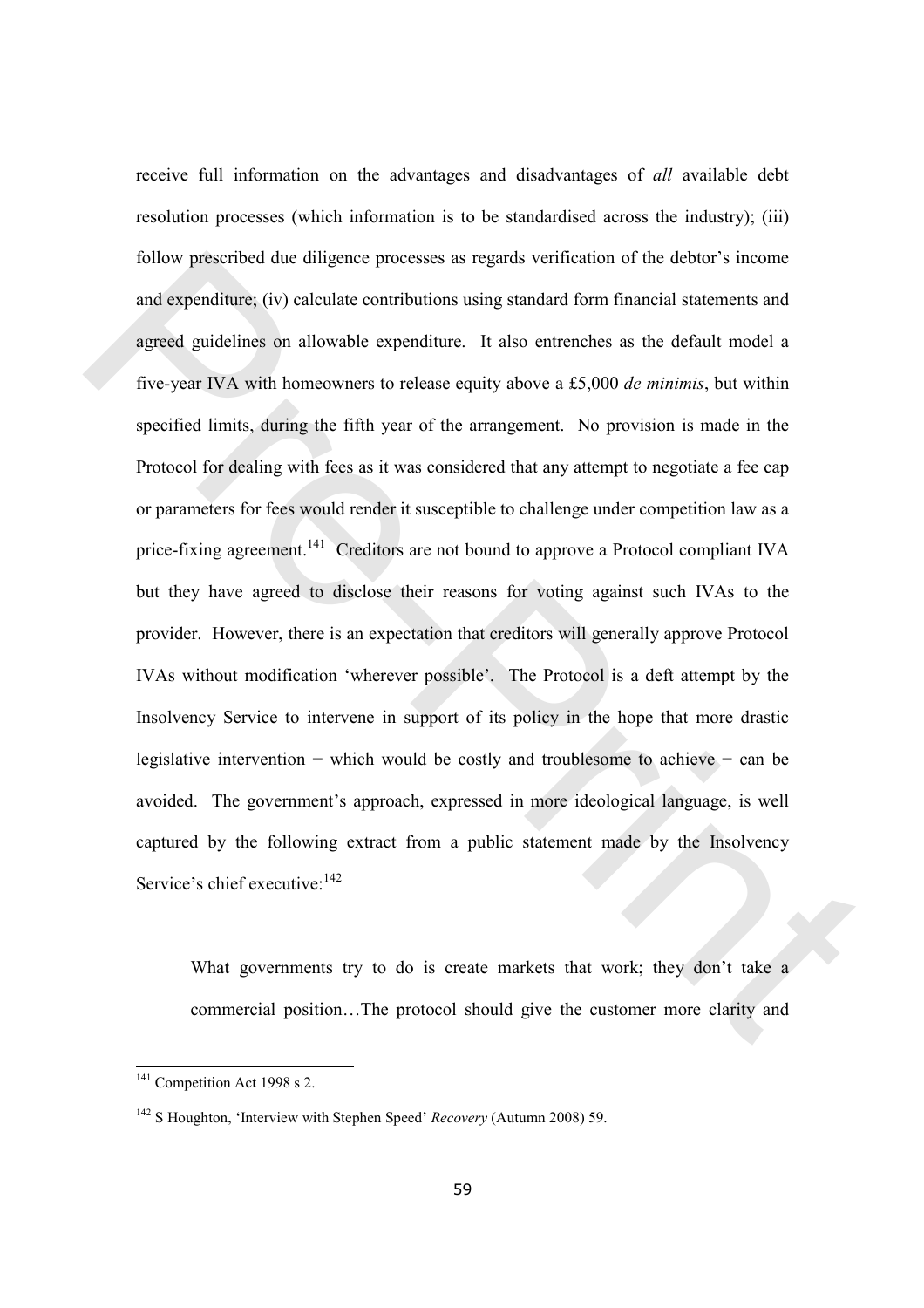receive full information on the advantages and disadvantages of *all* available debt resolution processes (which information is to be standardised across the industry); (iii) follow prescribed due diligence processes as regards verification of the debtor's income and expenditure; (iv) calculate contributions using standard form financial statements and agreed guidelines on allowable expenditure. It also entrenches as the default model a five-year IVA with homeowners to release equity above a £5,000 *de minimis*, but within specified limits, during the fifth year of the arrangement. No provision is made in the Protocol for dealing with fees as it was considered that any attempt to negotiate a fee cap or parameters for fees would render it susceptible to challenge under competition law as a price-fixing agreement.[141] Creditors are not bound to approve a Protocol compliant IVA but they have agreed to disclose their reasons for voting against such IVAs to the provider. However, there is an expectation that creditors will generally approve Protocol IVAs without modification 'wherever possible'. The Protocol is a deft attempt by the Insolvency Service to intervene in support of its policy in the hope that more drastic legislative intervention − which would be costly and troublesome to achieve − can be avoided. The government's approach, expressed in more ideological language, is well captured by the following extract from a public statement made by the Insolvency Service's chief executive:[142]

> What governments try to do is create markets that work; they don't take a commercial position…The protocol should give the customer more clarity and

[141] Competition Act 1998 s 2.

[142] S Houghton, 'Interview with Stephen Speed' *Recovery* (Autumn 2008) 59.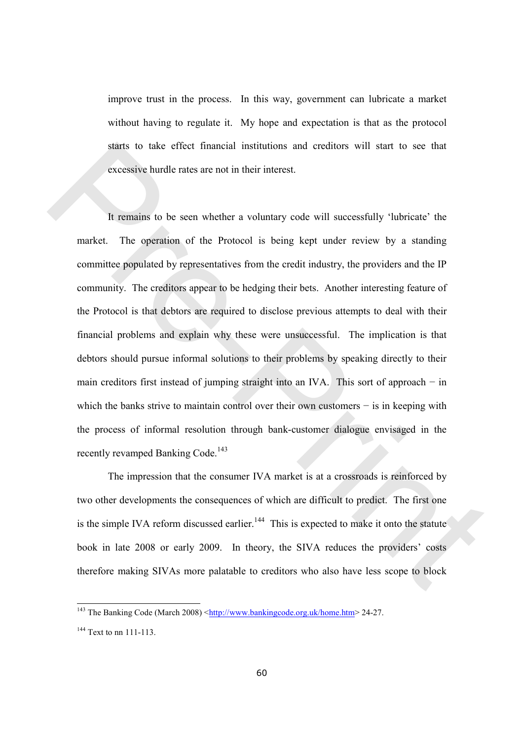improve trust in the process. In this way, government can lubricate a market without having to regulate it. My hope and expectation is that as the protocol starts to take effect financial institutions and creditors will start to see that excessive hurdle rates are not in their interest.

It remains to be seen whether a voluntary code will successfully 'lubricate' the market. The operation of the Protocol is being kept under review by a standing committee populated by representatives from the credit industry, the providers and the IP community. The creditors appear to be hedging their bets. Another interesting feature of the Protocol is that debtors are required to disclose previous attempts to deal with their financial problems and explain why these were unsuccessful. The implication is that debtors should pursue informal solutions to their problems by speaking directly to their main creditors first instead of jumping straight into an IVA. This sort of approach − in which the banks strive to maintain control over their own customers − is in keeping with the process of informal resolution through bank-customer dialogue envisaged in the recently revamped Banking Code.[143]

The impression that the consumer IVA market is at a crossroads is reinforced by two other developments the consequences of which are difficult to predict. The first one is the simple IVA reform discussed earlier.[144] This is expected to make it onto the statute book in late 2008 or early 2009. In theory, the SIVA reduces the providers' costs therefore making SIVAs more palatable to creditors who also have less scope to block

---

[143] The Banking Code (March 2008) <http://www.bankingcode.org.uk/home.htm> 24-27.

[144] Text to nn 111-113.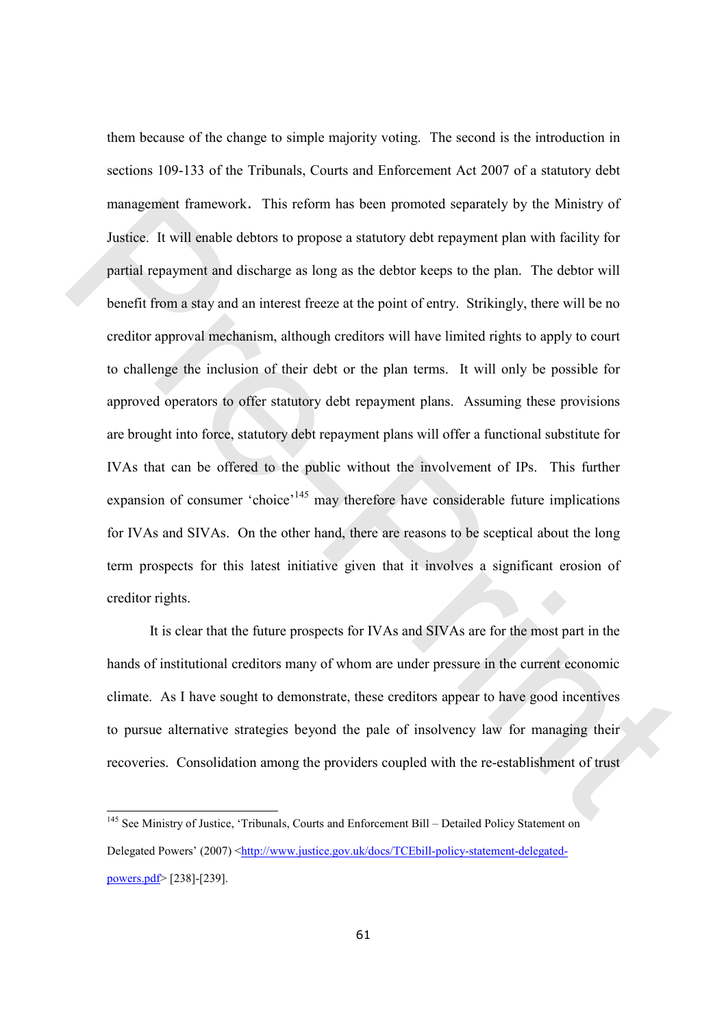them because of the change to simple majority voting. The second is the introduction in sections 109-133 of the Tribunals, Courts and Enforcement Act 2007 of a statutory debt management framework. This reform has been promoted separately by the Ministry of Justice. It will enable debtors to propose a statutory debt repayment plan with facility for partial repayment and discharge as long as the debtor keeps to the plan. The debtor will benefit from a stay and an interest freeze at the point of entry. Strikingly, there will be no creditor approval mechanism, although creditors will have limited rights to apply to court to challenge the inclusion of their debt or the plan terms. It will only be possible for approved operators to offer statutory debt repayment plans. Assuming these provisions are brought into force, statutory debt repayment plans will offer a functional substitute for IVAs that can be offered to the public without the involvement of IPs. This further expansion of consumer 'choice'[145] may therefore have considerable future implications for IVAs and SIVAs. On the other hand, there are reasons to be sceptical about the long term prospects for this latest initiative given that it involves a significant erosion of creditor rights.

It is clear that the future prospects for IVAs and SIVAs are for the most part in the hands of institutional creditors many of whom are under pressure in the current economic climate. As I have sought to demonstrate, these creditors appear to have good incentives to pursue alternative strategies beyond the pale of insolvency law for managing their recoveries. Consolidation among the providers coupled with the re-establishment of trust

[145] See Ministry of Justice, 'Tribunals, Courts and Enforcement Bill – Detailed Policy Statement on Delegated Powers' (2007) <http://www.justice.gov.uk/docs/TCEbill-policy-statement-delegated-powers.pdf> [238]-[239].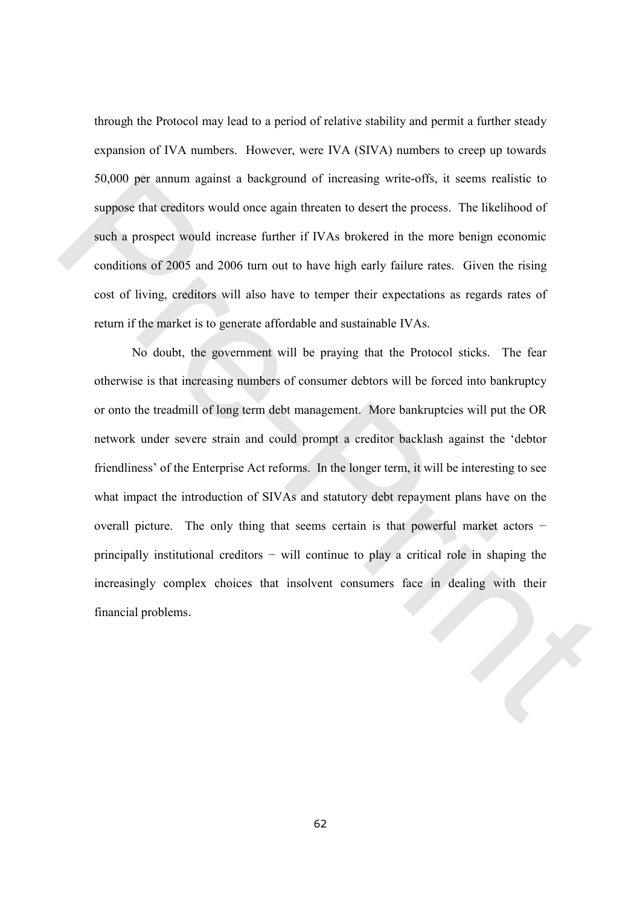through the Protocol may lead to a period of relative stability and permit a further steady expansion of IVA numbers. However, were IVA (SIVA) numbers to creep up towards 50,000 per annum against a background of increasing write-offs, it seems realistic to suppose that creditors would once again threaten to desert the process. The likelihood of such a prospect would increase further if IVAs brokered in the more benign economic conditions of 2005 and 2006 turn out to have high early failure rates. Given the rising cost of living, creditors will also have to temper their expectations as regards rates of return if the market is to generate affordable and sustainable IVAs.

No doubt, the government will be praying that the Protocol sticks. The fear otherwise is that increasing numbers of consumer debtors will be forced into bankruptcy or onto the treadmill of long term debt management. More bankruptcies will put the OR network under severe strain and could prompt a creditor backlash against the 'debtor friendliness' of the Enterprise Act reforms. In the longer term, it will be interesting to see what impact the introduction of SIVAs and statutory debt repayment plans have on the overall picture. The only thing that seems certain is that powerful market actors − principally institutional creditors − will continue to play a critical role in shaping the increasingly complex choices that insolvent consumers face in dealing with their financial problems.